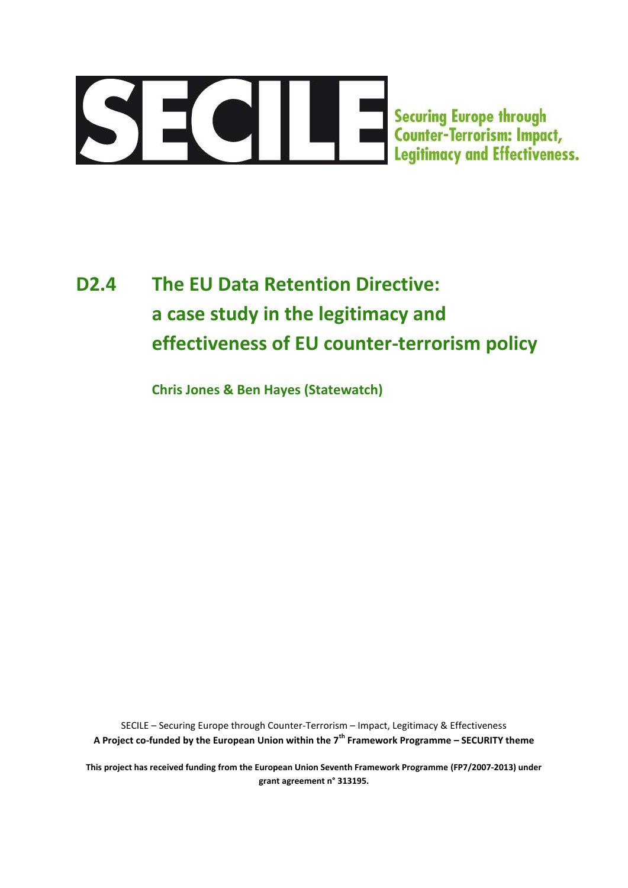# SECILE

**Securing Europe through Counter-Terrorism: Impact, Legitimacy and Effectiveness.**

# D2.4 The EU Data Retention Directive: a case study in the legitimacy and effectiveness of EU counter-terrorism policy

**Chris Jones & Ben Hayes (Statewatch)**

SECILE – Securing Europe through Counter-Terrorism – Impact, Legitimacy & Effectiveness

**A Project co-funded by the European Union within the 7th Framework Programme – SECURITY theme**

**This project has received funding from the European Union Seventh Framework Programme (FP7/2007-2013) under grant agreement n° 313195.**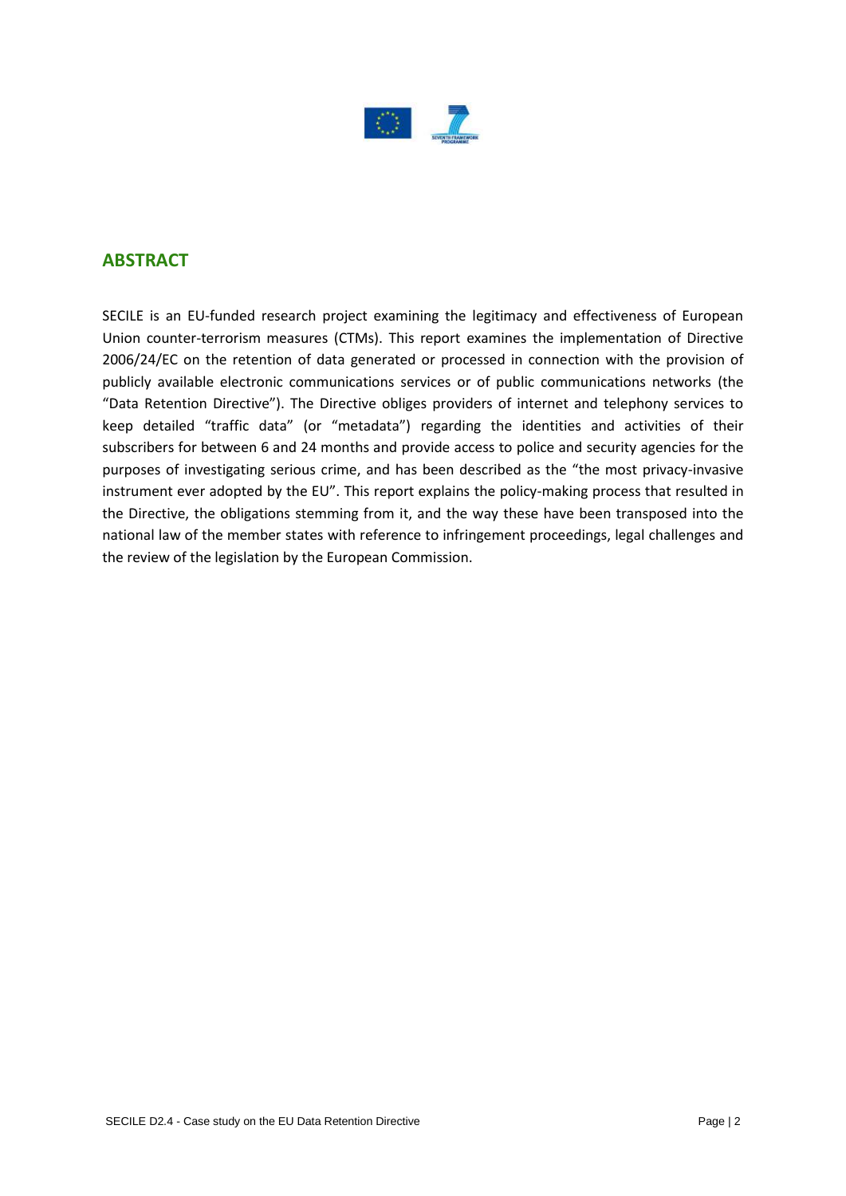## ABSTRACT

SECILE is an EU-funded research project examining the legitimacy and effectiveness of European Union counter-terrorism measures (CTMs). This report examines the implementation of Directive 2006/24/EC on the retention of data generated or processed in connection with the provision of publicly available electronic communications services or of public communications networks (the "Data Retention Directive"). The Directive obliges providers of internet and telephony services to keep detailed "traffic data" (or "metadata") regarding the identities and activities of their subscribers for between 6 and 24 months and provide access to police and security agencies for the purposes of investigating serious crime, and has been described as the "the most privacy-invasive instrument ever adopted by the EU". This report explains the policy-making process that resulted in the Directive, the obligations stemming from it, and the way these have been transposed into the national law of the member states with reference to infringement proceedings, legal challenges and the review of the legislation by the European Commission.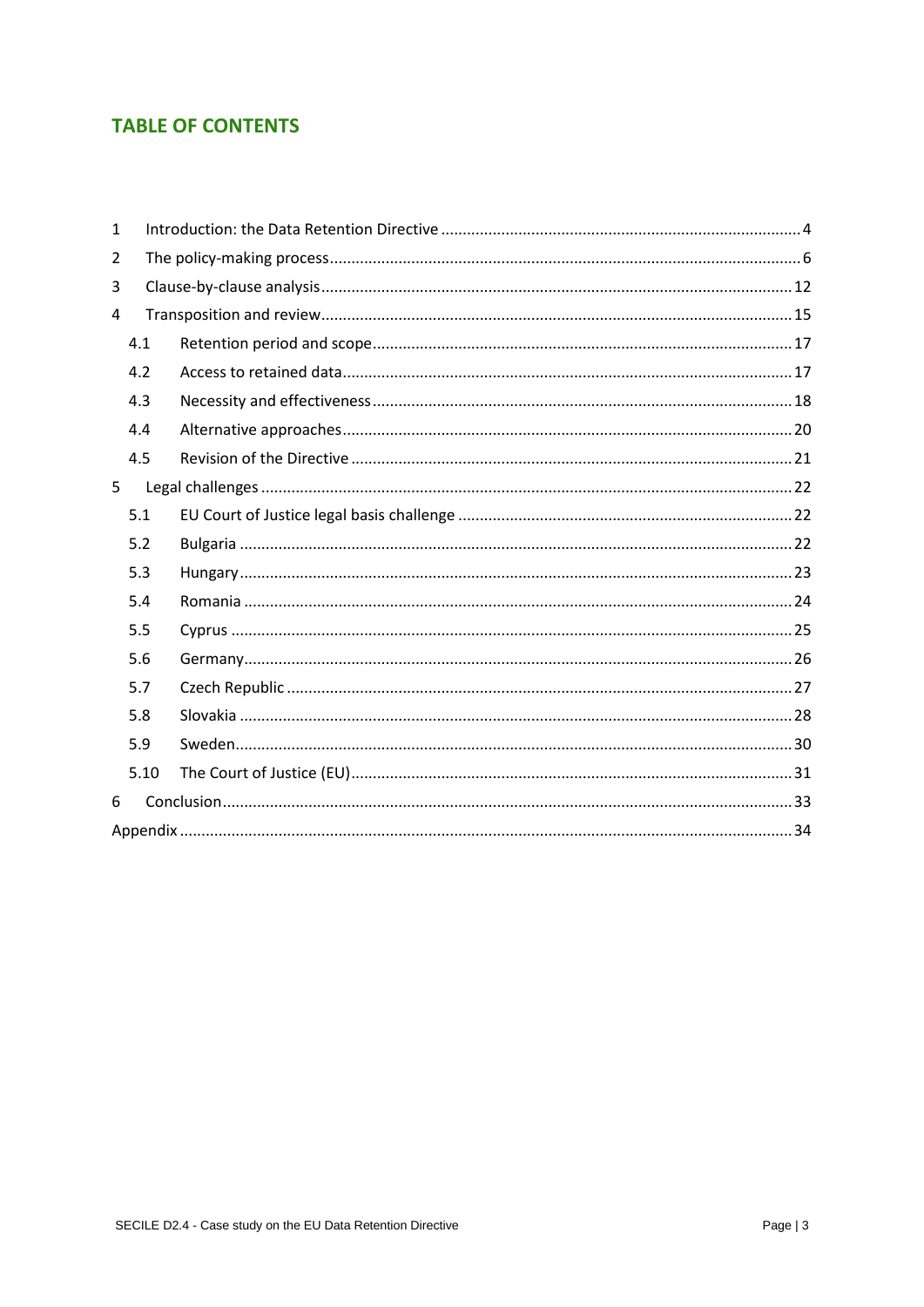## TABLE OF CONTENTS

1 Introduction: the Data Retention Directive ........ 4

2 The policy-making process ........ 6

3 Clause-by-clause analysis ........ 12

4 Transposition and review ........ 15

- 4.1 Retention period and scope ........ 17
- 4.2 Access to retained data ........ 17
- 4.3 Necessity and effectiveness ........ 18
- 4.4 Alternative approaches ........ 20
- 4.5 Revision of the Directive ........ 21

5 Legal challenges ........ 22

- 5.1 EU Court of Justice legal basis challenge ........ 22
- 5.2 Bulgaria ........ 22
- 5.3 Hungary ........ 23
- 5.4 Romania ........ 24
- 5.5 Cyprus ........ 25
- 5.6 Germany ........ 26
- 5.7 Czech Republic ........ 27
- 5.8 Slovakia ........ 28
- 5.9 Sweden ........ 30
- 5.10 The Court of Justice (EU) ........ 31

6 Conclusion ........ 33

Appendix ........ 34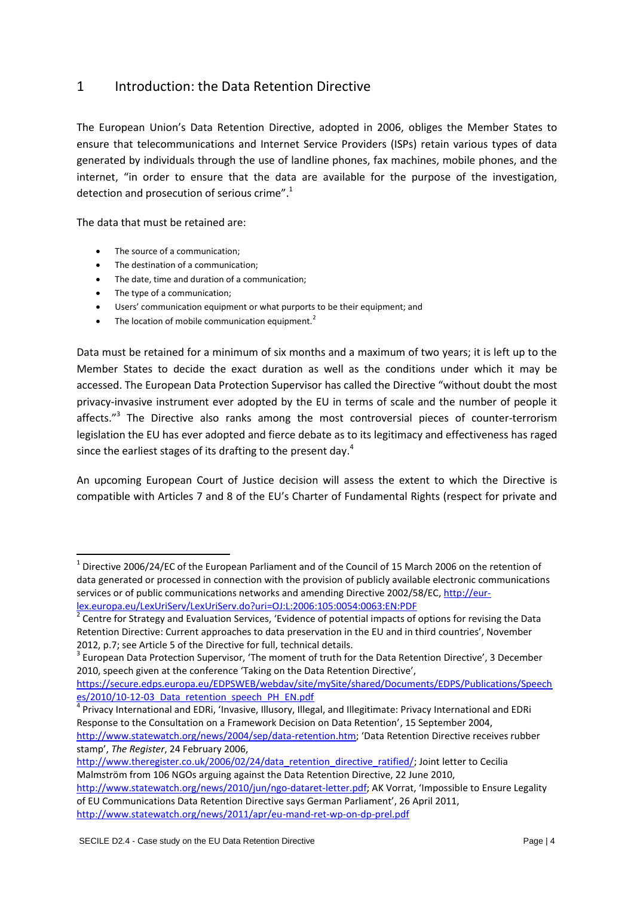# 1 Introduction: the Data Retention Directive

The European Union's Data Retention Directive, adopted in 2006, obliges the Member States to ensure that telecommunications and Internet Service Providers (ISPs) retain various types of data generated by individuals through the use of landline phones, fax machines, mobile phones, and the internet, "in order to ensure that the data are available for the purpose of the investigation, detection and prosecution of serious crime".[1]

The data that must be retained are:

- The source of a communication;
- The destination of a communication;
- The date, time and duration of a communication;
- The type of a communication;
- Users' communication equipment or what purports to be their equipment; and
- The location of mobile communication equipment.[2]

Data must be retained for a minimum of six months and a maximum of two years; it is left up to the Member States to decide the exact duration as well as the conditions under which it may be accessed. The European Data Protection Supervisor has called the Directive "without doubt the most privacy-invasive instrument ever adopted by the EU in terms of scale and the number of people it affects."[3] The Directive also ranks among the most controversial pieces of counter-terrorism legislation the EU has ever adopted and fierce debate as to its legitimacy and effectiveness has raged since the earliest stages of its drafting to the present day.[4]

An upcoming European Court of Justice decision will assess the extent to which the Directive is compatible with Articles 7 and 8 of the EU's Charter of Fundamental Rights (respect for private and

---

[1] Directive 2006/24/EC of the European Parliament and of the Council of 15 March 2006 on the retention of data generated or processed in connection with the provision of publicly available electronic communications services or of public communications networks and amending Directive 2002/58/EC, http://eur-lex.europa.eu/LexUriServ/LexUriServ.do?uri=OJ:L:2006:105:0054:0063:EN:PDF

[2] Centre for Strategy and Evaluation Services, 'Evidence of potential impacts of options for revising the Data Retention Directive: Current approaches to data preservation in the EU and in third countries', November 2012, p.7; see Article 5 of the Directive for full, technical details.

[3] European Data Protection Supervisor, 'The moment of truth for the Data Retention Directive', 3 December 2010, speech given at the conference 'Taking on the Data Retention Directive', https://secure.edps.europa.eu/EDPSWEB/webdav/site/mySite/shared/Documents/EDPS/Publications/Speeches/2010/10-12-03_Data_retention_speech_PH_EN.pdf

[4] Privacy International and EDRi, 'Invasive, Illusory, Illegal, and Illegitimate: Privacy International and EDRi Response to the Consultation on a Framework Decision on Data Retention', 15 September 2004, http://www.statewatch.org/news/2004/sep/data-retention.htm; 'Data Retention Directive receives rubber stamp', *The Register*, 24 February 2006, http://www.theregister.co.uk/2006/02/24/data_retention_directive_ratified/; Joint letter to Cecilia Malmström from 106 NGOs arguing against the Data Retention Directive, 22 June 2010, http://www.statewatch.org/news/2010/jun/ngo-dataret-letter.pdf; AK Vorrat, 'Impossible to Ensure Legality of EU Communications Data Retention Directive says German Parliament', 26 April 2011, http://www.statewatch.org/news/2011/apr/eu-mand-ret-wp-on-dp-prel.pdf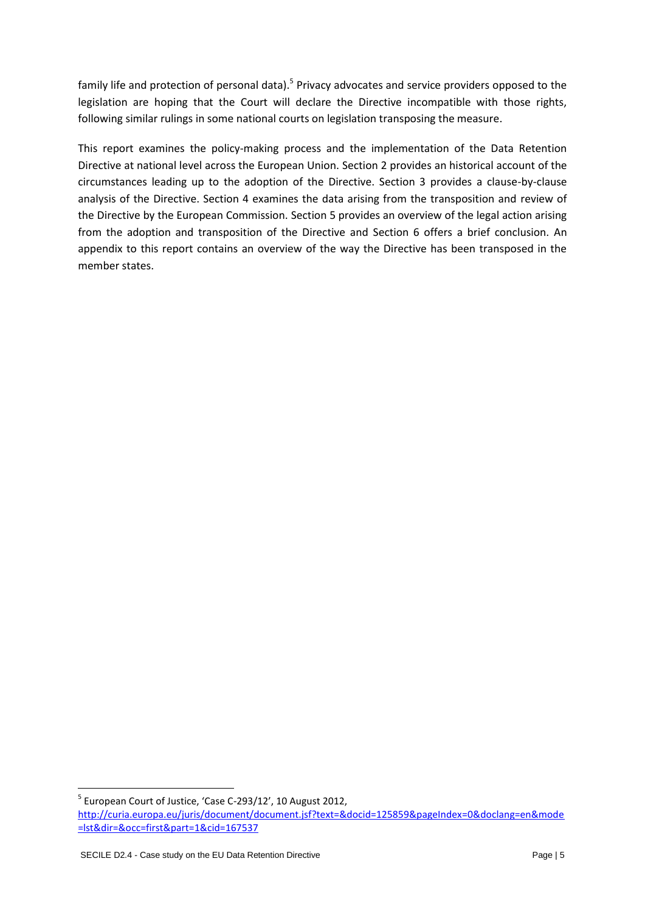family life and protection of personal data).[5] Privacy advocates and service providers opposed to the legislation are hoping that the Court will declare the Directive incompatible with those rights, following similar rulings in some national courts on legislation transposing the measure.

This report examines the policy-making process and the implementation of the Data Retention Directive at national level across the European Union. Section 2 provides an historical account of the circumstances leading up to the adoption of the Directive. Section 3 provides a clause-by-clause analysis of the Directive. Section 4 examines the data arising from the transposition and review of the Directive by the European Commission. Section 5 provides an overview of the legal action arising from the adoption and transposition of the Directive and Section 6 offers a brief conclusion. An appendix to this report contains an overview of the way the Directive has been transposed in the member states.

---

[5] European Court of Justice, 'Case C-293/12', 10 August 2012, http://curia.europa.eu/juris/document/document.jsf?text=&docid=125859&pageIndex=0&doclang=en&mode=lst&dir=&occ=first&part=1&cid=167537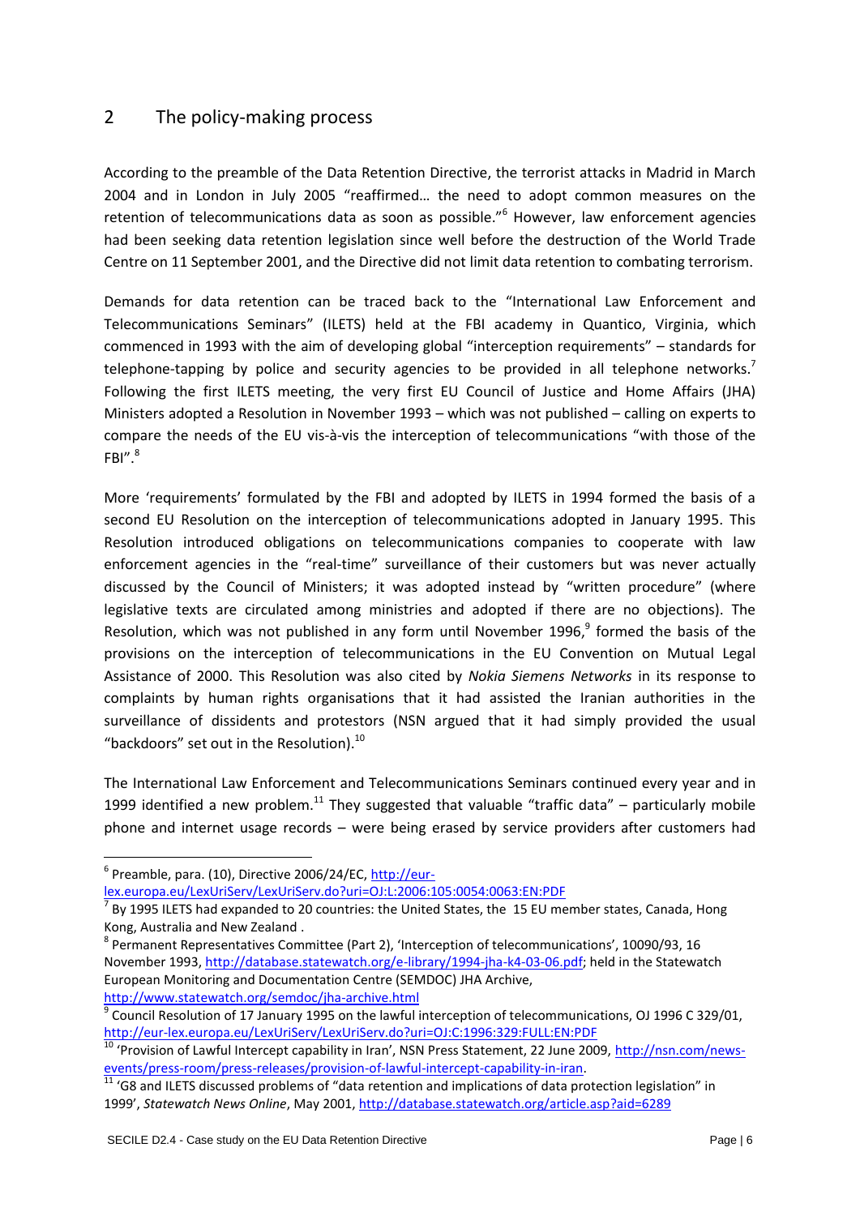## 2 The policy-making process

According to the preamble of the Data Retention Directive, the terrorist attacks in Madrid in March 2004 and in London in July 2005 "reaffirmed… the need to adopt common measures on the retention of telecommunications data as soon as possible."[6] However, law enforcement agencies had been seeking data retention legislation since well before the destruction of the World Trade Centre on 11 September 2001, and the Directive did not limit data retention to combating terrorism.

Demands for data retention can be traced back to the "International Law Enforcement and Telecommunications Seminars" (ILETS) held at the FBI academy in Quantico, Virginia, which commenced in 1993 with the aim of developing global "interception requirements" – standards for telephone-tapping by police and security agencies to be provided in all telephone networks.[7] Following the first ILETS meeting, the very first EU Council of Justice and Home Affairs (JHA) Ministers adopted a Resolution in November 1993 – which was not published – calling on experts to compare the needs of the EU vis-à-vis the interception of telecommunications "with those of the FBI".[8]

More 'requirements' formulated by the FBI and adopted by ILETS in 1994 formed the basis of a second EU Resolution on the interception of telecommunications adopted in January 1995. This Resolution introduced obligations on telecommunications companies to cooperate with law enforcement agencies in the "real-time" surveillance of their customers but was never actually discussed by the Council of Ministers; it was adopted instead by "written procedure" (where legislative texts are circulated among ministries and adopted if there are no objections). The Resolution, which was not published in any form until November 1996,[9] formed the basis of the provisions on the interception of telecommunications in the EU Convention on Mutual Legal Assistance of 2000. This Resolution was also cited by *Nokia Siemens Networks* in its response to complaints by human rights organisations that it had assisted the Iranian authorities in the surveillance of dissidents and protestors (NSN argued that it had simply provided the usual "backdoors" set out in the Resolution).[10]

The International Law Enforcement and Telecommunications Seminars continued every year and in 1999 identified a new problem.[11] They suggested that valuable "traffic data" – particularly mobile phone and internet usage records – were being erased by service providers after customers had

---

[6] Preamble, para. (10), Directive 2006/24/EC, http://eur-lex.europa.eu/LexUriServ/LexUriServ.do?uri=OJ:L:2006:105:0054:0063:EN:PDF

[7] By 1995 ILETS had expanded to 20 countries: the United States, the 15 EU member states, Canada, Hong Kong, Australia and New Zealand .

[8] Permanent Representatives Committee (Part 2), 'Interception of telecommunications', 10090/93, 16 November 1993, http://database.statewatch.org/e-library/1994-jha-k4-03-06.pdf; held in the Statewatch European Monitoring and Documentation Centre (SEMDOC) JHA Archive, http://www.statewatch.org/semdoc/jha-archive.html

[9] Council Resolution of 17 January 1995 on the lawful interception of telecommunications, OJ 1996 C 329/01, http://eur-lex.europa.eu/LexUriServ/LexUriServ.do?uri=OJ:C:1996:329:FULL:EN:PDF

[10] 'Provision of Lawful Intercept capability in Iran', NSN Press Statement, 22 June 2009, http://nsn.com/news-events/press-room/press-releases/provision-of-lawful-intercept-capability-in-iran.

[11] 'G8 and ILETS discussed problems of "data retention and implications of data protection legislation" in 1999', *Statewatch News Online*, May 2001, http://database.statewatch.org/article.asp?aid=6289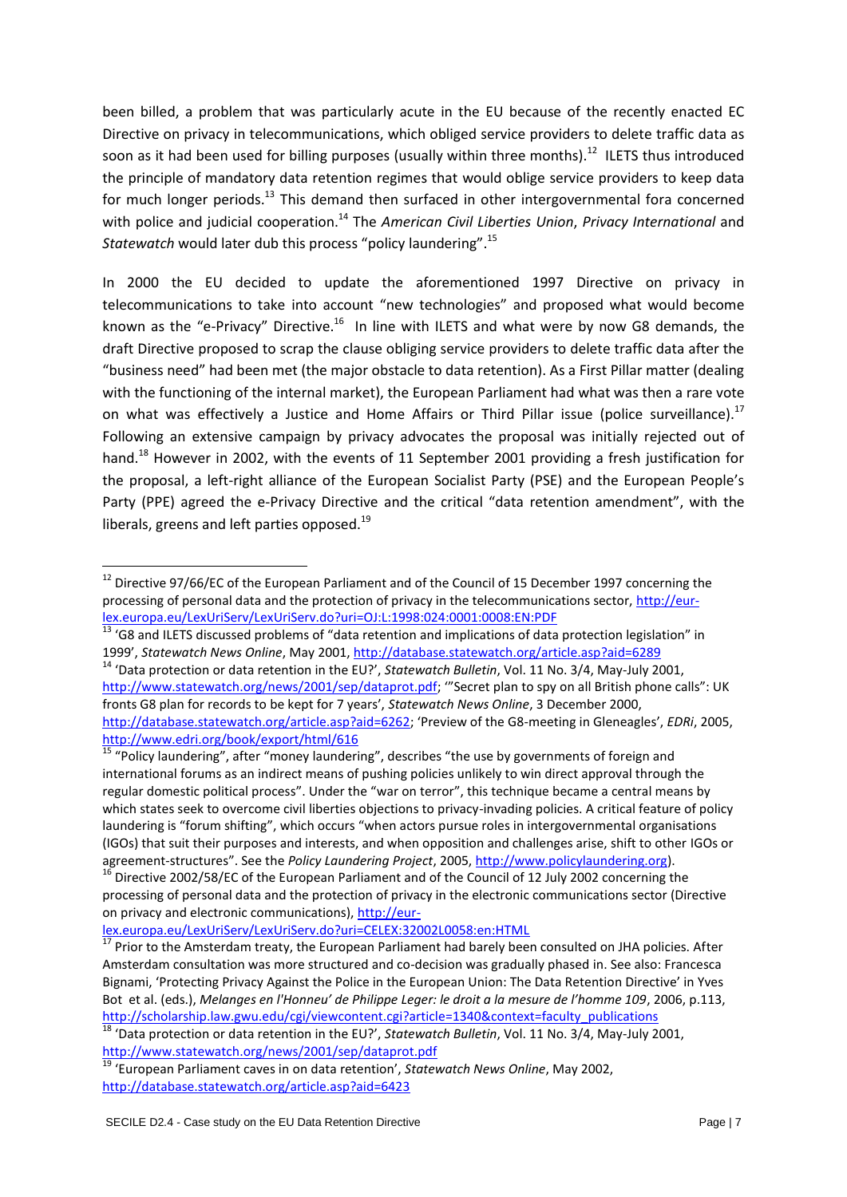been billed, a problem that was particularly acute in the EU because of the recently enacted EC Directive on privacy in telecommunications, which obliged service providers to delete traffic data as soon as it had been used for billing purposes (usually within three months).[12] ILETS thus introduced the principle of mandatory data retention regimes that would oblige service providers to keep data for much longer periods.[13] This demand then surfaced in other intergovernmental fora concerned with police and judicial cooperation.[14] The *American Civil Liberties Union*, *Privacy International* and *Statewatch* would later dub this process "policy laundering".[15]

In 2000 the EU decided to update the aforementioned 1997 Directive on privacy in telecommunications to take into account "new technologies" and proposed what would become known as the "e-Privacy" Directive.[16] In line with ILETS and what were by now G8 demands, the draft Directive proposed to scrap the clause obliging service providers to delete traffic data after the "business need" had been met (the major obstacle to data retention). As a First Pillar matter (dealing with the functioning of the internal market), the European Parliament had what was then a rare vote on what was effectively a Justice and Home Affairs or Third Pillar issue (police surveillance).[17] Following an extensive campaign by privacy advocates the proposal was initially rejected out of hand.[18] However in 2002, with the events of 11 September 2001 providing a fresh justification for the proposal, a left-right alliance of the European Socialist Party (PSE) and the European People's Party (PPE) agreed the e-Privacy Directive and the critical "data retention amendment", with the liberals, greens and left parties opposed.[19]

---

[12] Directive 97/66/EC of the European Parliament and of the Council of 15 December 1997 concerning the processing of personal data and the protection of privacy in the telecommunications sector, http://eur-lex.europa.eu/LexUriServ/LexUriServ.do?uri=OJ:L:1998:024:0001:0008:EN:PDF

[13] 'G8 and ILETS discussed problems of "data retention and implications of data protection legislation" in 1999', *Statewatch News Online*, May 2001, http://database.statewatch.org/article.asp?aid=6289

[14] 'Data protection or data retention in the EU?', *Statewatch Bulletin*, Vol. 11 No. 3/4, May-July 2001, http://www.statewatch.org/news/2001/sep/dataprot.pdf; '"Secret plan to spy on all British phone calls": UK fronts G8 plan for records to be kept for 7 years', *Statewatch News Online*, 3 December 2000, http://database.statewatch.org/article.asp?aid=6262; 'Preview of the G8-meeting in Gleneagles', *EDRi*, 2005, http://www.edri.org/book/export/html/616

[15] "Policy laundering", after "money laundering", describes "the use by governments of foreign and international forums as an indirect means of pushing policies unlikely to win direct approval through the regular domestic political process". Under the "war on terror", this technique became a central means by which states seek to overcome civil liberties objections to privacy-invading policies. A critical feature of policy laundering is "forum shifting", which occurs "when actors pursue roles in intergovernmental organisations (IGOs) that suit their purposes and interests, and when opposition and challenges arise, shift to other IGOs or agreement-structures". See the *Policy Laundering Project*, 2005, http://www.policylaundering.org).

[16] Directive 2002/58/EC of the European Parliament and of the Council of 12 July 2002 concerning the processing of personal data and the protection of privacy in the electronic communications sector (Directive on privacy and electronic communications), http://eur-lex.europa.eu/LexUriServ/LexUriServ.do?uri=CELEX:32002L0058:en:HTML

[17] Prior to the Amsterdam treaty, the European Parliament had barely been consulted on JHA policies. After Amsterdam consultation was more structured and co-decision was gradually phased in. See also: Francesca Bignami, 'Protecting Privacy Against the Police in the European Union: The Data Retention Directive' in Yves Bot et al. (eds.), *Melanges en l'Honneu' de Philippe Leger: le droit a la mesure de l'homme 109*, 2006, p.113, http://scholarship.law.gwu.edu/cgi/viewcontent.cgi?article=1340&context=faculty_publications

[18] 'Data protection or data retention in the EU?', *Statewatch Bulletin*, Vol. 11 No. 3/4, May-July 2001, http://www.statewatch.org/news/2001/sep/dataprot.pdf

[19] 'European Parliament caves in on data retention', *Statewatch News Online*, May 2002, http://database.statewatch.org/article.asp?aid=6423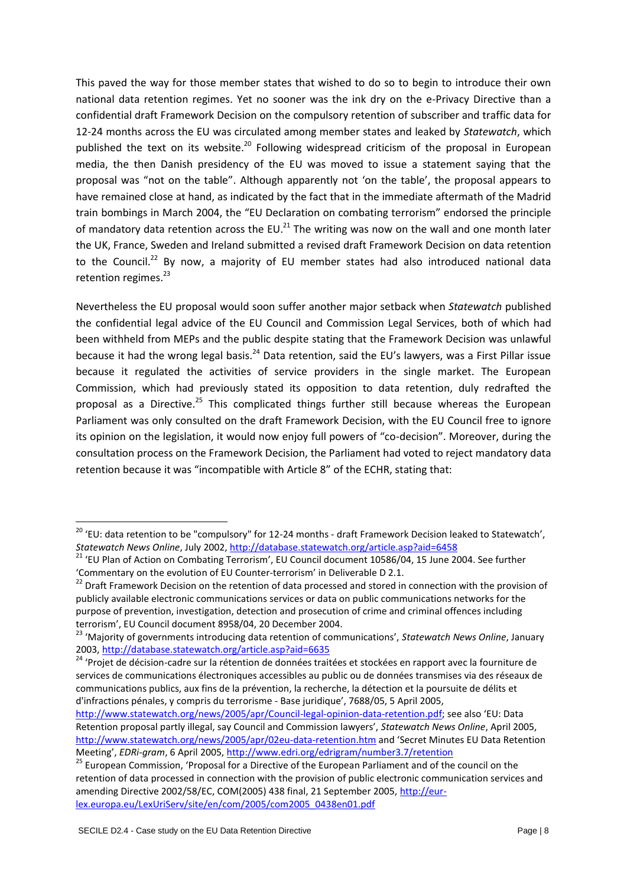This paved the way for those member states that wished to do so to begin to introduce their own national data retention regimes. Yet no sooner was the ink dry on the e-Privacy Directive than a confidential draft Framework Decision on the compulsory retention of subscriber and traffic data for 12-24 months across the EU was circulated among member states and leaked by *Statewatch*, which published the text on its website.[20] Following widespread criticism of the proposal in European media, the then Danish presidency of the EU was moved to issue a statement saying that the proposal was "not on the table". Although apparently not 'on the table', the proposal appears to have remained close at hand, as indicated by the fact that in the immediate aftermath of the Madrid train bombings in March 2004, the "EU Declaration on combating terrorism" endorsed the principle of mandatory data retention across the EU.[21] The writing was now on the wall and one month later the UK, France, Sweden and Ireland submitted a revised draft Framework Decision on data retention to the Council.[22] By now, a majority of EU member states had also introduced national data retention regimes.[23]

Nevertheless the EU proposal would soon suffer another major setback when *Statewatch* published the confidential legal advice of the EU Council and Commission Legal Services, both of which had been withheld from MEPs and the public despite stating that the Framework Decision was unlawful because it had the wrong legal basis.[24] Data retention, said the EU's lawyers, was a First Pillar issue because it regulated the activities of service providers in the single market. The European Commission, which had previously stated its opposition to data retention, duly redrafted the proposal as a Directive.[25] This complicated things further still because whereas the European Parliament was only consulted on the draft Framework Decision, with the EU Council free to ignore its opinion on the legislation, it would now enjoy full powers of "co-decision". Moreover, during the consultation process on the Framework Decision, the Parliament had voted to reject mandatory data retention because it was "incompatible with Article 8" of the ECHR, stating that:

---

[20] 'EU: data retention to be "compulsory" for 12-24 months - draft Framework Decision leaked to Statewatch', *Statewatch News Online*, July 2002, http://database.statewatch.org/article.asp?aid=6458

[21] 'EU Plan of Action on Combating Terrorism', EU Council document 10586/04, 15 June 2004. See further 'Commentary on the evolution of EU Counter-terrorism' in Deliverable D 2.1.

[22] Draft Framework Decision on the retention of data processed and stored in connection with the provision of publicly available electronic communications services or data on public communications networks for the purpose of prevention, investigation, detection and prosecution of crime and criminal offences including terrorism', EU Council document 8958/04, 20 December 2004.

[23] 'Majority of governments introducing data retention of communications', *Statewatch News Online*, January 2003, http://database.statewatch.org/article.asp?aid=6635

[24] 'Projet de décision-cadre sur la rétention de données traitées et stockées en rapport avec la fourniture de services de communications électroniques accessibles au public ou de données transmises via des réseaux de communications publics, aux fins de la prévention, la recherche, la détection et la poursuite de délits et d'infractions pénales, y compris du terrorisme - Base juridique', 7688/05, 5 April 2005, http://www.statewatch.org/news/2005/apr/Council-legal-opinion-data-retention.pdf; see also 'EU: Data Retention proposal partly illegal, say Council and Commission lawyers', *Statewatch News Online*, April 2005, http://www.statewatch.org/news/2005/apr/02eu-data-retention.htm and 'Secret Minutes EU Data Retention Meeting', *EDRi-gram*, 6 April 2005, http://www.edri.org/edrigram/number3.7/retention

[25] European Commission, 'Proposal for a Directive of the European Parliament and of the council on the retention of data processed in connection with the provision of public electronic communication services and amending Directive 2002/58/EC, COM(2005) 438 final, 21 September 2005, http://eur-lex.europa.eu/LexUriServ/site/en/com/2005/com2005_0438en01.pdf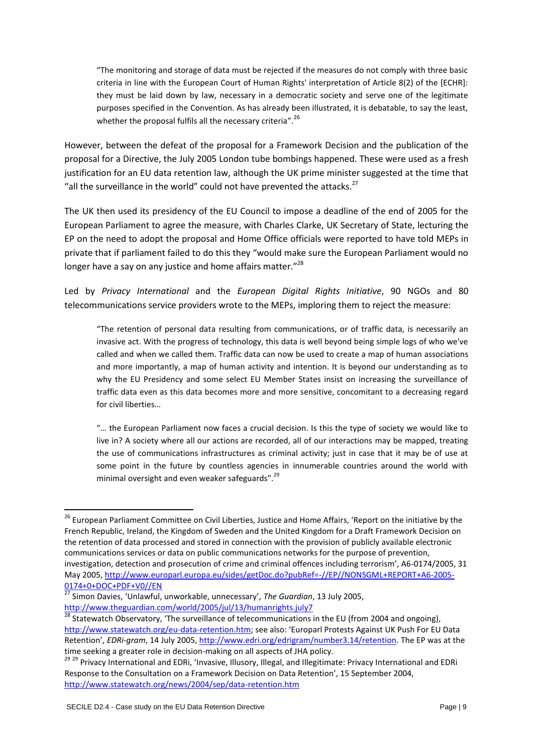> "The monitoring and storage of data must be rejected if the measures do not comply with three basic criteria in line with the European Court of Human Rights' interpretation of Article 8(2) of the [ECHR]: they must be laid down by law, necessary in a democratic society and serve one of the legitimate purposes specified in the Convention. As has already been illustrated, it is debatable, to say the least, whether the proposal fulfils all the necessary criteria".[26]

However, between the defeat of the proposal for a Framework Decision and the publication of the proposal for a Directive, the July 2005 London tube bombings happened. These were used as a fresh justification for an EU data retention law, although the UK prime minister suggested at the time that "all the surveillance in the world" could not have prevented the attacks.[27]

The UK then used its presidency of the EU Council to impose a deadline of the end of 2005 for the European Parliament to agree the measure, with Charles Clarke, UK Secretary of State, lecturing the EP on the need to adopt the proposal and Home Office officials were reported to have told MEPs in private that if parliament failed to do this they "would make sure the European Parliament would no longer have a say on any justice and home affairs matter."[28]

Led by *Privacy International* and the *European Digital Rights Initiative*, 90 NGOs and 80 telecommunications service providers wrote to the MEPs, imploring them to reject the measure:

> "The retention of personal data resulting from communications, or of traffic data, is necessarily an invasive act. With the progress of technology, this data is well beyond being simple logs of who we've called and when we called them. Traffic data can now be used to create a map of human associations and more importantly, a map of human activity and intention. It is beyond our understanding as to why the EU Presidency and some select EU Member States insist on increasing the surveillance of traffic data even as this data becomes more and more sensitive, concomitant to a decreasing regard for civil liberties…
>
> "… the European Parliament now faces a crucial decision. Is this the type of society we would like to live in? A society where all our actions are recorded, all of our interactions may be mapped, treating the use of communications infrastructures as criminal activity; just in case that it may be of use at some point in the future by countless agencies in innumerable countries around the world with minimal oversight and even weaker safeguards".[29]

---

[26] European Parliament Committee on Civil Liberties, Justice and Home Affairs, 'Report on the initiative by the French Republic, Ireland, the Kingdom of Sweden and the United Kingdom for a Draft Framework Decision on the retention of data processed and stored in connection with the provision of publicly available electronic communications services or data on public communications networks for the purpose of prevention, investigation, detection and prosecution of crime and criminal offences including terrorism', A6-0174/2005, 31 May 2005, http://www.europarl.europa.eu/sides/getDoc.do?pubRef=-//EP//NONSGML+REPORT+A6-2005-0174+0+DOC+PDF+V0//EN

[27] Simon Davies, 'Unlawful, unworkable, unnecessary', *The Guardian*, 13 July 2005, http://www.theguardian.com/world/2005/jul/13/humanrights.july7

[28] Statewatch Observatory, 'The surveillance of telecommunications in the EU (from 2004 and ongoing), http://www.statewatch.org/eu-data-retention.htm; see also: 'Europarl Protests Against UK Push For EU Data Retention', *EDRi-gram*, 14 July 2005, http://www.edri.org/edrigram/number3.14/retention. The EP was at the time seeking a greater role in decision-making on all aspects of JHA policy.

[29] [29] Privacy International and EDRi, 'Invasive, Illusory, Illegal, and Illegitimate: Privacy International and EDRi Response to the Consultation on a Framework Decision on Data Retention', 15 September 2004, http://www.statewatch.org/news/2004/sep/data-retention.htm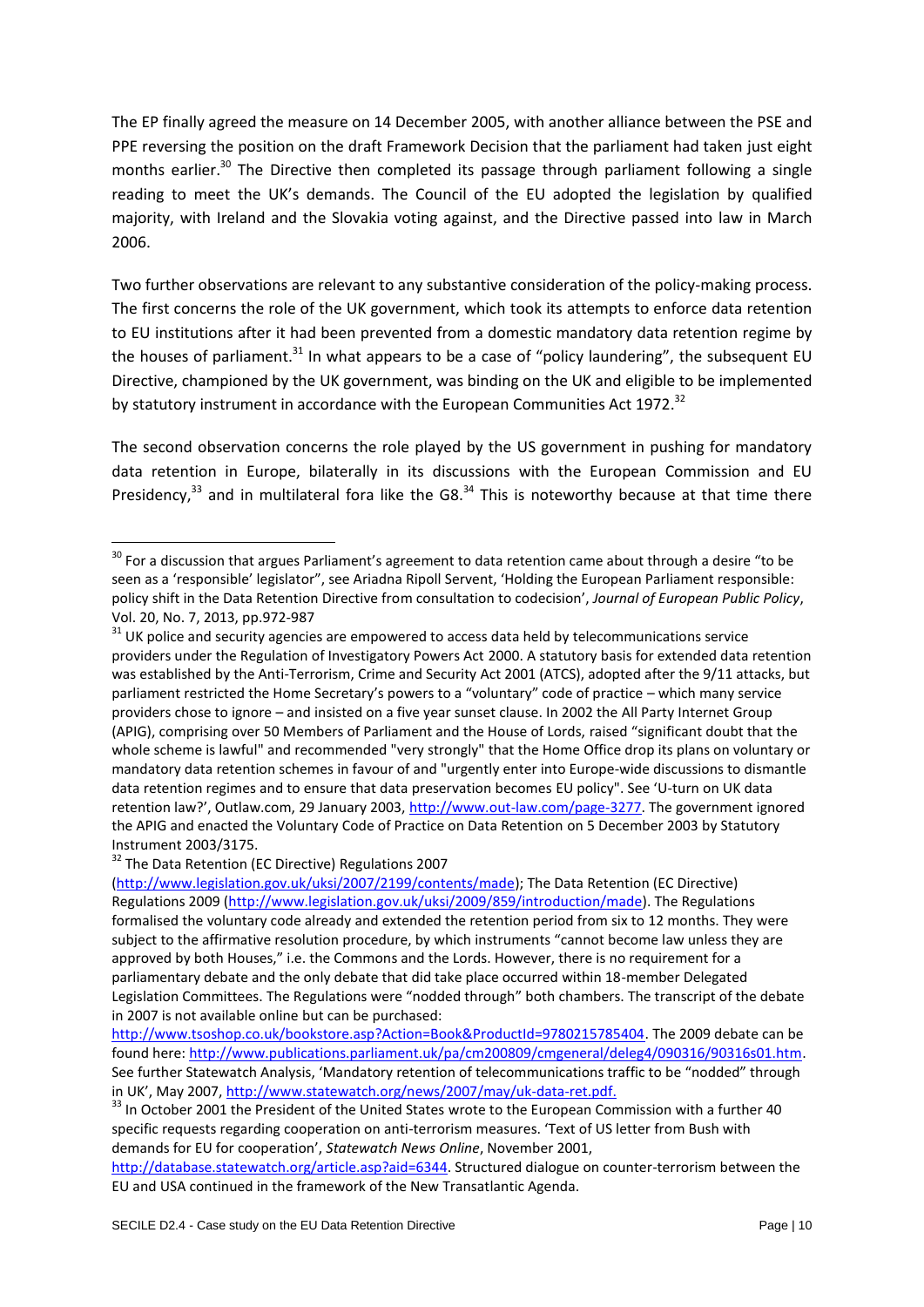The EP finally agreed the measure on 14 December 2005, with another alliance between the PSE and PPE reversing the position on the draft Framework Decision that the parliament had taken just eight months earlier.[30] The Directive then completed its passage through parliament following a single reading to meet the UK's demands. The Council of the EU adopted the legislation by qualified majority, with Ireland and the Slovakia voting against, and the Directive passed into law in March 2006.

Two further observations are relevant to any substantive consideration of the policy-making process. The first concerns the role of the UK government, which took its attempts to enforce data retention to EU institutions after it had been prevented from a domestic mandatory data retention regime by the houses of parliament.[31] In what appears to be a case of "policy laundering", the subsequent EU Directive, championed by the UK government, was binding on the UK and eligible to be implemented by statutory instrument in accordance with the European Communities Act 1972.[32]

The second observation concerns the role played by the US government in pushing for mandatory data retention in Europe, bilaterally in its discussions with the European Commission and EU Presidency,[33] and in multilateral fora like the G8.[34] This is noteworthy because at that time there

---

[30] For a discussion that argues Parliament's agreement to data retention came about through a desire "to be seen as a 'responsible' legislator", see Ariadna Ripoll Servent, 'Holding the European Parliament responsible: policy shift in the Data Retention Directive from consultation to codecision', *Journal of European Public Policy*, Vol. 20, No. 7, 2013, pp.972-987

[31] UK police and security agencies are empowered to access data held by telecommunications service providers under the Regulation of Investigatory Powers Act 2000. A statutory basis for extended data retention was established by the Anti-Terrorism, Crime and Security Act 2001 (ATCS), adopted after the 9/11 attacks, but parliament restricted the Home Secretary's powers to a "voluntary" code of practice – which many service providers chose to ignore – and insisted on a five year sunset clause. In 2002 the All Party Internet Group (APIG), comprising over 50 Members of Parliament and the House of Lords, raised "significant doubt that the whole scheme is lawful" and recommended "very strongly" that the Home Office drop its plans on voluntary or mandatory data retention schemes in favour of and "urgently enter into Europe-wide discussions to dismantle data retention regimes and to ensure that data preservation becomes EU policy". See 'U-turn on UK data retention law?', Outlaw.com, 29 January 2003, http://www.out-law.com/page-3277. The government ignored the APIG and enacted the Voluntary Code of Practice on Data Retention on 5 December 2003 by Statutory Instrument 2003/3175.

[32] The Data Retention (EC Directive) Regulations 2007 (http://www.legislation.gov.uk/uksi/2007/2199/contents/made); The Data Retention (EC Directive) Regulations 2009 (http://www.legislation.gov.uk/uksi/2009/859/introduction/made). The Regulations formalised the voluntary code already and extended the retention period from six to 12 months. They were subject to the affirmative resolution procedure, by which instruments "cannot become law unless they are approved by both Houses," i.e. the Commons and the Lords. However, there is no requirement for a parliamentary debate and the only debate that did take place occurred within 18-member Delegated Legislation Committees. The Regulations were "nodded through" both chambers. The transcript of the debate in 2007 is not available online but can be purchased: http://www.tsoshop.co.uk/bookstore.asp?Action=Book&ProductId=9780215785404. The 2009 debate can be found here: http://www.publications.parliament.uk/pa/cm200809/cmgeneral/deleg4/090316/90316s01.htm. See further Statewatch Analysis, 'Mandatory retention of telecommunications traffic to be "nodded" through in UK', May 2007, http://www.statewatch.org/news/2007/may/uk-data-ret.pdf.

[33] In October 2001 the President of the United States wrote to the European Commission with a further 40 specific requests regarding cooperation on anti-terrorism measures. 'Text of US letter from Bush with demands for EU for cooperation', *Statewatch News Online*, November 2001, http://database.statewatch.org/article.asp?aid=6344. Structured dialogue on counter-terrorism between the EU and USA continued in the framework of the New Transatlantic Agenda.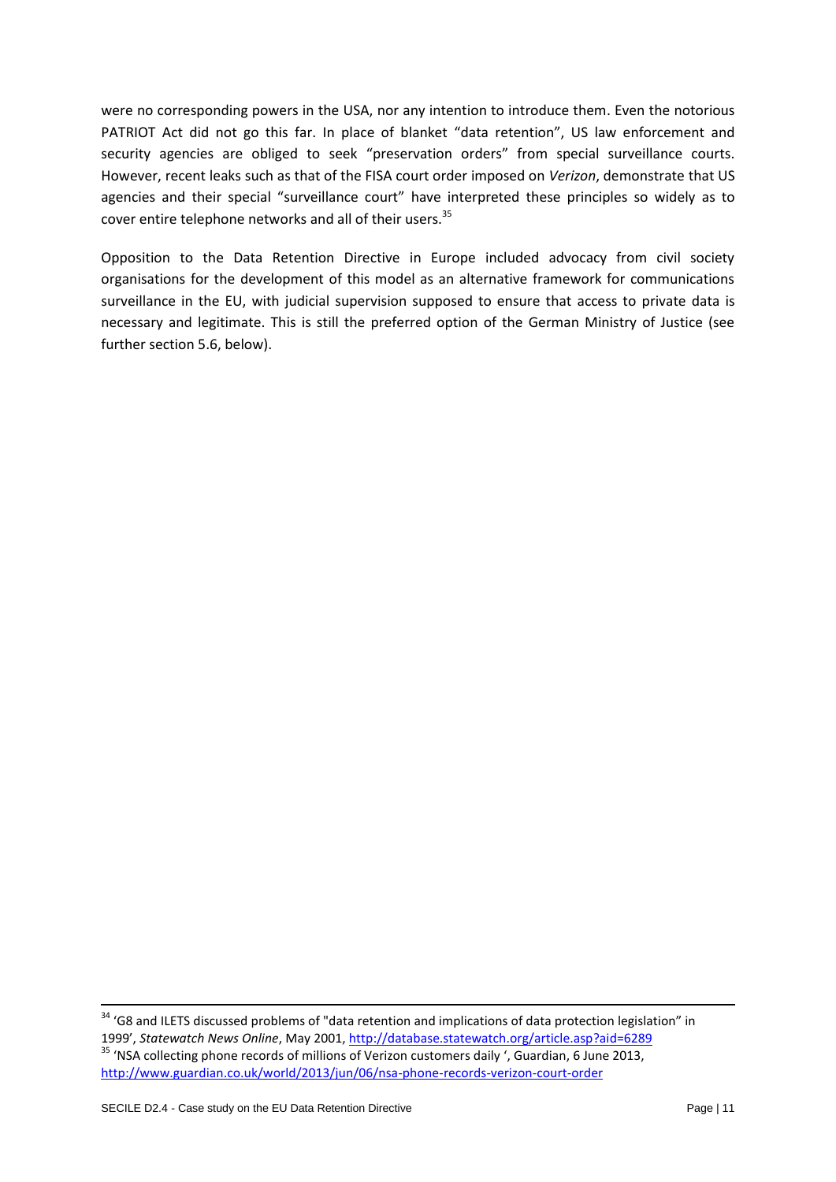were no corresponding powers in the USA, nor any intention to introduce them. Even the notorious PATRIOT Act did not go this far. In place of blanket "data retention", US law enforcement and security agencies are obliged to seek "preservation orders" from special surveillance courts. However, recent leaks such as that of the FISA court order imposed on *Verizon*, demonstrate that US agencies and their special "surveillance court" have interpreted these principles so widely as to cover entire telephone networks and all of their users.[35]

Opposition to the Data Retention Directive in Europe included advocacy from civil society organisations for the development of this model as an alternative framework for communications surveillance in the EU, with judicial supervision supposed to ensure that access to private data is necessary and legitimate. This is still the preferred option of the German Ministry of Justice (see further section 5.6, below).

---

[34] 'G8 and ILETS discussed problems of "data retention and implications of data protection legislation" in 1999', *Statewatch News Online*, May 2001, http://database.statewatch.org/article.asp?aid=6289

[35] 'NSA collecting phone records of millions of Verizon customers daily ', Guardian, 6 June 2013, http://www.guardian.co.uk/world/2013/jun/06/nsa-phone-records-verizon-court-order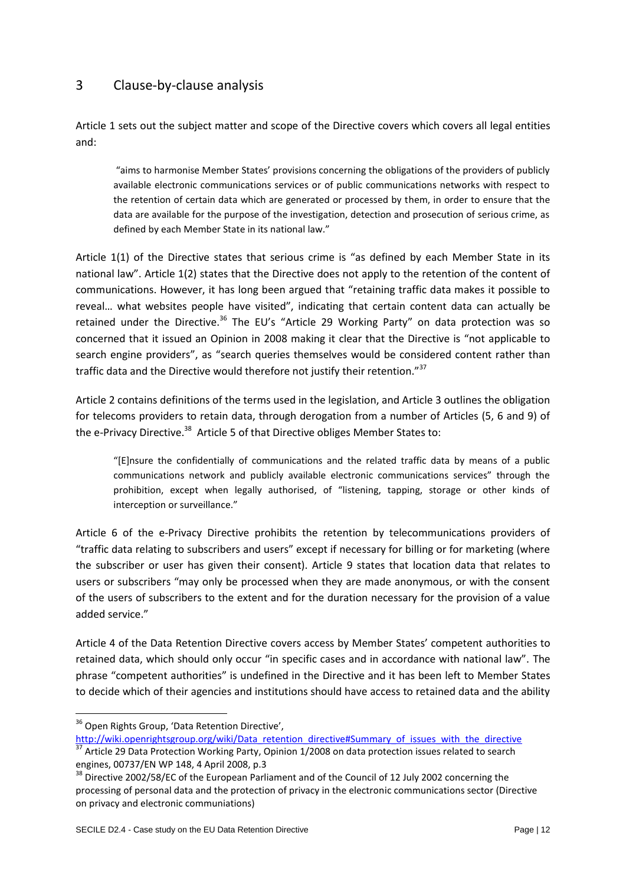## 3 Clause-by-clause analysis

Article 1 sets out the subject matter and scope of the Directive covers which covers all legal entities and:

> "aims to harmonise Member States' provisions concerning the obligations of the providers of publicly available electronic communications services or of public communications networks with respect to the retention of certain data which are generated or processed by them, in order to ensure that the data are available for the purpose of the investigation, detection and prosecution of serious crime, as defined by each Member State in its national law."

Article 1(1) of the Directive states that serious crime is "as defined by each Member State in its national law". Article 1(2) states that the Directive does not apply to the retention of the content of communications. However, it has long been argued that "retaining traffic data makes it possible to reveal… what websites people have visited", indicating that certain content data can actually be retained under the Directive.[36] The EU's "Article 29 Working Party" on data protection was so concerned that it issued an Opinion in 2008 making it clear that the Directive is "not applicable to search engine providers", as "search queries themselves would be considered content rather than traffic data and the Directive would therefore not justify their retention."[37]

Article 2 contains definitions of the terms used in the legislation, and Article 3 outlines the obligation for telecoms providers to retain data, through derogation from a number of Articles (5, 6 and 9) of the e-Privacy Directive.[38] Article 5 of that Directive obliges Member States to:

> "[E]nsure the confidentially of communications and the related traffic data by means of a public communications network and publicly available electronic communications services" through the prohibition, except when legally authorised, of "listening, tapping, storage or other kinds of interception or surveillance."

Article 6 of the e-Privacy Directive prohibits the retention by telecommunications providers of "traffic data relating to subscribers and users" except if necessary for billing or for marketing (where the subscriber or user has given their consent). Article 9 states that location data that relates to users or subscribers "may only be processed when they are made anonymous, or with the consent of the users of subscribers to the extent and for the duration necessary for the provision of a value added service."

Article 4 of the Data Retention Directive covers access by Member States' competent authorities to retained data, which should only occur "in specific cases and in accordance with national law". The phrase "competent authorities" is undefined in the Directive and it has been left to Member States to decide which of their agencies and institutions should have access to retained data and the ability

---

[36] Open Rights Group, 'Data Retention Directive', http://wiki.openrightsgroup.org/wiki/Data_retention_directive#Summary_of_issues_with_the_directive

[37] Article 29 Data Protection Working Party, Opinion 1/2008 on data protection issues related to search engines, 00737/EN WP 148, 4 April 2008, p.3

[38] Directive 2002/58/EC of the European Parliament and of the Council of 12 July 2002 concerning the processing of personal data and the protection of privacy in the electronic communications sector (Directive on privacy and electronic communiations)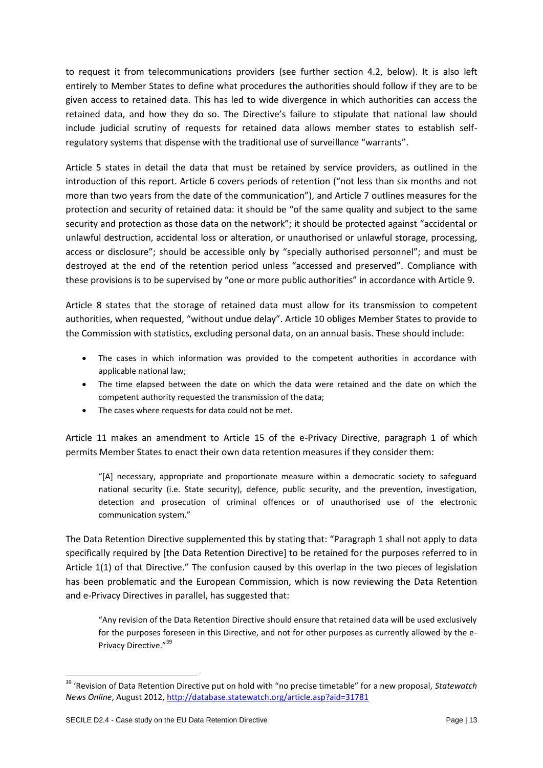to request it from telecommunications providers (see further section 4.2, below). It is also left entirely to Member States to define what procedures the authorities should follow if they are to be given access to retained data. This has led to wide divergence in which authorities can access the retained data, and how they do so. The Directive's failure to stipulate that national law should include judicial scrutiny of requests for retained data allows member states to establish self-regulatory systems that dispense with the traditional use of surveillance "warrants".

Article 5 states in detail the data that must be retained by service providers, as outlined in the introduction of this report. Article 6 covers periods of retention ("not less than six months and not more than two years from the date of the communication"), and Article 7 outlines measures for the protection and security of retained data: it should be "of the same quality and subject to the same security and protection as those data on the network"; it should be protected against "accidental or unlawful destruction, accidental loss or alteration, or unauthorised or unlawful storage, processing, access or disclosure"; should be accessible only by "specially authorised personnel"; and must be destroyed at the end of the retention period unless "accessed and preserved". Compliance with these provisions is to be supervised by "one or more public authorities" in accordance with Article 9.

Article 8 states that the storage of retained data must allow for its transmission to competent authorities, when requested, "without undue delay". Article 10 obliges Member States to provide to the Commission with statistics, excluding personal data, on an annual basis. These should include:

- The cases in which information was provided to the competent authorities in accordance with applicable national law;
- The time elapsed between the date on which the data were retained and the date on which the competent authority requested the transmission of the data;
- The cases where requests for data could not be met.

Article 11 makes an amendment to Article 15 of the e-Privacy Directive, paragraph 1 of which permits Member States to enact their own data retention measures if they consider them:

> "[A] necessary, appropriate and proportionate measure within a democratic society to safeguard national security (i.e. State security), defence, public security, and the prevention, investigation, detection and prosecution of criminal offences or of unauthorised use of the electronic communication system."

The Data Retention Directive supplemented this by stating that: "Paragraph 1 shall not apply to data specifically required by [the Data Retention Directive] to be retained for the purposes referred to in Article 1(1) of that Directive." The confusion caused by this overlap in the two pieces of legislation has been problematic and the European Commission, which is now reviewing the Data Retention and e-Privacy Directives in parallel, has suggested that:

> "Any revision of the Data Retention Directive should ensure that retained data will be used exclusively for the purposes foreseen in this Directive, and not for other purposes as currently allowed by the e-Privacy Directive."[39]

[39] 'Revision of Data Retention Directive put on hold with "no precise timetable" for a new proposal, *Statewatch News Online*, August 2012, http://database.statewatch.org/article.asp?aid=31781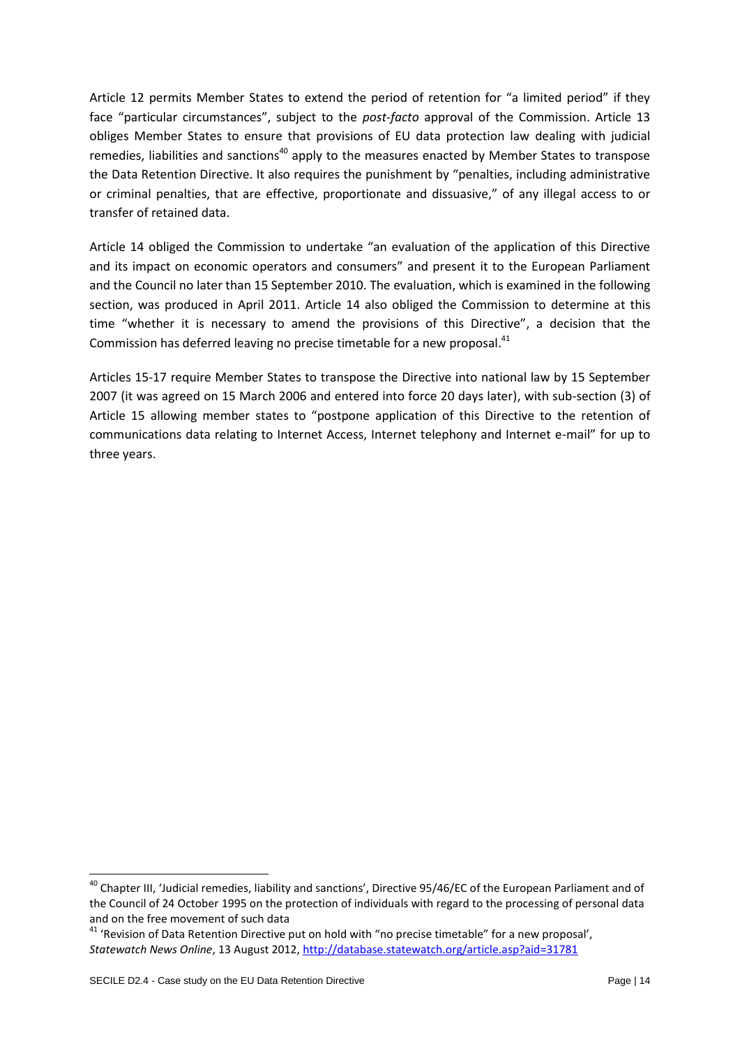Article 12 permits Member States to extend the period of retention for "a limited period" if they face "particular circumstances", subject to the *post-facto* approval of the Commission. Article 13 obliges Member States to ensure that provisions of EU data protection law dealing with judicial remedies, liabilities and sanctions[40] apply to the measures enacted by Member States to transpose the Data Retention Directive. It also requires the punishment by "penalties, including administrative or criminal penalties, that are effective, proportionate and dissuasive," of any illegal access to or transfer of retained data.

Article 14 obliged the Commission to undertake "an evaluation of the application of this Directive and its impact on economic operators and consumers" and present it to the European Parliament and the Council no later than 15 September 2010. The evaluation, which is examined in the following section, was produced in April 2011. Article 14 also obliged the Commission to determine at this time "whether it is necessary to amend the provisions of this Directive", a decision that the Commission has deferred leaving no precise timetable for a new proposal.[41]

Articles 15-17 require Member States to transpose the Directive into national law by 15 September 2007 (it was agreed on 15 March 2006 and entered into force 20 days later), with sub-section (3) of Article 15 allowing member states to "postpone application of this Directive to the retention of communications data relating to Internet Access, Internet telephony and Internet e-mail" for up to three years.

---

[40] Chapter III, 'Judicial remedies, liability and sanctions', Directive 95/46/EC of the European Parliament and of the Council of 24 October 1995 on the protection of individuals with regard to the processing of personal data and on the free movement of such data

[41] 'Revision of Data Retention Directive put on hold with "no precise timetable" for a new proposal', *Statewatch News Online*, 13 August 2012, http://database.statewatch.org/article.asp?aid=31781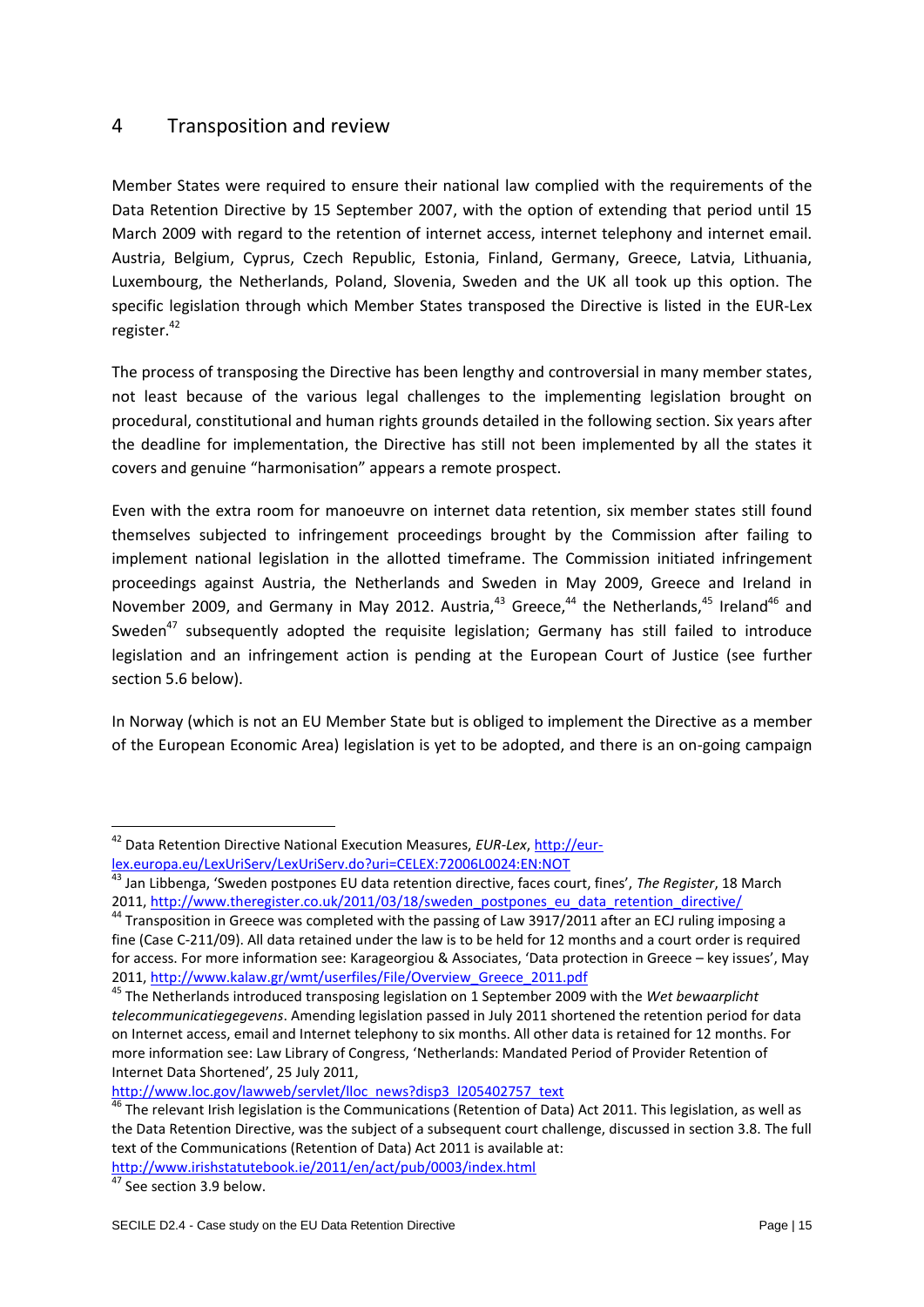## 4 Transposition and review

Member States were required to ensure their national law complied with the requirements of the Data Retention Directive by 15 September 2007, with the option of extending that period until 15 March 2009 with regard to the retention of internet access, internet telephony and internet email. Austria, Belgium, Cyprus, Czech Republic, Estonia, Finland, Germany, Greece, Latvia, Lithuania, Luxembourg, the Netherlands, Poland, Slovenia, Sweden and the UK all took up this option. The specific legislation through which Member States transposed the Directive is listed in the EUR-Lex register.[42]

The process of transposing the Directive has been lengthy and controversial in many member states, not least because of the various legal challenges to the implementing legislation brought on procedural, constitutional and human rights grounds detailed in the following section. Six years after the deadline for implementation, the Directive has still not been implemented by all the states it covers and genuine "harmonisation" appears a remote prospect.

Even with the extra room for manoeuvre on internet data retention, six member states still found themselves subjected to infringement proceedings brought by the Commission after failing to implement national legislation in the allotted timeframe. The Commission initiated infringement proceedings against Austria, the Netherlands and Sweden in May 2009, Greece and Ireland in November 2009, and Germany in May 2012. Austria,[43] Greece,[44] the Netherlands,[45] Ireland[46] and Sweden[47] subsequently adopted the requisite legislation; Germany has still failed to introduce legislation and an infringement action is pending at the European Court of Justice (see further section 5.6 below).

In Norway (which is not an EU Member State but is obliged to implement the Directive as a member of the European Economic Area) legislation is yet to be adopted, and there is an on-going campaign

---

[42] Data Retention Directive National Execution Measures, *EUR-Lex*, http://eur-lex.europa.eu/LexUriServ/LexUriServ.do?uri=CELEX:72006L0024:EN:NOT

[43] Jan Libbenga, 'Sweden postpones EU data retention directive, faces court, fines', *The Register*, 18 March 2011, http://www.theregister.co.uk/2011/03/18/sweden_postpones_eu_data_retention_directive/

[44] Transposition in Greece was completed with the passing of Law 3917/2011 after an ECJ ruling imposing a fine (Case C-211/09). All data retained under the law is to be held for 12 months and a court order is required for access. For more information see: Karageorgiou & Associates, 'Data protection in Greece – key issues', May 2011, http://www.kalaw.gr/wmt/userfiles/File/Overview_Greece_2011.pdf

[45] The Netherlands introduced transposing legislation on 1 September 2009 with the *Wet bewaarplicht telecommunicatiegegevens*. Amending legislation passed in July 2011 shortened the retention period for data on Internet access, email and Internet telephony to six months. All other data is retained for 12 months. For more information see: Law Library of Congress, 'Netherlands: Mandated Period of Provider Retention of Internet Data Shortened', 25 July 2011, http://www.loc.gov/lawweb/servlet/lloc_news?disp3_l205402757_text

[46] The relevant Irish legislation is the Communications (Retention of Data) Act 2011. This legislation, as well as the Data Retention Directive, was the subject of a subsequent court challenge, discussed in section 3.8. The full text of the Communications (Retention of Data) Act 2011 is available at: http://www.irishstatutebook.ie/2011/en/act/pub/0003/index.html

[47] See section 3.9 below.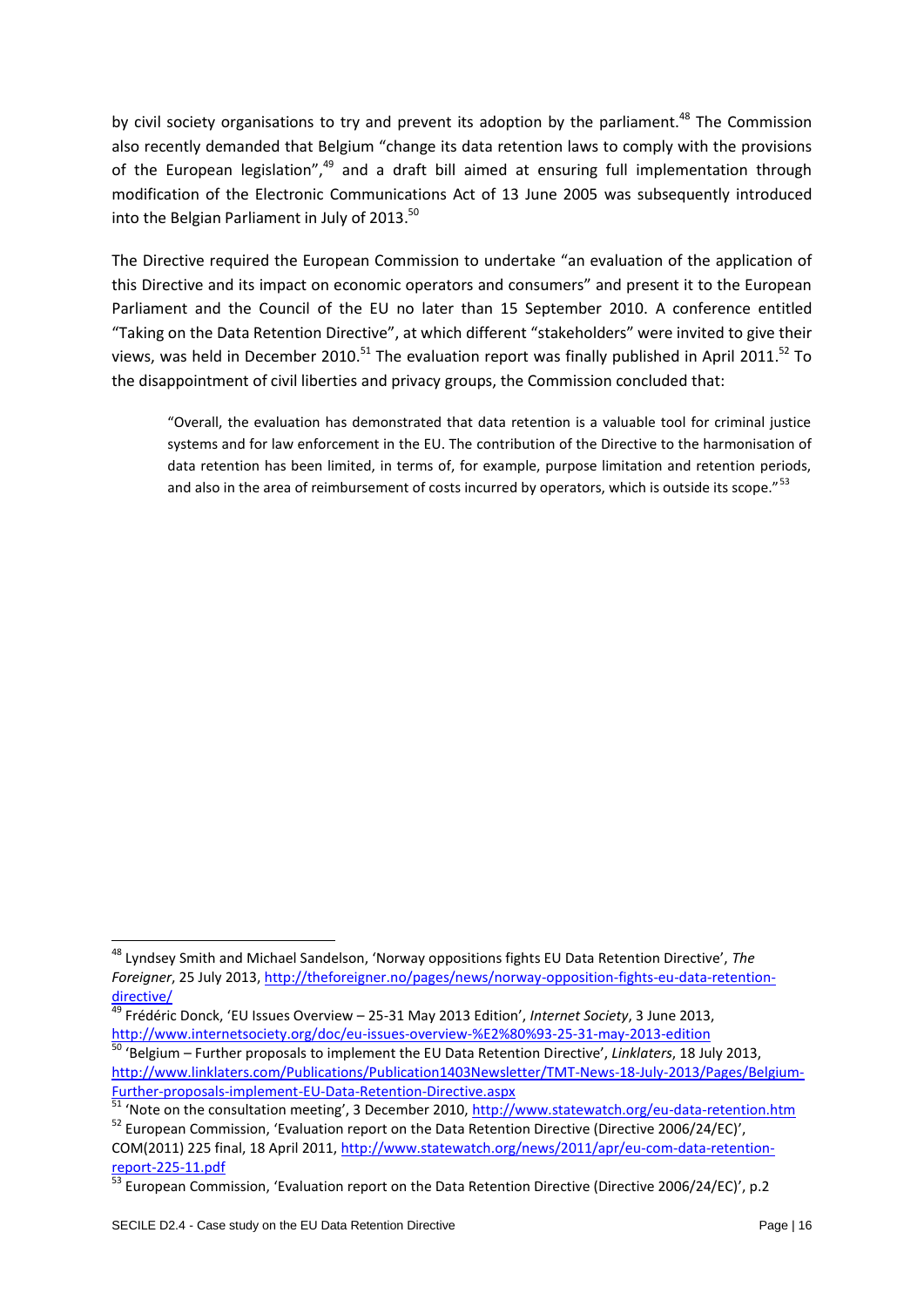by civil society organisations to try and prevent its adoption by the parliament.[48] The Commission also recently demanded that Belgium "change its data retention laws to comply with the provisions of the European legislation",[49] and a draft bill aimed at ensuring full implementation through modification of the Electronic Communications Act of 13 June 2005 was subsequently introduced into the Belgian Parliament in July of 2013.[50]

The Directive required the European Commission to undertake "an evaluation of the application of this Directive and its impact on economic operators and consumers" and present it to the European Parliament and the Council of the EU no later than 15 September 2010. A conference entitled "Taking on the Data Retention Directive", at which different "stakeholders" were invited to give their views, was held in December 2010.[51] The evaluation report was finally published in April 2011.[52] To the disappointment of civil liberties and privacy groups, the Commission concluded that:

> "Overall, the evaluation has demonstrated that data retention is a valuable tool for criminal justice systems and for law enforcement in the EU. The contribution of the Directive to the harmonisation of data retention has been limited, in terms of, for example, purpose limitation and retention periods, and also in the area of reimbursement of costs incurred by operators, which is outside its scope."[53]

---

[48] Lyndsey Smith and Michael Sandelson, 'Norway oppositions fights EU Data Retention Directive', *The Foreigner*, 25 July 2013, http://theforeigner.no/pages/news/norway-opposition-fights-eu-data-retention-directive/

[49] Frédéric Donck, 'EU Issues Overview – 25-31 May 2013 Edition', *Internet Society*, 3 June 2013, http://www.internetsociety.org/doc/eu-issues-overview-%E2%80%93-25-31-may-2013-edition

[50] 'Belgium – Further proposals to implement the EU Data Retention Directive', *Linklaters*, 18 July 2013, http://www.linklaters.com/Publications/Publication1403Newsletter/TMT-News-18-July-2013/Pages/Belgium-Further-proposals-implement-EU-Data-Retention-Directive.aspx

[51] 'Note on the consultation meeting', 3 December 2010, http://www.statewatch.org/eu-data-retention.htm

[52] European Commission, 'Evaluation report on the Data Retention Directive (Directive 2006/24/EC)', COM(2011) 225 final, 18 April 2011, http://www.statewatch.org/news/2011/apr/eu-com-data-retention-report-225-11.pdf

[53] European Commission, 'Evaluation report on the Data Retention Directive (Directive 2006/24/EC)', p.2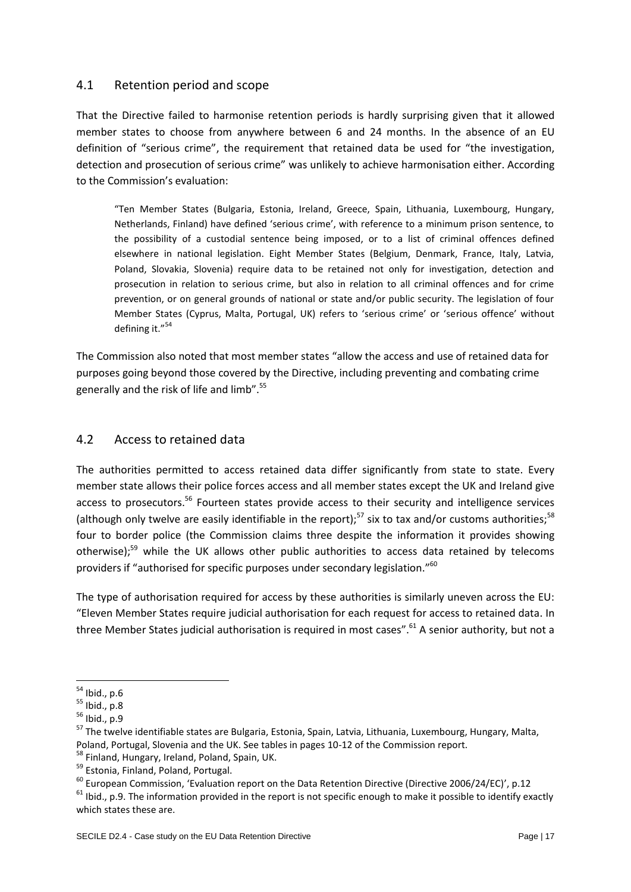## 4.1 Retention period and scope

That the Directive failed to harmonise retention periods is hardly surprising given that it allowed member states to choose from anywhere between 6 and 24 months. In the absence of an EU definition of "serious crime", the requirement that retained data be used for "the investigation, detection and prosecution of serious crime" was unlikely to achieve harmonisation either. According to the Commission's evaluation:

> "Ten Member States (Bulgaria, Estonia, Ireland, Greece, Spain, Lithuania, Luxembourg, Hungary, Netherlands, Finland) have defined 'serious crime', with reference to a minimum prison sentence, to the possibility of a custodial sentence being imposed, or to a list of criminal offences defined elsewhere in national legislation. Eight Member States (Belgium, Denmark, France, Italy, Latvia, Poland, Slovakia, Slovenia) require data to be retained not only for investigation, detection and prosecution in relation to serious crime, but also in relation to all criminal offences and for crime prevention, or on general grounds of national or state and/or public security. The legislation of four Member States (Cyprus, Malta, Portugal, UK) refers to 'serious crime' or 'serious offence' without defining it."[54]

The Commission also noted that most member states "allow the access and use of retained data for purposes going beyond those covered by the Directive, including preventing and combating crime generally and the risk of life and limb".[55]

## 4.2 Access to retained data

The authorities permitted to access retained data differ significantly from state to state. Every member state allows their police forces access and all member states except the UK and Ireland give access to prosecutors.[56] Fourteen states provide access to their security and intelligence services (although only twelve are easily identifiable in the report);[57] six to tax and/or customs authorities;[58] four to border police (the Commission claims three despite the information it provides showing otherwise);[59] while the UK allows other public authorities to access data retained by telecoms providers if "authorised for specific purposes under secondary legislation."[60]

The type of authorisation required for access by these authorities is similarly uneven across the EU: "Eleven Member States require judicial authorisation for each request for access to retained data. In three Member States judicial authorisation is required in most cases".[61] A senior authority, but not a

---

[54] Ibid., p.6

[55] Ibid., p.8

[56] Ibid., p.9

[57] The twelve identifiable states are Bulgaria, Estonia, Spain, Latvia, Lithuania, Luxembourg, Hungary, Malta, Poland, Portugal, Slovenia and the UK. See tables in pages 10-12 of the Commission report.

[58] Finland, Hungary, Ireland, Poland, Spain, UK.

[59] Estonia, Finland, Poland, Portugal.

[60] European Commission, 'Evaluation report on the Data Retention Directive (Directive 2006/24/EC)', p.12

[61] Ibid., p.9. The information provided in the report is not specific enough to make it possible to identify exactly which states these are.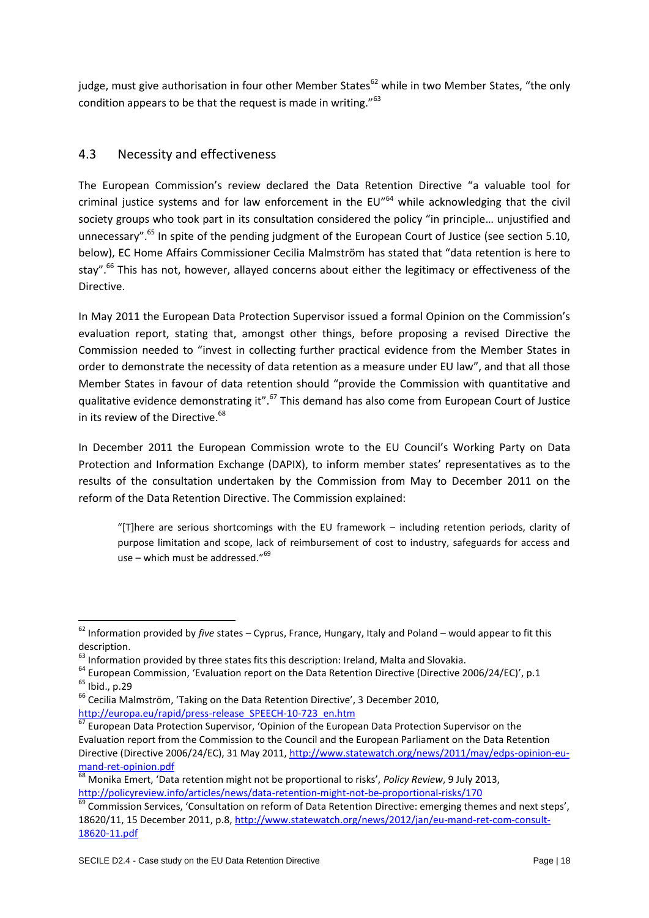judge, must give authorisation in four other Member States[62] while in two Member States, "the only condition appears to be that the request is made in writing."[63]

## 4.3 Necessity and effectiveness

The European Commission's review declared the Data Retention Directive "a valuable tool for criminal justice systems and for law enforcement in the EU"[64] while acknowledging that the civil society groups who took part in its consultation considered the policy "in principle… unjustified and unnecessary".[65] In spite of the pending judgment of the European Court of Justice (see section 5.10, below), EC Home Affairs Commissioner Cecilia Malmström has stated that "data retention is here to stay".[66] This has not, however, allayed concerns about either the legitimacy or effectiveness of the Directive.

In May 2011 the European Data Protection Supervisor issued a formal Opinion on the Commission's evaluation report, stating that, amongst other things, before proposing a revised Directive the Commission needed to "invest in collecting further practical evidence from the Member States in order to demonstrate the necessity of data retention as a measure under EU law", and that all those Member States in favour of data retention should "provide the Commission with quantitative and qualitative evidence demonstrating it".[67] This demand has also come from European Court of Justice in its review of the Directive.[68]

In December 2011 the European Commission wrote to the EU Council's Working Party on Data Protection and Information Exchange (DAPIX), to inform member states' representatives as to the results of the consultation undertaken by the Commission from May to December 2011 on the reform of the Data Retention Directive. The Commission explained:

> "[T]here are serious shortcomings with the EU framework – including retention periods, clarity of purpose limitation and scope, lack of reimbursement of cost to industry, safeguards for access and use – which must be addressed."[69]

---

[62] Information provided by *five* states – Cyprus, France, Hungary, Italy and Poland – would appear to fit this description.

[63] Information provided by three states fits this description: Ireland, Malta and Slovakia.

[64] European Commission, 'Evaluation report on the Data Retention Directive (Directive 2006/24/EC)', p.1

[65] Ibid., p.29

[66] Cecilia Malmström, 'Taking on the Data Retention Directive', 3 December 2010, http://europa.eu/rapid/press-release_SPEECH-10-723_en.htm

[67] European Data Protection Supervisor, 'Opinion of the European Data Protection Supervisor on the Evaluation report from the Commission to the Council and the European Parliament on the Data Retention Directive (Directive 2006/24/EC), 31 May 2011, http://www.statewatch.org/news/2011/may/edps-opinion-eu-mand-ret-opinion.pdf

[68] Monika Emert, 'Data retention might not be proportional to risks', *Policy Review*, 9 July 2013, http://policyreview.info/articles/news/data-retention-might-not-be-proportional-risks/170

[69] Commission Services, 'Consultation on reform of Data Retention Directive: emerging themes and next steps', 18620/11, 15 December 2011, p.8, http://www.statewatch.org/news/2012/jan/eu-mand-ret-com-consult-18620-11.pdf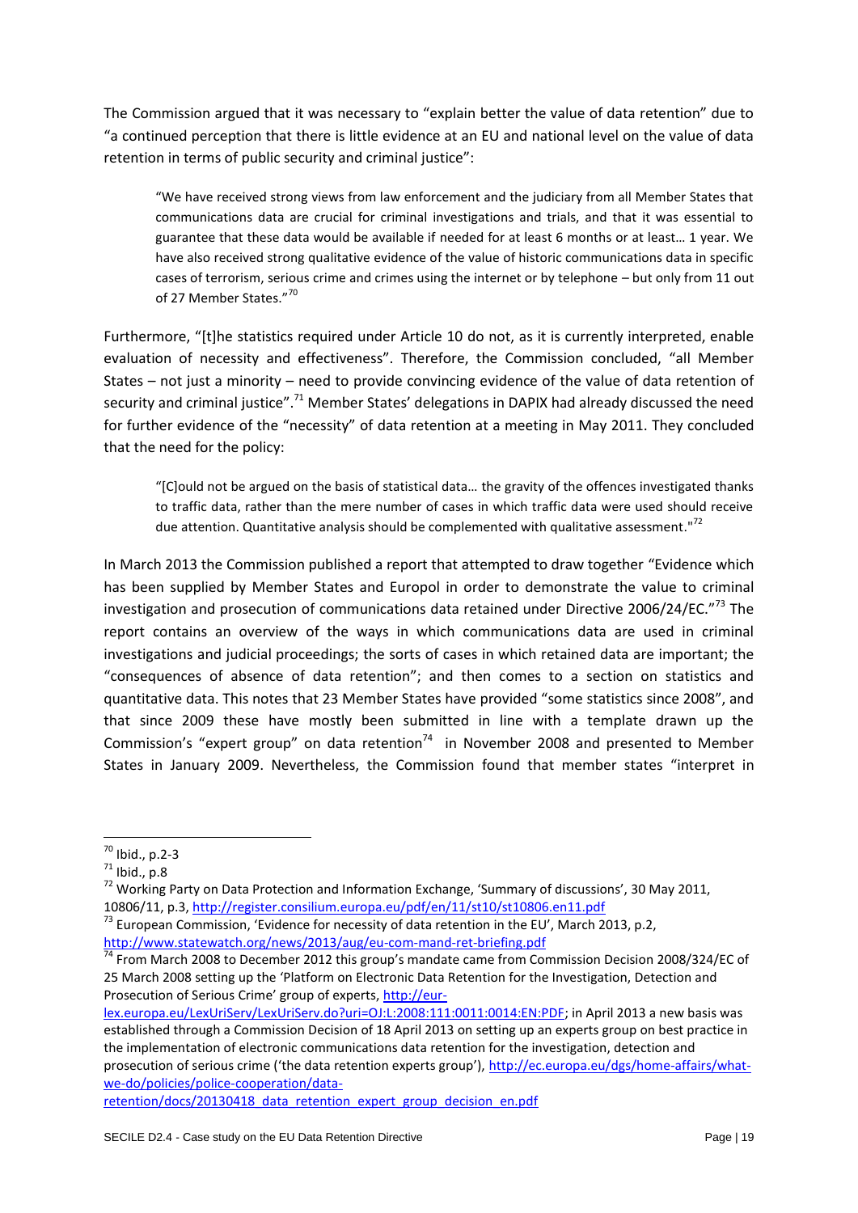The Commission argued that it was necessary to "explain better the value of data retention" due to "a continued perception that there is little evidence at an EU and national level on the value of data retention in terms of public security and criminal justice":

> "We have received strong views from law enforcement and the judiciary from all Member States that communications data are crucial for criminal investigations and trials, and that it was essential to guarantee that these data would be available if needed for at least 6 months or at least… 1 year. We have also received strong qualitative evidence of the value of historic communications data in specific cases of terrorism, serious crime and crimes using the internet or by telephone – but only from 11 out of 27 Member States."[70]

Furthermore, "[t]he statistics required under Article 10 do not, as it is currently interpreted, enable evaluation of necessity and effectiveness". Therefore, the Commission concluded, "all Member States – not just a minority – need to provide convincing evidence of the value of data retention of security and criminal justice".[71] Member States' delegations in DAPIX had already discussed the need for further evidence of the "necessity" of data retention at a meeting in May 2011. They concluded that the need for the policy:

> "[C]ould not be argued on the basis of statistical data… the gravity of the offences investigated thanks to traffic data, rather than the mere number of cases in which traffic data were used should receive due attention. Quantitative analysis should be complemented with qualitative assessment."[72]

In March 2013 the Commission published a report that attempted to draw together "Evidence which has been supplied by Member States and Europol in order to demonstrate the value to criminal investigation and prosecution of communications data retained under Directive 2006/24/EC."[73] The report contains an overview of the ways in which communications data are used in criminal investigations and judicial proceedings; the sorts of cases in which retained data are important; the "consequences of absence of data retention"; and then comes to a section on statistics and quantitative data. This notes that 23 Member States have provided "some statistics since 2008", and that since 2009 these have mostly been submitted in line with a template drawn up the Commission's "expert group" on data retention[74] in November 2008 and presented to Member States in January 2009. Nevertheless, the Commission found that member states "interpret in

---

[70] Ibid., p.2-3

[71] Ibid., p.8

[72] Working Party on Data Protection and Information Exchange, 'Summary of discussions', 30 May 2011, 10806/11, p.3, http://register.consilium.europa.eu/pdf/en/11/st10/st10806.en11.pdf

[73] European Commission, 'Evidence for necessity of data retention in the EU', March 2013, p.2, http://www.statewatch.org/news/2013/aug/eu-com-mand-ret-briefing.pdf

[74] From March 2008 to December 2012 this group's mandate came from Commission Decision 2008/324/EC of 25 March 2008 setting up the 'Platform on Electronic Data Retention for the Investigation, Detection and Prosecution of Serious Crime' group of experts, http://eur-lex.europa.eu/LexUriServ/LexUriServ.do?uri=OJ:L:2008:111:0011:0014:EN:PDF; in April 2013 a new basis was established through a Commission Decision of 18 April 2013 on setting up an experts group on best practice in the implementation of electronic communications data retention for the investigation, detection and prosecution of serious crime ('the data retention experts group'), http://ec.europa.eu/dgs/home-affairs/what-we-do/policies/police-cooperation/data-retention/docs/20130418_data_retention_expert_group_decision_en.pdf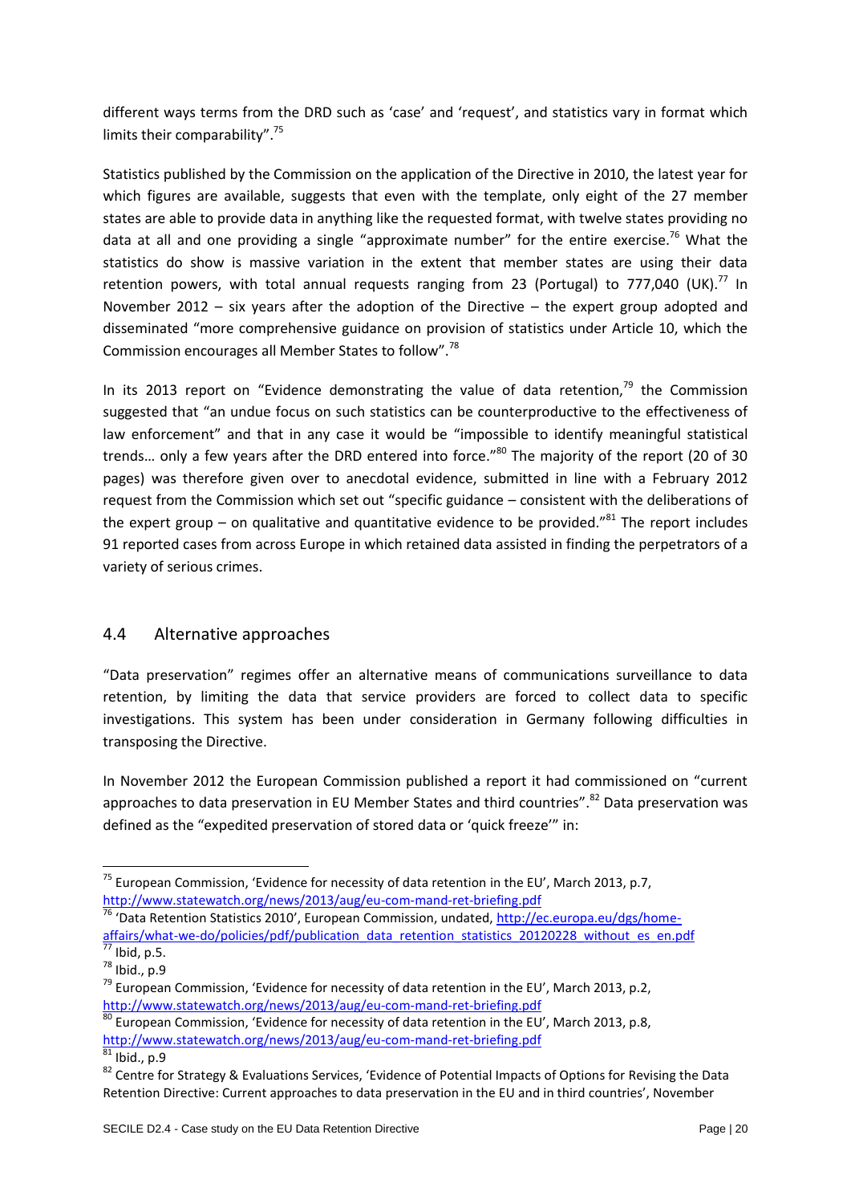different ways terms from the DRD such as 'case' and 'request', and statistics vary in format which limits their comparability".[75]

Statistics published by the Commission on the application of the Directive in 2010, the latest year for which figures are available, suggests that even with the template, only eight of the 27 member states are able to provide data in anything like the requested format, with twelve states providing no data at all and one providing a single "approximate number" for the entire exercise.[76] What the statistics do show is massive variation in the extent that member states are using their data retention powers, with total annual requests ranging from 23 (Portugal) to 777,040 (UK).[77] In November 2012 – six years after the adoption of the Directive – the expert group adopted and disseminated "more comprehensive guidance on provision of statistics under Article 10, which the Commission encourages all Member States to follow".[78]

In its 2013 report on "Evidence demonstrating the value of data retention,[79] the Commission suggested that "an undue focus on such statistics can be counterproductive to the effectiveness of law enforcement" and that in any case it would be "impossible to identify meaningful statistical trends… only a few years after the DRD entered into force."[80] The majority of the report (20 of 30 pages) was therefore given over to anecdotal evidence, submitted in line with a February 2012 request from the Commission which set out "specific guidance – consistent with the deliberations of the expert group – on qualitative and quantitative evidence to be provided."[81] The report includes 91 reported cases from across Europe in which retained data assisted in finding the perpetrators of a variety of serious crimes.

## 4.4 Alternative approaches

"Data preservation" regimes offer an alternative means of communications surveillance to data retention, by limiting the data that service providers are forced to collect data to specific investigations. This system has been under consideration in Germany following difficulties in transposing the Directive.

In November 2012 the European Commission published a report it had commissioned on "current approaches to data preservation in EU Member States and third countries".[82] Data preservation was defined as the "expedited preservation of stored data or 'quick freeze'" in:

---

[75] European Commission, 'Evidence for necessity of data retention in the EU', March 2013, p.7, http://www.statewatch.org/news/2013/aug/eu-com-mand-ret-briefing.pdf

[76] 'Data Retention Statistics 2010', European Commission, undated, http://ec.europa.eu/dgs/home-affairs/what-we-do/policies/pdf/publication_data_retention_statistics_20120228_without_es_en.pdf

[77] Ibid, p.5.

[78] Ibid., p.9

[79] European Commission, 'Evidence for necessity of data retention in the EU', March 2013, p.2, http://www.statewatch.org/news/2013/aug/eu-com-mand-ret-briefing.pdf

[80] European Commission, 'Evidence for necessity of data retention in the EU', March 2013, p.8, http://www.statewatch.org/news/2013/aug/eu-com-mand-ret-briefing.pdf

[81] Ibid., p.9

[82] Centre for Strategy & Evaluations Services, 'Evidence of Potential Impacts of Options for Revising the Data Retention Directive: Current approaches to data preservation in the EU and in third countries', November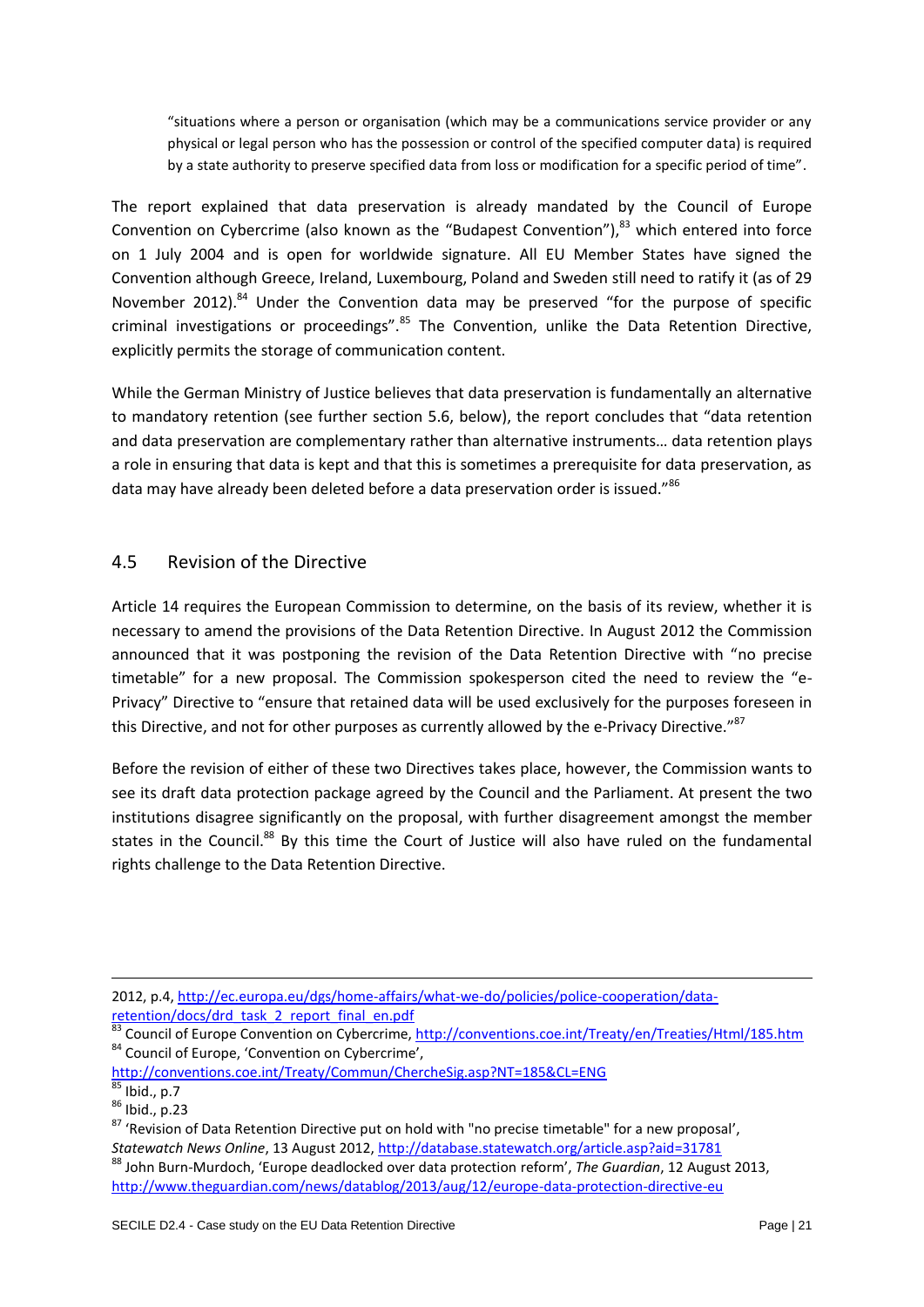> "situations where a person or organisation (which may be a communications service provider or any physical or legal person who has the possession or control of the specified computer data) is required by a state authority to preserve specified data from loss or modification for a specific period of time".

The report explained that data preservation is already mandated by the Council of Europe Convention on Cybercrime (also known as the "Budapest Convention"),[83] which entered into force on 1 July 2004 and is open for worldwide signature. All EU Member States have signed the Convention although Greece, Ireland, Luxembourg, Poland and Sweden still need to ratify it (as of 29 November 2012).[84] Under the Convention data may be preserved "for the purpose of specific criminal investigations or proceedings".[85] The Convention, unlike the Data Retention Directive, explicitly permits the storage of communication content.

While the German Ministry of Justice believes that data preservation is fundamentally an alternative to mandatory retention (see further section 5.6, below), the report concludes that "data retention and data preservation are complementary rather than alternative instruments… data retention plays a role in ensuring that data is kept and that this is sometimes a prerequisite for data preservation, as data may have already been deleted before a data preservation order is issued."[86]

## 4.5 Revision of the Directive

Article 14 requires the European Commission to determine, on the basis of its review, whether it is necessary to amend the provisions of the Data Retention Directive. In August 2012 the Commission announced that it was postponing the revision of the Data Retention Directive with "no precise timetable" for a new proposal. The Commission spokesperson cited the need to review the "e-Privacy" Directive to "ensure that retained data will be used exclusively for the purposes foreseen in this Directive, and not for other purposes as currently allowed by the e-Privacy Directive."[87]

Before the revision of either of these two Directives takes place, however, the Commission wants to see its draft data protection package agreed by the Council and the Parliament. At present the two institutions disagree significantly on the proposal, with further disagreement amongst the member states in the Council.[88] By this time the Court of Justice will also have ruled on the fundamental rights challenge to the Data Retention Directive.

---

2012, p.4, http://ec.europa.eu/dgs/home-affairs/what-we-do/policies/police-cooperation/data-retention/docs/drd_task_2_report_final_en.pdf

[83] Council of Europe Convention on Cybercrime, http://conventions.coe.int/Treaty/en/Treaties/Html/185.htm

[84] Council of Europe, 'Convention on Cybercrime', http://conventions.coe.int/Treaty/Commun/ChercheSig.asp?NT=185&CL=ENG

[85] Ibid., p.7

[86] Ibid., p.23

[87] 'Revision of Data Retention Directive put on hold with "no precise timetable" for a new proposal', *Statewatch News Online*, 13 August 2012, http://database.statewatch.org/article.asp?aid=31781

[88] John Burn-Murdoch, 'Europe deadlocked over data protection reform', *The Guardian*, 12 August 2013, http://www.theguardian.com/news/datablog/2013/aug/12/europe-data-protection-directive-eu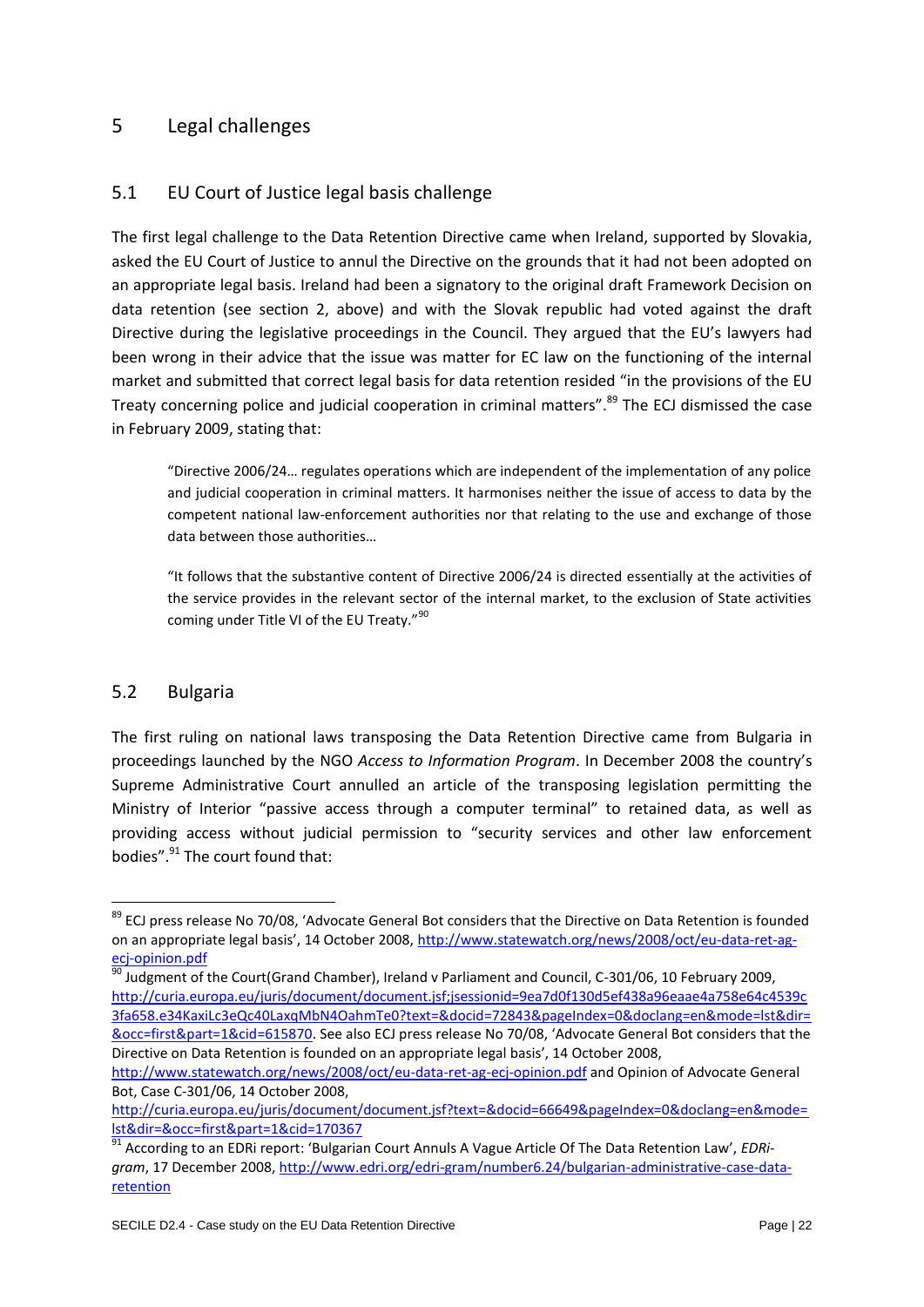# 5 Legal challenges

## 5.1 EU Court of Justice legal basis challenge

The first legal challenge to the Data Retention Directive came when Ireland, supported by Slovakia, asked the EU Court of Justice to annul the Directive on the grounds that it had not been adopted on an appropriate legal basis. Ireland had been a signatory to the original draft Framework Decision on data retention (see section 2, above) and with the Slovak republic had voted against the draft Directive during the legislative proceedings in the Council. They argued that the EU's lawyers had been wrong in their advice that the issue was matter for EC law on the functioning of the internal market and submitted that correct legal basis for data retention resided "in the provisions of the EU Treaty concerning police and judicial cooperation in criminal matters".[89] The ECJ dismissed the case in February 2009, stating that:

> "Directive 2006/24… regulates operations which are independent of the implementation of any police and judicial cooperation in criminal matters. It harmonises neither the issue of access to data by the competent national law-enforcement authorities nor that relating to the use and exchange of those data between those authorities…
>
> "It follows that the substantive content of Directive 2006/24 is directed essentially at the activities of the service provides in the relevant sector of the internal market, to the exclusion of State activities coming under Title VI of the EU Treaty."[90]

## 5.2 Bulgaria

The first ruling on national laws transposing the Data Retention Directive came from Bulgaria in proceedings launched by the NGO *Access to Information Program*. In December 2008 the country's Supreme Administrative Court annulled an article of the transposing legislation permitting the Ministry of Interior "passive access through a computer terminal" to retained data, as well as providing access without judicial permission to "security services and other law enforcement bodies".[91] The court found that:

---

[89] ECJ press release No 70/08, 'Advocate General Bot considers that the Directive on Data Retention is founded on an appropriate legal basis', 14 October 2008, http://www.statewatch.org/news/2008/oct/eu-data-ret-ag-ecj-opinion.pdf

[90] Judgment of the Court(Grand Chamber), Ireland v Parliament and Council, C-301/06, 10 February 2009, http://curia.europa.eu/juris/document/document.jsf;jsessionid=9ea7d0f130d5ef438a96eaae4a758e64c4539c3fa658.e34KaxiLc3eQc40LaxqMbN4OahmTe0?text=&docid=72843&pageIndex=0&doclang=en&mode=lst&dir=&occ=first&part=1&cid=615870. See also ECJ press release No 70/08, 'Advocate General Bot considers that the Directive on Data Retention is founded on an appropriate legal basis', 14 October 2008, http://www.statewatch.org/news/2008/oct/eu-data-ret-ag-ecj-opinion.pdf and Opinion of Advocate General Bot, Case C-301/06, 14 October 2008, http://curia.europa.eu/juris/document/document.jsf?text=&docid=66649&pageIndex=0&doclang=en&mode=lst&dir=&occ=first&part=1&cid=170367

[91] According to an EDRi report: 'Bulgarian Court Annuls A Vague Article Of The Data Retention Law', *EDRi-gram*, 17 December 2008, http://www.edri.org/edri-gram/number6.24/bulgarian-administrative-case-data-retention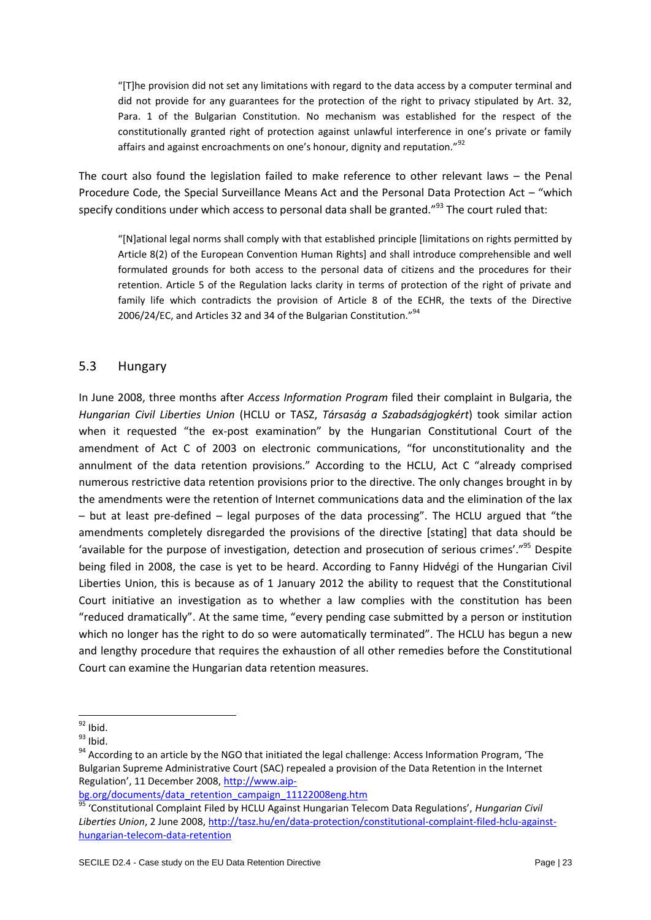> "[T]he provision did not set any limitations with regard to the data access by a computer terminal and did not provide for any guarantees for the protection of the right to privacy stipulated by Art. 32, Para. 1 of the Bulgarian Constitution. No mechanism was established for the respect of the constitutionally granted right of protection against unlawful interference in one's private or family affairs and against encroachments on one's honour, dignity and reputation."[92]

The court also found the legislation failed to make reference to other relevant laws – the Penal Procedure Code, the Special Surveillance Means Act and the Personal Data Protection Act – "which specify conditions under which access to personal data shall be granted."[93] The court ruled that:

> "[N]ational legal norms shall comply with that established principle [limitations on rights permitted by Article 8(2) of the European Convention Human Rights] and shall introduce comprehensible and well formulated grounds for both access to the personal data of citizens and the procedures for their retention. Article 5 of the Regulation lacks clarity in terms of protection of the right of private and family life which contradicts the provision of Article 8 of the ECHR, the texts of the Directive 2006/24/EC, and Articles 32 and 34 of the Bulgarian Constitution."[94]

## 5.3 Hungary

In June 2008, three months after *Access Information Program* filed their complaint in Bulgaria, the *Hungarian Civil Liberties Union* (HCLU or TASZ, *Társaság a Szabadságjogkért*) took similar action when it requested "the ex-post examination" by the Hungarian Constitutional Court of the amendment of Act C of 2003 on electronic communications, "for unconstitutionality and the annulment of the data retention provisions." According to the HCLU, Act C "already comprised numerous restrictive data retention provisions prior to the directive. The only changes brought in by the amendments were the retention of Internet communications data and the elimination of the lax – but at least pre-defined – legal purposes of the data processing". The HCLU argued that "the amendments completely disregarded the provisions of the directive [stating] that data should be 'available for the purpose of investigation, detection and prosecution of serious crimes'."[95] Despite being filed in 2008, the case is yet to be heard. According to Fanny Hidvégi of the Hungarian Civil Liberties Union, this is because as of 1 January 2012 the ability to request that the Constitutional Court initiative an investigation as to whether a law complies with the constitution has been "reduced dramatically". At the same time, "every pending case submitted by a person or institution which no longer has the right to do so were automatically terminated". The HCLU has begun a new and lengthy procedure that requires the exhaustion of all other remedies before the Constitutional Court can examine the Hungarian data retention measures.

---

[92] Ibid.

[93] Ibid.

[94] According to an article by the NGO that initiated the legal challenge: Access Information Program, 'The Bulgarian Supreme Administrative Court (SAC) repealed a provision of the Data Retention in the Internet Regulation', 11 December 2008, http://www.aip-bg.org/documents/data_retention_campaign_11122008eng.htm

[95] 'Constitutional Complaint Filed by HCLU Against Hungarian Telecom Data Regulations', *Hungarian Civil Liberties Union*, 2 June 2008, http://tasz.hu/en/data-protection/constitutional-complaint-filed-hclu-against-hungarian-telecom-data-retention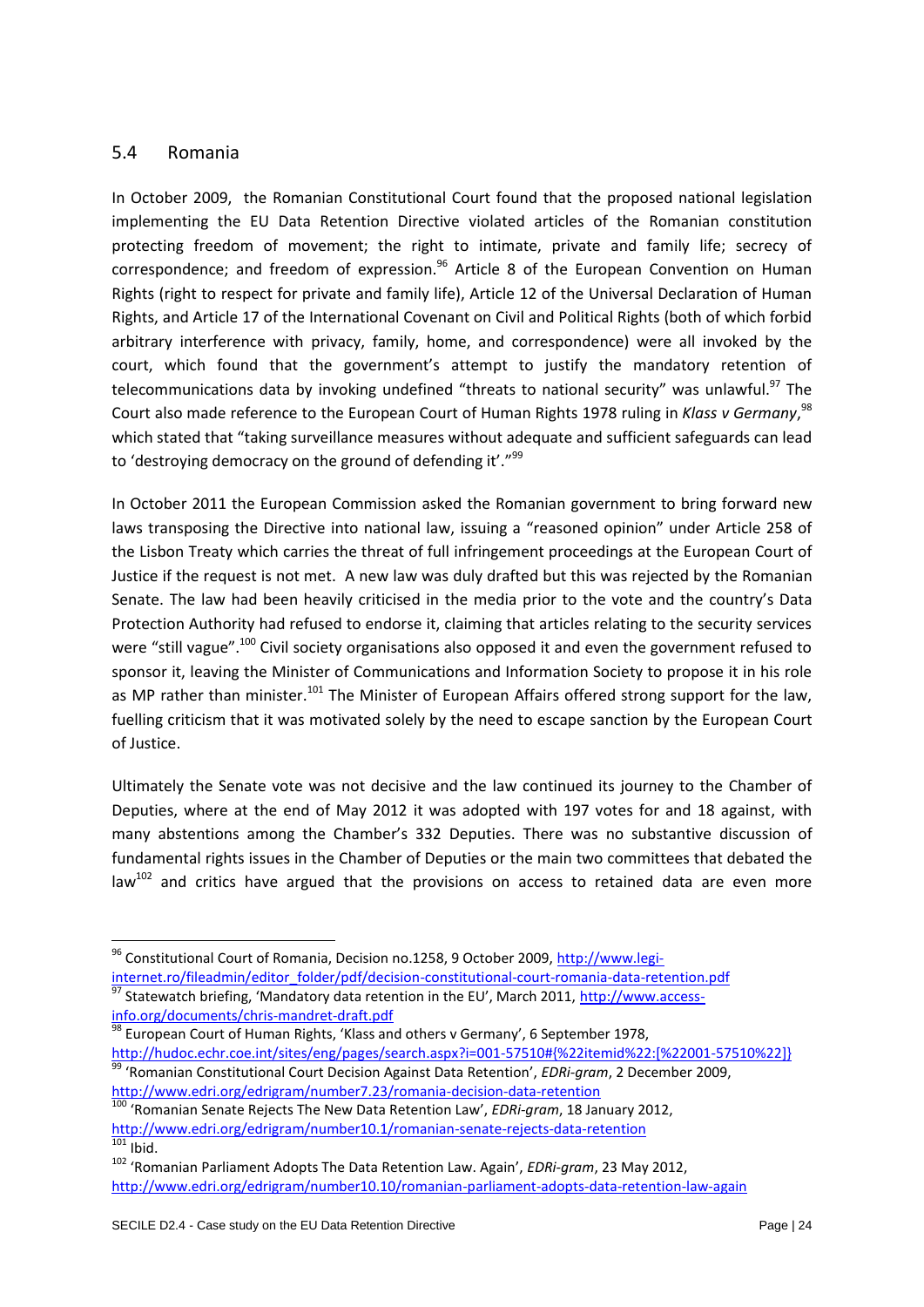## 5.4 Romania

In October 2009, the Romanian Constitutional Court found that the proposed national legislation implementing the EU Data Retention Directive violated articles of the Romanian constitution protecting freedom of movement; the right to intimate, private and family life; secrecy of correspondence; and freedom of expression.[96] Article 8 of the European Convention on Human Rights (right to respect for private and family life), Article 12 of the Universal Declaration of Human Rights, and Article 17 of the International Covenant on Civil and Political Rights (both of which forbid arbitrary interference with privacy, family, home, and correspondence) were all invoked by the court, which found that the government's attempt to justify the mandatory retention of telecommunications data by invoking undefined "threats to national security" was unlawful.[97] The Court also made reference to the European Court of Human Rights 1978 ruling in *Klass v Germany*,[98] which stated that "taking surveillance measures without adequate and sufficient safeguards can lead to 'destroying democracy on the ground of defending it'."[99]

In October 2011 the European Commission asked the Romanian government to bring forward new laws transposing the Directive into national law, issuing a "reasoned opinion" under Article 258 of the Lisbon Treaty which carries the threat of full infringement proceedings at the European Court of Justice if the request is not met. A new law was duly drafted but this was rejected by the Romanian Senate. The law had been heavily criticised in the media prior to the vote and the country's Data Protection Authority had refused to endorse it, claiming that articles relating to the security services were "still vague".[100] Civil society organisations also opposed it and even the government refused to sponsor it, leaving the Minister of Communications and Information Society to propose it in his role as MP rather than minister.[101] The Minister of European Affairs offered strong support for the law, fuelling criticism that it was motivated solely by the need to escape sanction by the European Court of Justice.

Ultimately the Senate vote was not decisive and the law continued its journey to the Chamber of Deputies, where at the end of May 2012 it was adopted with 197 votes for and 18 against, with many abstentions among the Chamber's 332 Deputies. There was no substantive discussion of fundamental rights issues in the Chamber of Deputies or the main two committees that debated the law[102] and critics have argued that the provisions on access to retained data are even more

---

[96] Constitutional Court of Romania, Decision no.1258, 9 October 2009, http://www.legi-internet.ro/fileadmin/editor_folder/pdf/decision-constitutional-court-romania-data-retention.pdf

[97] Statewatch briefing, 'Mandatory data retention in the EU', March 2011, http://www.access-info.org/documents/chris-mandret-draft.pdf

[98] European Court of Human Rights, 'Klass and others v Germany', 6 September 1978, http://hudoc.echr.coe.int/sites/eng/pages/search.aspx?i=001-57510#{%22itemid%22:[%22001-57510%22]}

[99] 'Romanian Constitutional Court Decision Against Data Retention', *EDRi-gram*, 2 December 2009, http://www.edri.org/edrigram/number7.23/romania-decision-data-retention

[100] 'Romanian Senate Rejects The New Data Retention Law', *EDRi-gram*, 18 January 2012, http://www.edri.org/edrigram/number10.1/romanian-senate-rejects-data-retention

[101] Ibid.

[102] 'Romanian Parliament Adopts The Data Retention Law. Again', *EDRi-gram*, 23 May 2012, http://www.edri.org/edrigram/number10.10/romanian-parliament-adopts-data-retention-law-again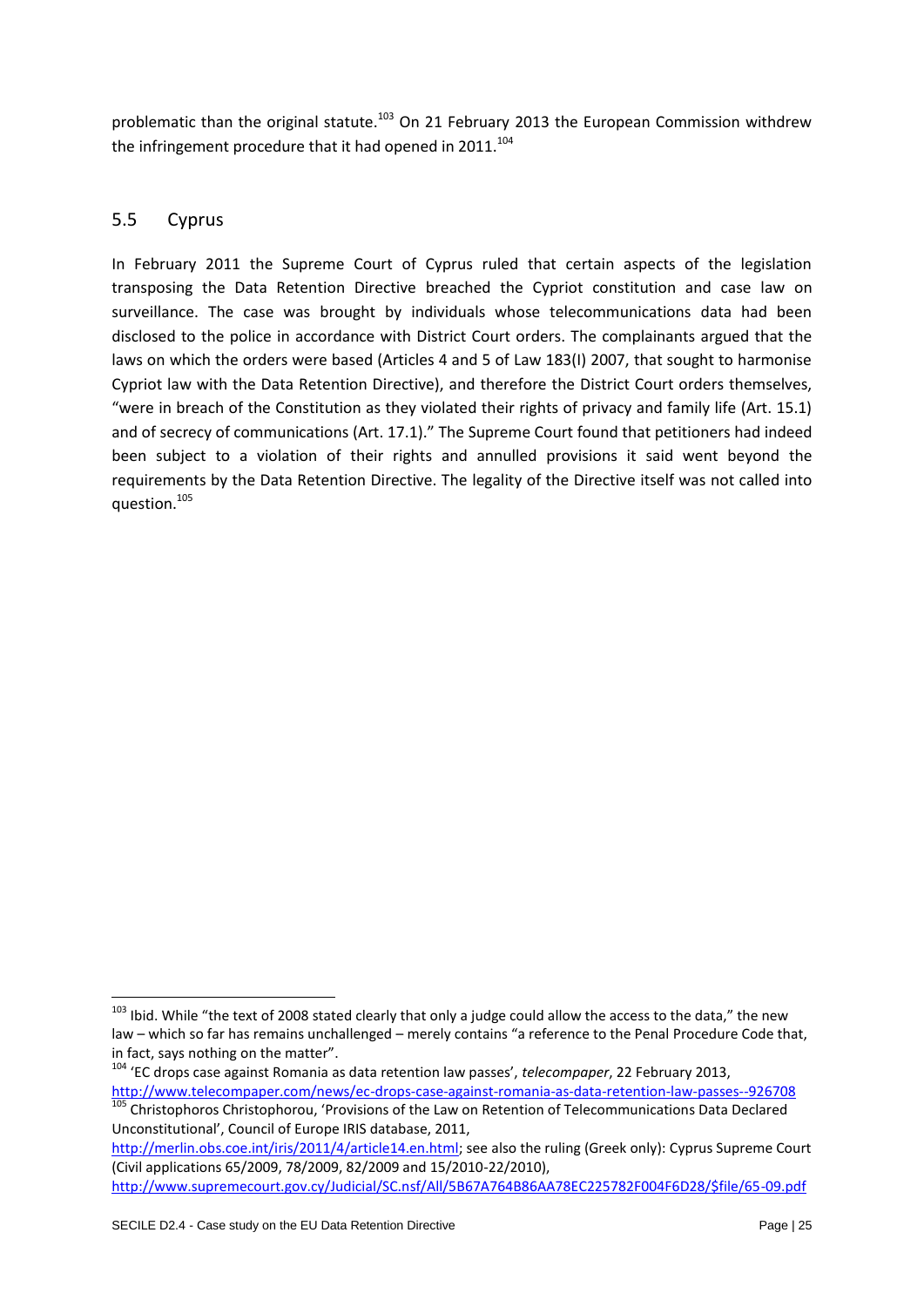problematic than the original statute.[103] On 21 February 2013 the European Commission withdrew the infringement procedure that it had opened in 2011.[104]

## 5.5 Cyprus

In February 2011 the Supreme Court of Cyprus ruled that certain aspects of the legislation transposing the Data Retention Directive breached the Cypriot constitution and case law on surveillance. The case was brought by individuals whose telecommunications data had been disclosed to the police in accordance with District Court orders. The complainants argued that the laws on which the orders were based (Articles 4 and 5 of Law 183(I) 2007, that sought to harmonise Cypriot law with the Data Retention Directive), and therefore the District Court orders themselves, "were in breach of the Constitution as they violated their rights of privacy and family life (Art. 15.1) and of secrecy of communications (Art. 17.1)." The Supreme Court found that petitioners had indeed been subject to a violation of their rights and annulled provisions it said went beyond the requirements by the Data Retention Directive. The legality of the Directive itself was not called into question.[105]

---

[103] Ibid. While "the text of 2008 stated clearly that only a judge could allow the access to the data," the new law – which so far has remains unchallenged – merely contains "a reference to the Penal Procedure Code that, in fact, says nothing on the matter".

[104] 'EC drops case against Romania as data retention law passes', *telecompaper*, 22 February 2013, http://www.telecompaper.com/news/ec-drops-case-against-romania-as-data-retention-law-passes--926708

[105] Christophoros Christophorou, 'Provisions of the Law on Retention of Telecommunications Data Declared Unconstitutional', Council of Europe IRIS database, 2011, http://merlin.obs.coe.int/iris/2011/4/article14.en.html; see also the ruling (Greek only): Cyprus Supreme Court (Civil applications 65/2009, 78/2009, 82/2009 and 15/2010-22/2010), http://www.supremecourt.gov.cy/Judicial/SC.nsf/All/5B67A764B86AA78EC225782F004F6D28/$file/65-09.pdf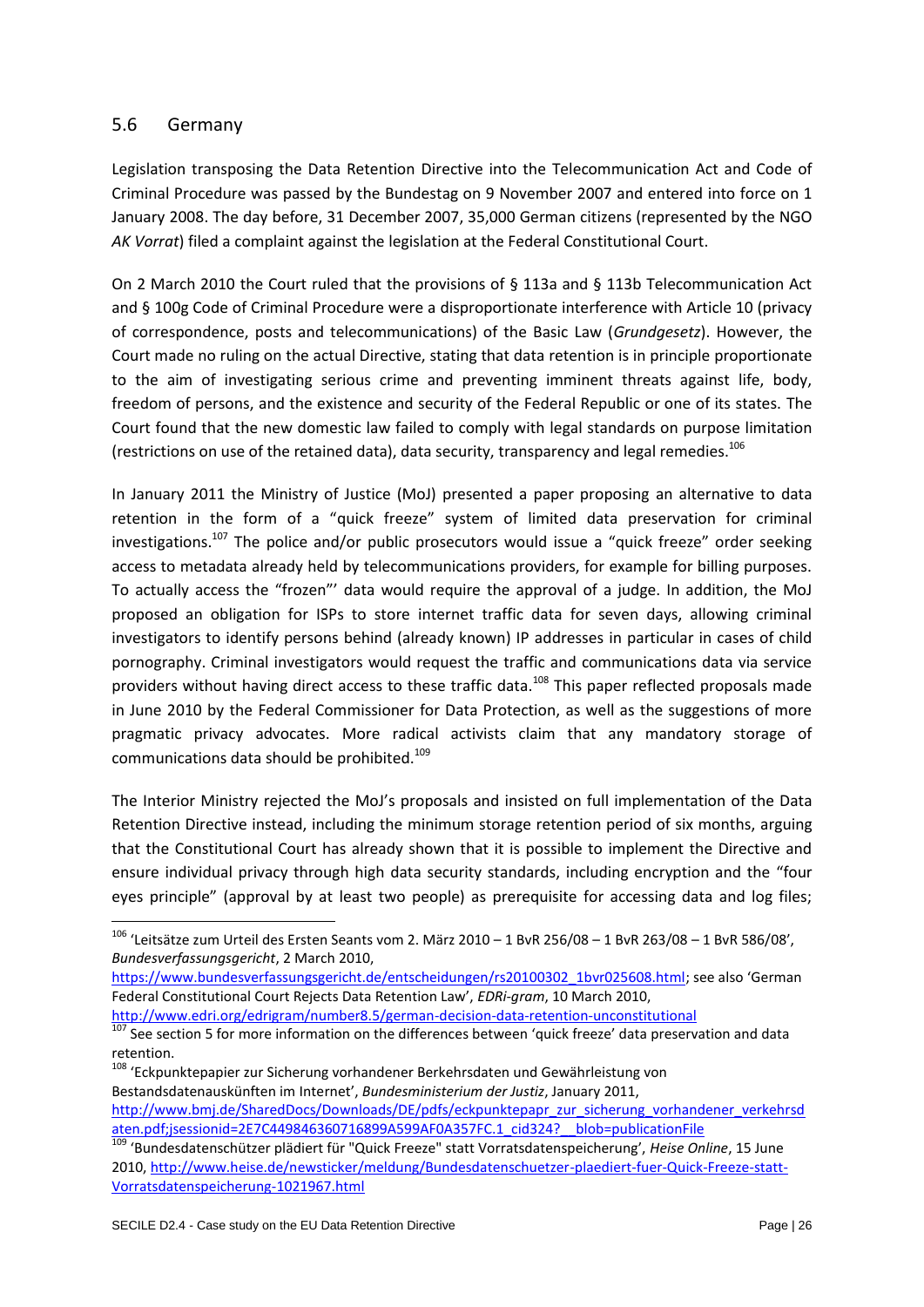## 5.6 Germany

Legislation transposing the Data Retention Directive into the Telecommunication Act and Code of Criminal Procedure was passed by the Bundestag on 9 November 2007 and entered into force on 1 January 2008. The day before, 31 December 2007, 35,000 German citizens (represented by the NGO *AK Vorrat*) filed a complaint against the legislation at the Federal Constitutional Court.

On 2 March 2010 the Court ruled that the provisions of § 113a and § 113b Telecommunication Act and § 100g Code of Criminal Procedure were a disproportionate interference with Article 10 (privacy of correspondence, posts and telecommunications) of the Basic Law (*Grundgesetz*). However, the Court made no ruling on the actual Directive, stating that data retention is in principle proportionate to the aim of investigating serious crime and preventing imminent threats against life, body, freedom of persons, and the existence and security of the Federal Republic or one of its states. The Court found that the new domestic law failed to comply with legal standards on purpose limitation (restrictions on use of the retained data), data security, transparency and legal remedies.[106]

In January 2011 the Ministry of Justice (MoJ) presented a paper proposing an alternative to data retention in the form of a "quick freeze" system of limited data preservation for criminal investigations.[107] The police and/or public prosecutors would issue a "quick freeze" order seeking access to metadata already held by telecommunications providers, for example for billing purposes. To actually access the "frozen"' data would require the approval of a judge. In addition, the MoJ proposed an obligation for ISPs to store internet traffic data for seven days, allowing criminal investigators to identify persons behind (already known) IP addresses in particular in cases of child pornography. Criminal investigators would request the traffic and communications data via service providers without having direct access to these traffic data.[108] This paper reflected proposals made in June 2010 by the Federal Commissioner for Data Protection, as well as the suggestions of more pragmatic privacy advocates. More radical activists claim that any mandatory storage of communications data should be prohibited.[109]

The Interior Ministry rejected the MoJ's proposals and insisted on full implementation of the Data Retention Directive instead, including the minimum storage retention period of six months, arguing that the Constitutional Court has already shown that it is possible to implement the Directive and ensure individual privacy through high data security standards, including encryption and the "four eyes principle" (approval by at least two people) as prerequisite for accessing data and log files;

---

[106] 'Leitsätze zum Urteil des Ersten Seants vom 2. März 2010 – 1 BvR 256/08 – 1 BvR 263/08 – 1 BvR 586/08', *Bundesverfassungsgericht*, 2 March 2010, https://www.bundesverfassungsgericht.de/entscheidungen/rs20100302_1bvr025608.html; see also 'German Federal Constitutional Court Rejects Data Retention Law', *EDRi-gram*, 10 March 2010, http://www.edri.org/edrigram/number8.5/german-decision-data-retention-unconstitutional

[107] See section 5 for more information on the differences between 'quick freeze' data preservation and data retention.

[108] 'Eckpunktepapier zur Sicherung vorhandener Berkehrsdaten und Gewährleistung von Bestandsdatenauskünften im Internet', *Bundesministerium der Justiz*, January 2011, http://www.bmj.de/SharedDocs/Downloads/DE/pdfs/eckpunktepapr_zur_sicherung_vorhandener_verkehrsdaten.pdf;jsessionid=2E7C449846360716899A599AF0A357FC.1_cid324?__blob=publicationFile

[109] 'Bundesdatenschützer plädiert für "Quick Freeze" statt Vorratsdatenspeicherung', *Heise Online*, 15 June 2010, http://www.heise.de/newsticker/meldung/Bundesdatenschuetzer-plaediert-fuer-Quick-Freeze-statt-Vorratsdatenspeicherung-1021967.html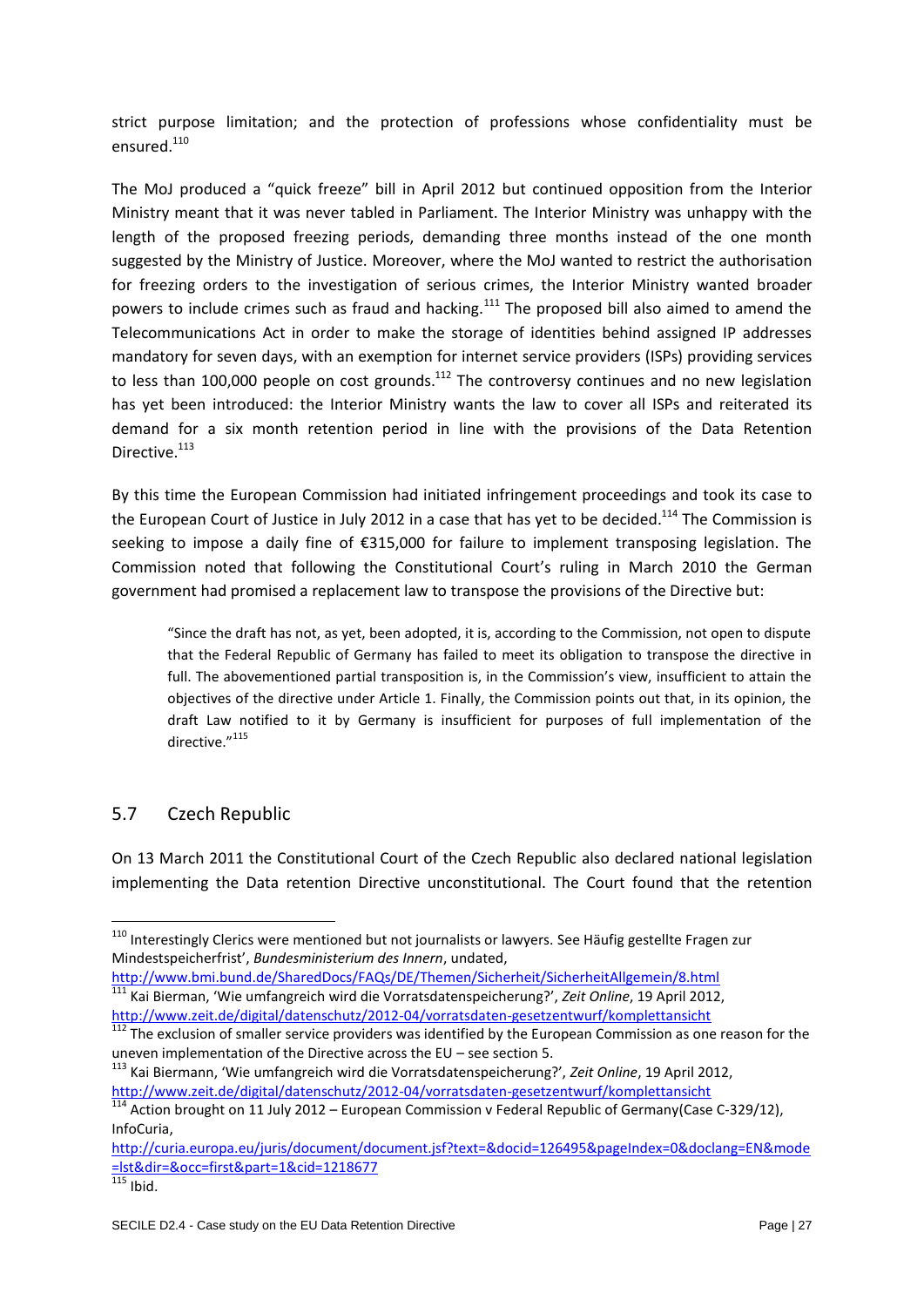strict purpose limitation; and the protection of professions whose confidentiality must be ensured.[110]

The MoJ produced a "quick freeze" bill in April 2012 but continued opposition from the Interior Ministry meant that it was never tabled in Parliament. The Interior Ministry was unhappy with the length of the proposed freezing periods, demanding three months instead of the one month suggested by the Ministry of Justice. Moreover, where the MoJ wanted to restrict the authorisation for freezing orders to the investigation of serious crimes, the Interior Ministry wanted broader powers to include crimes such as fraud and hacking.[111] The proposed bill also aimed to amend the Telecommunications Act in order to make the storage of identities behind assigned IP addresses mandatory for seven days, with an exemption for internet service providers (ISPs) providing services to less than 100,000 people on cost grounds.[112] The controversy continues and no new legislation has yet been introduced: the Interior Ministry wants the law to cover all ISPs and reiterated its demand for a six month retention period in line with the provisions of the Data Retention Directive.[113]

By this time the European Commission had initiated infringement proceedings and took its case to the European Court of Justice in July 2012 in a case that has yet to be decided.[114] The Commission is seeking to impose a daily fine of €315,000 for failure to implement transposing legislation. The Commission noted that following the Constitutional Court's ruling in March 2010 the German government had promised a replacement law to transpose the provisions of the Directive but:

> "Since the draft has not, as yet, been adopted, it is, according to the Commission, not open to dispute that the Federal Republic of Germany has failed to meet its obligation to transpose the directive in full. The abovementioned partial transposition is, in the Commission's view, insufficient to attain the objectives of the directive under Article 1. Finally, the Commission points out that, in its opinion, the draft Law notified to it by Germany is insufficient for purposes of full implementation of the directive."[115]

## 5.7 Czech Republic

On 13 March 2011 the Constitutional Court of the Czech Republic also declared national legislation implementing the Data retention Directive unconstitutional. The Court found that the retention

---

[110] Interestingly Clerics were mentioned but not journalists or lawyers. See Häufig gestellte Fragen zur Mindestspeicherfrist', *Bundesministerium des Innern*, undated, http://www.bmi.bund.de/SharedDocs/FAQs/DE/Themen/Sicherheit/SicherheitAllgemein/8.html

[111] Kai Bierman, 'Wie umfangreich wird die Vorratsdatenspeicherung?', *Zeit Online*, 19 April 2012, http://www.zeit.de/digital/datenschutz/2012-04/vorratsdaten-gesetzentwurf/komplettansicht

[112] The exclusion of smaller service providers was identified by the European Commission as one reason for the uneven implementation of the Directive across the EU – see section 5.

[113] Kai Biermann, 'Wie umfangreich wird die Vorratsdatenspeicherung?', *Zeit Online*, 19 April 2012, http://www.zeit.de/digital/datenschutz/2012-04/vorratsdaten-gesetzentwurf/komplettansicht

[114] Action brought on 11 July 2012 – European Commission v Federal Republic of Germany(Case C-329/12), InfoCuria, http://curia.europa.eu/juris/document/document.jsf?text=&docid=126495&pageIndex=0&doclang=EN&mode=lst&dir=&occ=first&part=1&cid=1218677

[115] Ibid.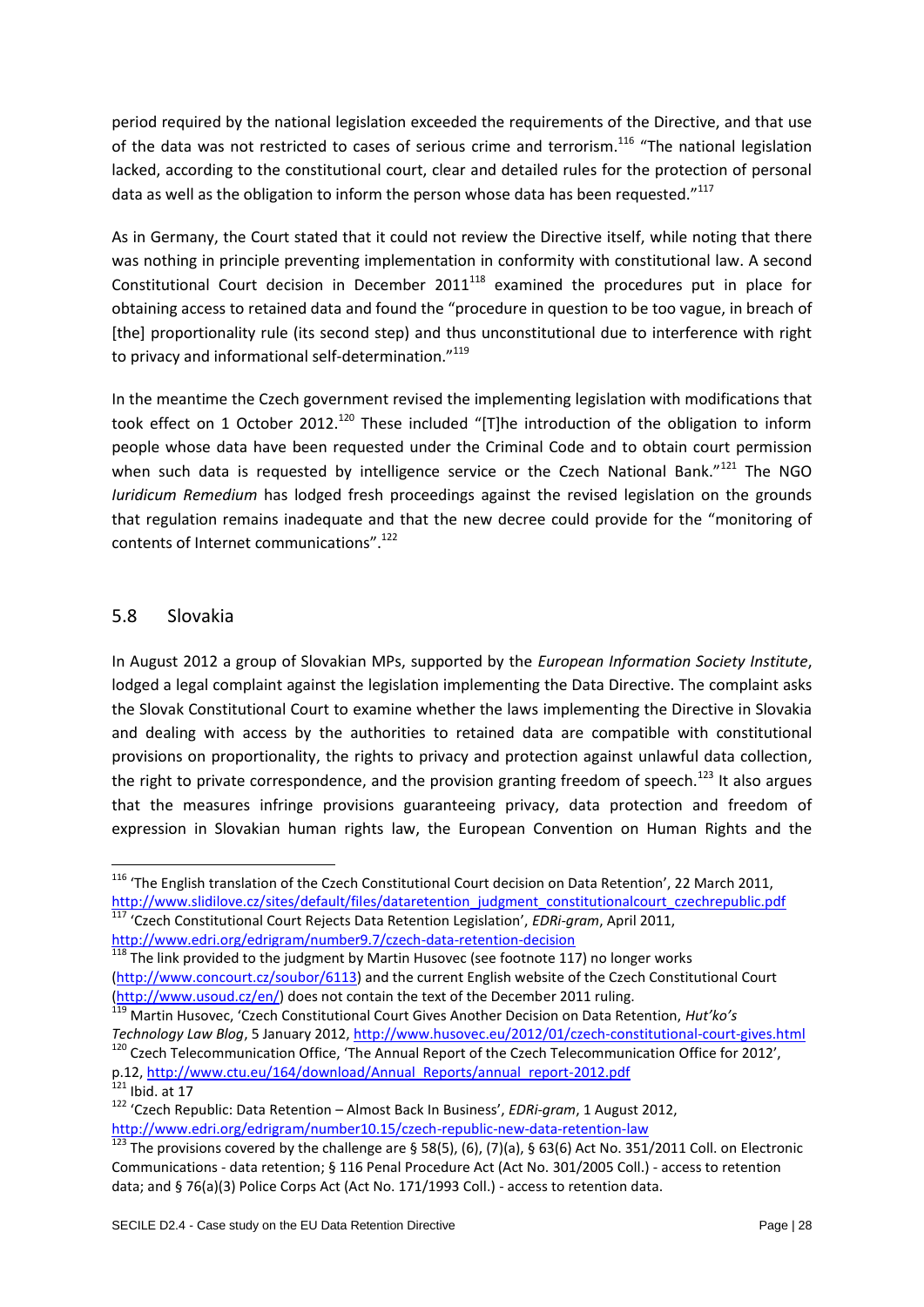period required by the national legislation exceeded the requirements of the Directive, and that use of the data was not restricted to cases of serious crime and terrorism.[116] "The national legislation lacked, according to the constitutional court, clear and detailed rules for the protection of personal data as well as the obligation to inform the person whose data has been requested."[117]

As in Germany, the Court stated that it could not review the Directive itself, while noting that there was nothing in principle preventing implementation in conformity with constitutional law. A second Constitutional Court decision in December 2011[118] examined the procedures put in place for obtaining access to retained data and found the "procedure in question to be too vague, in breach of [the] proportionality rule (its second step) and thus unconstitutional due to interference with right to privacy and informational self-determination."[119]

In the meantime the Czech government revised the implementing legislation with modifications that took effect on 1 October 2012.[120] These included "[T]he introduction of the obligation to inform people whose data have been requested under the Criminal Code and to obtain court permission when such data is requested by intelligence service or the Czech National Bank."[121] The NGO *Iuridicum Remedium* has lodged fresh proceedings against the revised legislation on the grounds that regulation remains inadequate and that the new decree could provide for the "monitoring of contents of Internet communications".[122]

## 5.8 Slovakia

In August 2012 a group of Slovakian MPs, supported by the *European Information Society Institute*, lodged a legal complaint against the legislation implementing the Data Directive. The complaint asks the Slovak Constitutional Court to examine whether the laws implementing the Directive in Slovakia and dealing with access by the authorities to retained data are compatible with constitutional provisions on proportionality, the rights to privacy and protection against unlawful data collection, the right to private correspondence, and the provision granting freedom of speech.[123] It also argues that the measures infringe provisions guaranteeing privacy, data protection and freedom of expression in Slovakian human rights law, the European Convention on Human Rights and the

---

[116] 'The English translation of the Czech Constitutional Court decision on Data Retention', 22 March 2011, http://www.slidilove.cz/sites/default/files/dataretention_judgment_constitutionalcourt_czechrepublic.pdf

[117] 'Czech Constitutional Court Rejects Data Retention Legislation', *EDRi-gram*, April 2011, http://www.edri.org/edrigram/number9.7/czech-data-retention-decision

[118] The link provided to the judgment by Martin Husovec (see footnote 117) no longer works (http://www.concourt.cz/soubor/6113) and the current English website of the Czech Constitutional Court (http://www.usoud.cz/en/) does not contain the text of the December 2011 ruling.

[119] Martin Husovec, 'Czech Constitutional Court Gives Another Decision on Data Retention, *Hut'ko's Technology Law Blog*, 5 January 2012, http://www.husovec.eu/2012/01/czech-constitutional-court-gives.html

[120] Czech Telecommunication Office, 'The Annual Report of the Czech Telecommunication Office for 2012', p.12, http://www.ctu.eu/164/download/Annual_Reports/annual_report-2012.pdf

[121] Ibid. at 17

[122] 'Czech Republic: Data Retention – Almost Back In Business', *EDRi-gram*, 1 August 2012, http://www.edri.org/edrigram/number10.15/czech-republic-new-data-retention-law

[123] The provisions covered by the challenge are § 58(5), (6), (7)(a), § 63(6) Act No. 351/2011 Coll. on Electronic Communications - data retention; § 116 Penal Procedure Act (Act No. 301/2005 Coll.) - access to retention data; and § 76(a)(3) Police Corps Act (Act No. 171/1993 Coll.) - access to retention data.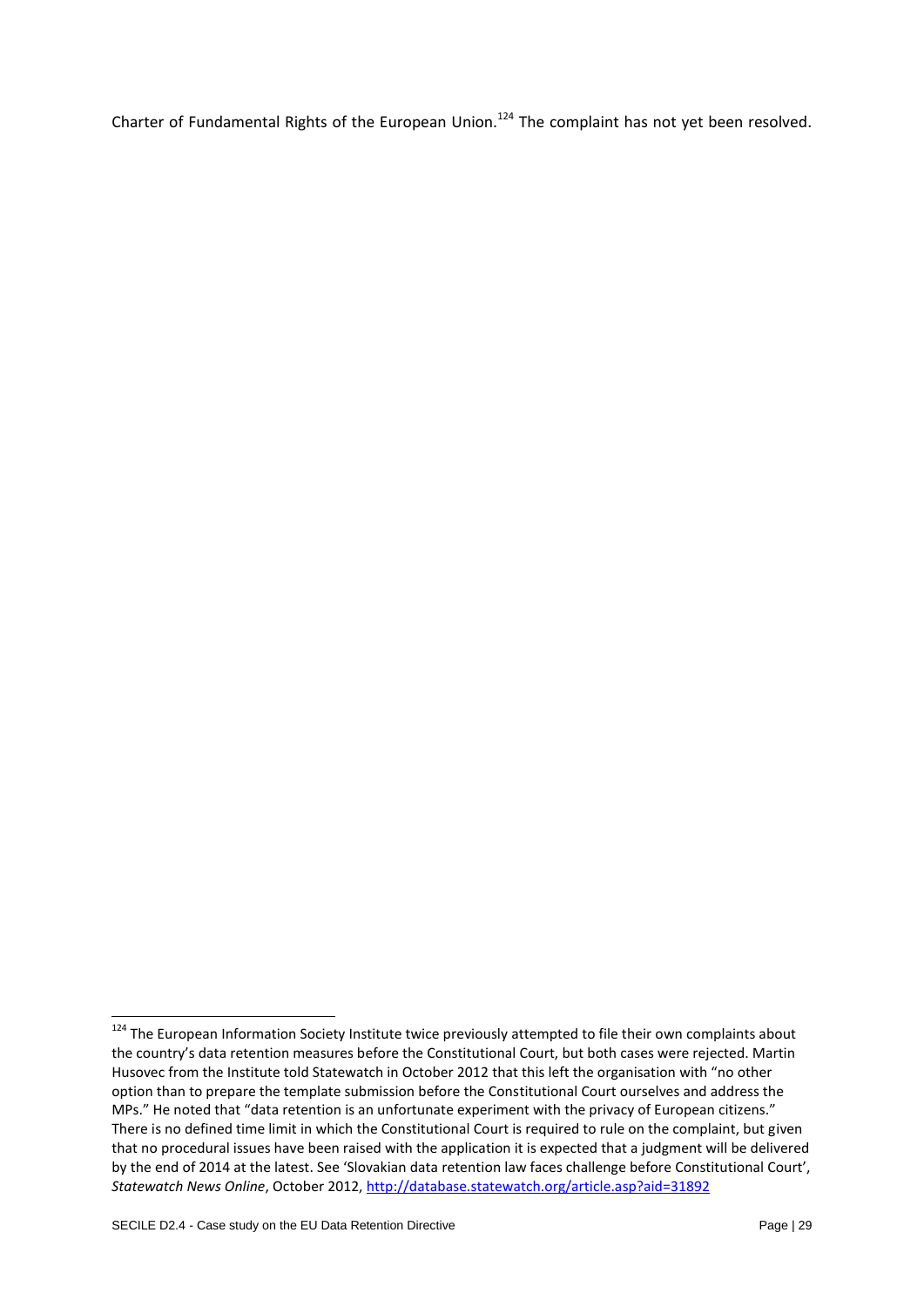Charter of Fundamental Rights of the European Union.[124] The complaint has not yet been resolved.

[124] The European Information Society Institute twice previously attempted to file their own complaints about the country's data retention measures before the Constitutional Court, but both cases were rejected. Martin Husovec from the Institute told Statewatch in October 2012 that this left the organisation with "no other option than to prepare the template submission before the Constitutional Court ourselves and address the MPs." He noted that "data retention is an unfortunate experiment with the privacy of European citizens." There is no defined time limit in which the Constitutional Court is required to rule on the complaint, but given that no procedural issues have been raised with the application it is expected that a judgment will be delivered by the end of 2014 at the latest. See 'Slovakian data retention law faces challenge before Constitutional Court', *Statewatch News Online*, October 2012, http://database.statewatch.org/article.asp?aid=31892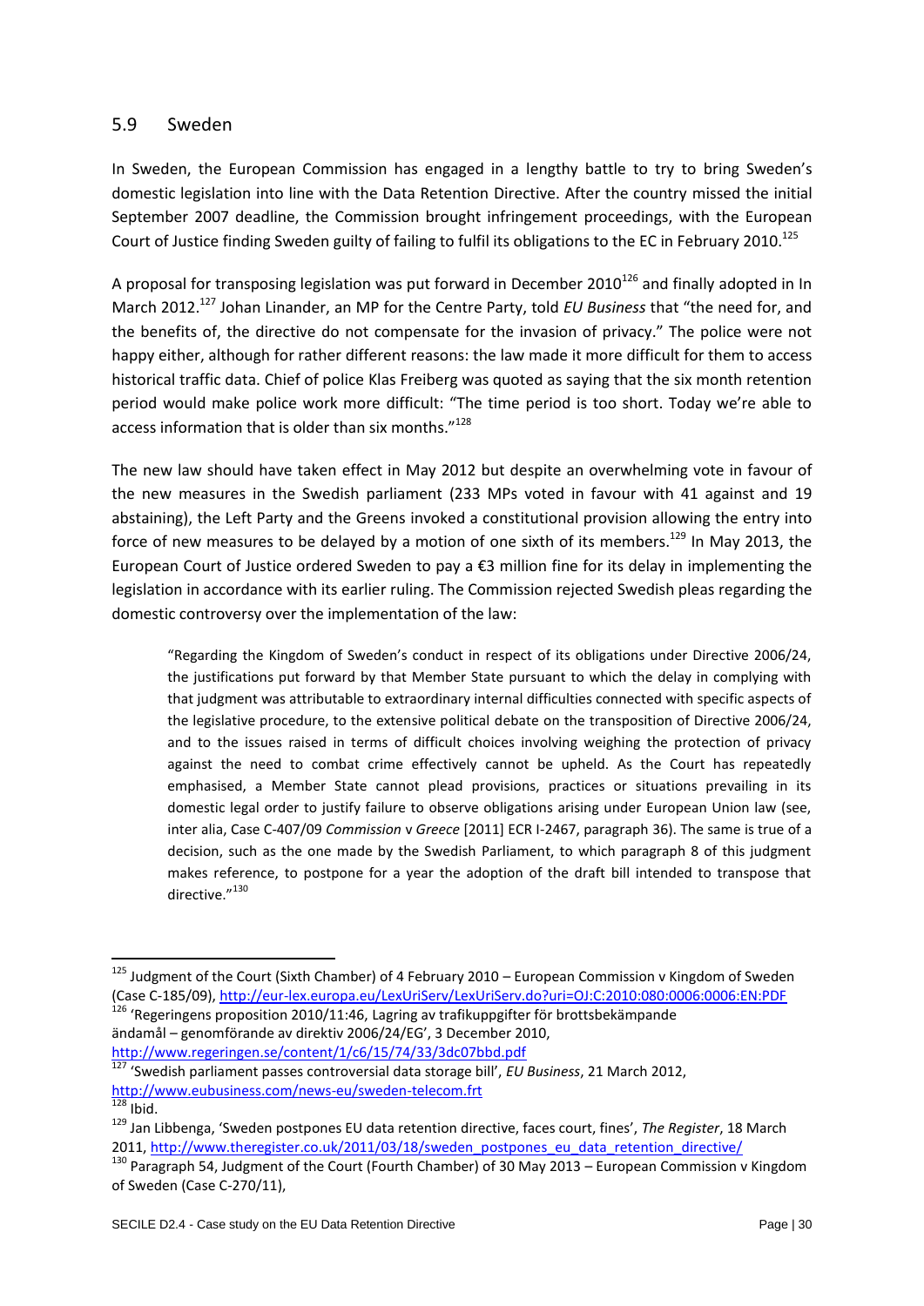## 5.9 Sweden

In Sweden, the European Commission has engaged in a lengthy battle to try to bring Sweden's domestic legislation into line with the Data Retention Directive. After the country missed the initial September 2007 deadline, the Commission brought infringement proceedings, with the European Court of Justice finding Sweden guilty of failing to fulfil its obligations to the EC in February 2010.[125]

A proposal for transposing legislation was put forward in December 2010[126] and finally adopted in In March 2012.[127] Johan Linander, an MP for the Centre Party, told *EU Business* that "the need for, and the benefits of, the directive do not compensate for the invasion of privacy." The police were not happy either, although for rather different reasons: the law made it more difficult for them to access historical traffic data. Chief of police Klas Freiberg was quoted as saying that the six month retention period would make police work more difficult: "The time period is too short. Today we're able to access information that is older than six months."[128]

The new law should have taken effect in May 2012 but despite an overwhelming vote in favour of the new measures in the Swedish parliament (233 MPs voted in favour with 41 against and 19 abstaining), the Left Party and the Greens invoked a constitutional provision allowing the entry into force of new measures to be delayed by a motion of one sixth of its members.[129] In May 2013, the European Court of Justice ordered Sweden to pay a €3 million fine for its delay in implementing the legislation in accordance with its earlier ruling. The Commission rejected Swedish pleas regarding the domestic controversy over the implementation of the law:

> "Regarding the Kingdom of Sweden's conduct in respect of its obligations under Directive 2006/24, the justifications put forward by that Member State pursuant to which the delay in complying with that judgment was attributable to extraordinary internal difficulties connected with specific aspects of the legislative procedure, to the extensive political debate on the transposition of Directive 2006/24, and to the issues raised in terms of difficult choices involving weighing the protection of privacy against the need to combat crime effectively cannot be upheld. As the Court has repeatedly emphasised, a Member State cannot plead provisions, practices or situations prevailing in its domestic legal order to justify failure to observe obligations arising under European Union law (see, inter alia, Case C-407/09 *Commission* v *Greece* [2011] ECR I-2467, paragraph 36). The same is true of a decision, such as the one made by the Swedish Parliament, to which paragraph 8 of this judgment makes reference, to postpone for a year the adoption of the draft bill intended to transpose that directive."[130]

---

[125] Judgment of the Court (Sixth Chamber) of 4 February 2010 – European Commission v Kingdom of Sweden (Case C-185/09), http://eur-lex.europa.eu/LexUriServ/LexUriServ.do?uri=OJ:C:2010:080:0006:0006:EN:PDF

[126] 'Regeringens proposition 2010/11:46, Lagring av trafikuppgifter för brottsbekämpande ändamål – genomförande av direktiv 2006/24/EG', 3 December 2010, http://www.regeringen.se/content/1/c6/15/74/33/3dc07bbd.pdf

[127] 'Swedish parliament passes controversial data storage bill', *EU Business*, 21 March 2012, http://www.eubusiness.com/news-eu/sweden-telecom.frt

[128] Ibid.

[129] Jan Libbenga, 'Sweden postpones EU data retention directive, faces court, fines', *The Register*, 18 March 2011, http://www.theregister.co.uk/2011/03/18/sweden_postpones_eu_data_retention_directive/

[130] Paragraph 54, Judgment of the Court (Fourth Chamber) of 30 May 2013 – European Commission v Kingdom of Sweden (Case C-270/11),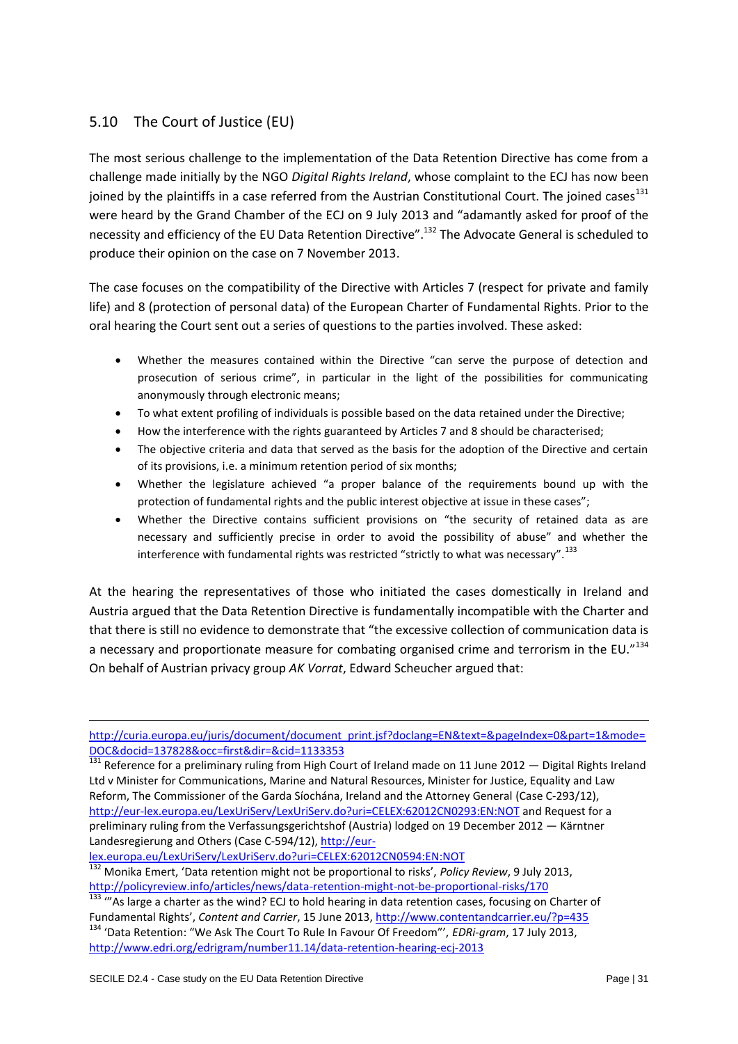## 5.10 The Court of Justice (EU)

The most serious challenge to the implementation of the Data Retention Directive has come from a challenge made initially by the NGO *Digital Rights Ireland*, whose complaint to the ECJ has now been joined by the plaintiffs in a case referred from the Austrian Constitutional Court. The joined cases[131] were heard by the Grand Chamber of the ECJ on 9 July 2013 and "adamantly asked for proof of the necessity and efficiency of the EU Data Retention Directive".[132] The Advocate General is scheduled to produce their opinion on the case on 7 November 2013.

The case focuses on the compatibility of the Directive with Articles 7 (respect for private and family life) and 8 (protection of personal data) of the European Charter of Fundamental Rights. Prior to the oral hearing the Court sent out a series of questions to the parties involved. These asked:

- Whether the measures contained within the Directive "can serve the purpose of detection and prosecution of serious crime", in particular in the light of the possibilities for communicating anonymously through electronic means;
- To what extent profiling of individuals is possible based on the data retained under the Directive;
- How the interference with the rights guaranteed by Articles 7 and 8 should be characterised;
- The objective criteria and data that served as the basis for the adoption of the Directive and certain of its provisions, i.e. a minimum retention period of six months;
- Whether the legislature achieved "a proper balance of the requirements bound up with the protection of fundamental rights and the public interest objective at issue in these cases";
- Whether the Directive contains sufficient provisions on "the security of retained data as are necessary and sufficiently precise in order to avoid the possibility of abuse" and whether the interference with fundamental rights was restricted "strictly to what was necessary".[133]

At the hearing the representatives of those who initiated the cases domestically in Ireland and Austria argued that the Data Retention Directive is fundamentally incompatible with the Charter and that there is still no evidence to demonstrate that "the excessive collection of communication data is a necessary and proportionate measure for combating organised crime and terrorism in the EU."[134] On behalf of Austrian privacy group *AK Vorrat*, Edward Scheucher argued that:

---

http://curia.europa.eu/juris/document/document_print.jsf?doclang=EN&text=&pageIndex=0&part=1&mode=DOC&docid=137828&occ=first&dir=&cid=1133353

[131] Reference for a preliminary ruling from High Court of Ireland made on 11 June 2012 — Digital Rights Ireland Ltd v Minister for Communications, Marine and Natural Resources, Minister for Justice, Equality and Law Reform, The Commissioner of the Garda Síochána, Ireland and the Attorney General (Case C-293/12), http://eur-lex.europa.eu/LexUriServ/LexUriServ.do?uri=CELEX:62012CN0293:EN:NOT and Request for a preliminary ruling from the Verfassungsgerichtshof (Austria) lodged on 19 December 2012 — Kärntner Landesregierung and Others (Case C-594/12), http://eur-lex.europa.eu/LexUriServ/LexUriServ.do?uri=CELEX:62012CN0594:EN:NOT

[132] Monika Emert, 'Data retention might not be proportional to risks', *Policy Review*, 9 July 2013, http://policyreview.info/articles/news/data-retention-might-not-be-proportional-risks/170

[133] '"As large a charter as the wind? ECJ to hold hearing in data retention cases, focusing on Charter of Fundamental Rights', *Content and Carrier*, 15 June 2013, http://www.contentandcarrier.eu/?p=435

[134] 'Data Retention: "We Ask The Court To Rule In Favour Of Freedom"', *EDRi-gram*, 17 July 2013, http://www.edri.org/edrigram/number11.14/data-retention-hearing-ecj-2013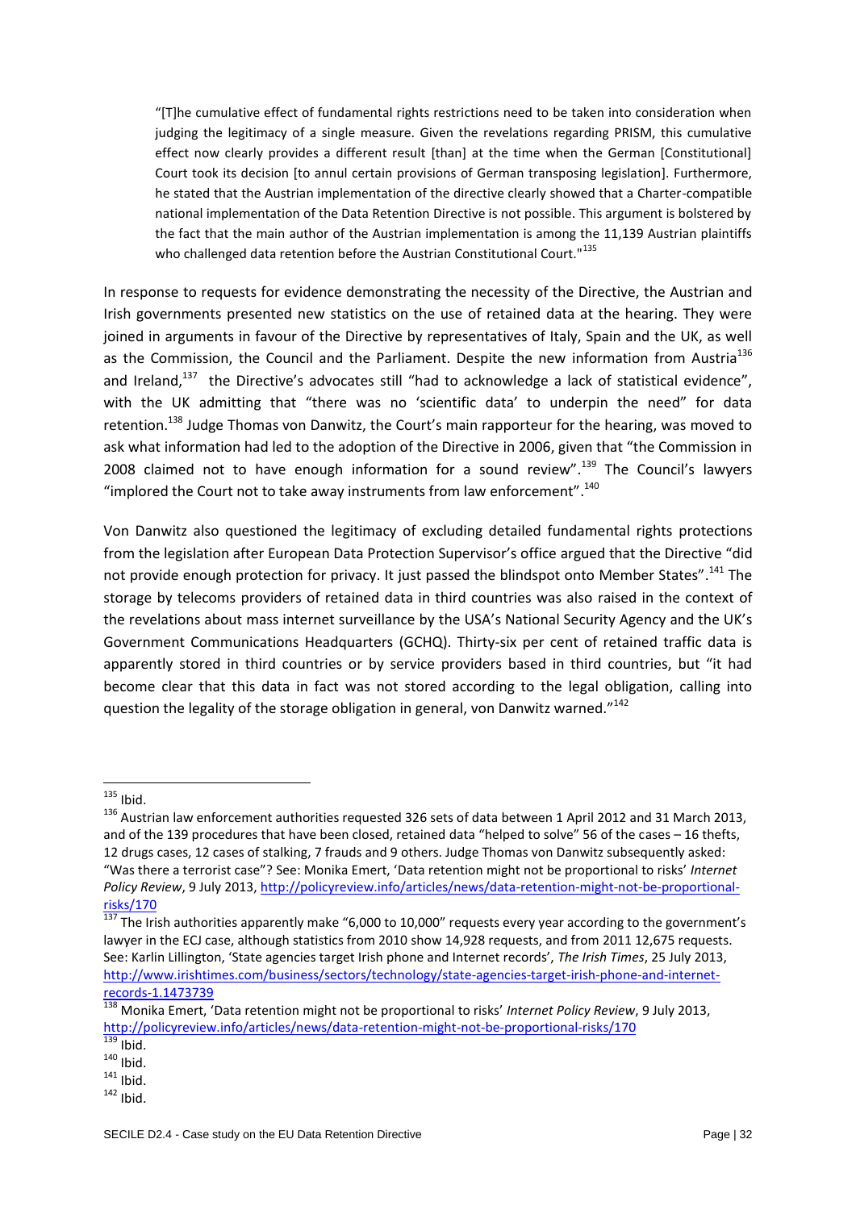> "[T]he cumulative effect of fundamental rights restrictions need to be taken into consideration when judging the legitimacy of a single measure. Given the revelations regarding PRISM, this cumulative effect now clearly provides a different result [than] at the time when the German [Constitutional] Court took its decision [to annul certain provisions of German transposing legislation]. Furthermore, he stated that the Austrian implementation of the directive clearly showed that a Charter-compatible national implementation of the Data Retention Directive is not possible. This argument is bolstered by the fact that the main author of the Austrian implementation is among the 11,139 Austrian plaintiffs who challenged data retention before the Austrian Constitutional Court."[135]

In response to requests for evidence demonstrating the necessity of the Directive, the Austrian and Irish governments presented new statistics on the use of retained data at the hearing. They were joined in arguments in favour of the Directive by representatives of Italy, Spain and the UK, as well as the Commission, the Council and the Parliament. Despite the new information from Austria[136] and Ireland,[137] the Directive's advocates still "had to acknowledge a lack of statistical evidence", with the UK admitting that "there was no 'scientific data' to underpin the need" for data retention.[138] Judge Thomas von Danwitz, the Court's main rapporteur for the hearing, was moved to ask what information had led to the adoption of the Directive in 2006, given that "the Commission in 2008 claimed not to have enough information for a sound review".[139] The Council's lawyers "implored the Court not to take away instruments from law enforcement".[140]

Von Danwitz also questioned the legitimacy of excluding detailed fundamental rights protections from the legislation after European Data Protection Supervisor's office argued that the Directive "did not provide enough protection for privacy. It just passed the blindspot onto Member States".[141] The storage by telecoms providers of retained data in third countries was also raised in the context of the revelations about mass internet surveillance by the USA's National Security Agency and the UK's Government Communications Headquarters (GCHQ). Thirty-six per cent of retained traffic data is apparently stored in third countries or by service providers based in third countries, but "it had become clear that this data in fact was not stored according to the legal obligation, calling into question the legality of the storage obligation in general, von Danwitz warned."[142]

---

[135] Ibid.

[136] Austrian law enforcement authorities requested 326 sets of data between 1 April 2012 and 31 March 2013, and of the 139 procedures that have been closed, retained data "helped to solve" 56 of the cases – 16 thefts, 12 drugs cases, 12 cases of stalking, 7 frauds and 9 others. Judge Thomas von Danwitz subsequently asked: "Was there a terrorist case"? See: Monika Emert, 'Data retention might not be proportional to risks' *Internet Policy Review*, 9 July 2013, http://policyreview.info/articles/news/data-retention-might-not-be-proportional-risks/170

[137] The Irish authorities apparently make "6,000 to 10,000" requests every year according to the government's lawyer in the ECJ case, although statistics from 2010 show 14,928 requests, and from 2011 12,675 requests. See: Karlin Lillington, 'State agencies target Irish phone and Internet records', *The Irish Times*, 25 July 2013, http://www.irishtimes.com/business/sectors/technology/state-agencies-target-irish-phone-and-internet-records-1.1473739

[138] Monika Emert, 'Data retention might not be proportional to risks' *Internet Policy Review*, 9 July 2013, http://policyreview.info/articles/news/data-retention-might-not-be-proportional-risks/170

[139] Ibid.

[140] Ibid.

[141] Ibid.

[142] Ibid.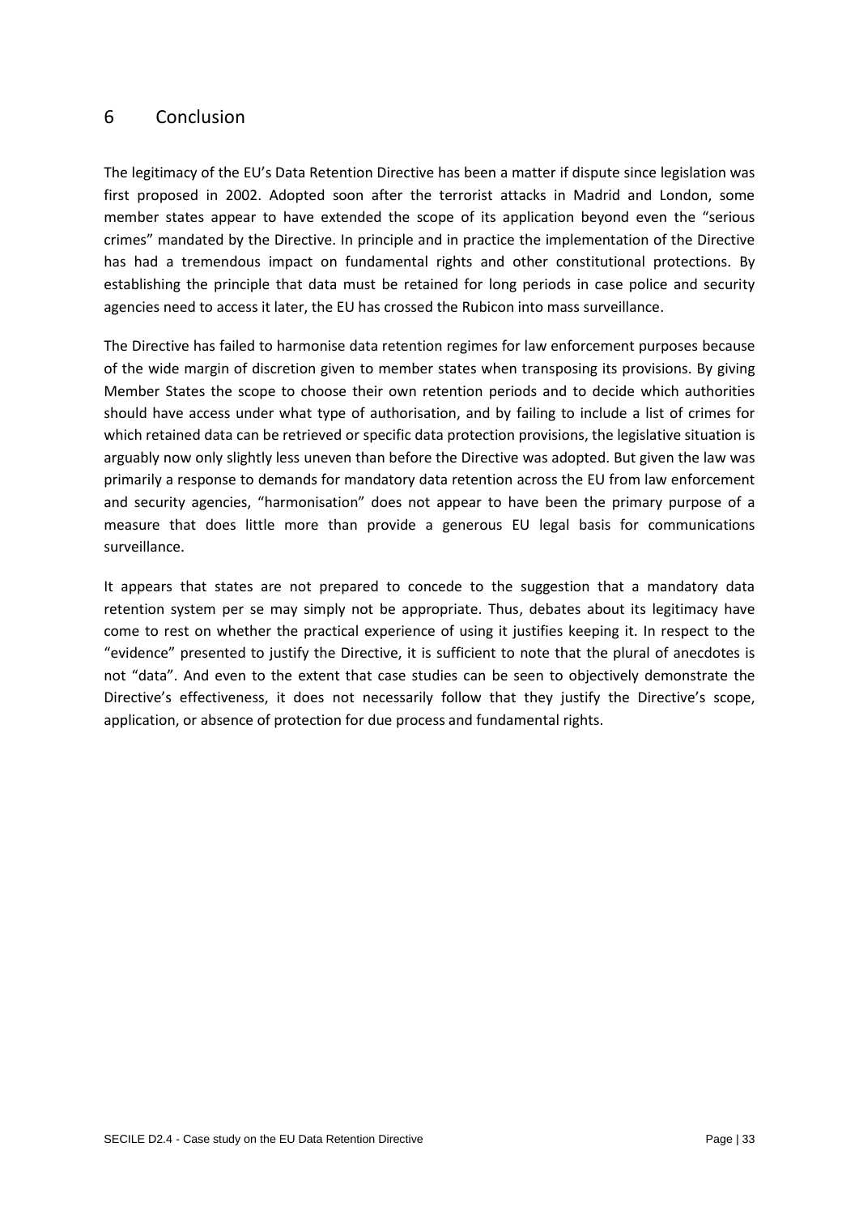## 6 Conclusion

The legitimacy of the EU's Data Retention Directive has been a matter if dispute since legislation was first proposed in 2002. Adopted soon after the terrorist attacks in Madrid and London, some member states appear to have extended the scope of its application beyond even the "serious crimes" mandated by the Directive. In principle and in practice the implementation of the Directive has had a tremendous impact on fundamental rights and other constitutional protections. By establishing the principle that data must be retained for long periods in case police and security agencies need to access it later, the EU has crossed the Rubicon into mass surveillance.

The Directive has failed to harmonise data retention regimes for law enforcement purposes because of the wide margin of discretion given to member states when transposing its provisions. By giving Member States the scope to choose their own retention periods and to decide which authorities should have access under what type of authorisation, and by failing to include a list of crimes for which retained data can be retrieved or specific data protection provisions, the legislative situation is arguably now only slightly less uneven than before the Directive was adopted. But given the law was primarily a response to demands for mandatory data retention across the EU from law enforcement and security agencies, "harmonisation" does not appear to have been the primary purpose of a measure that does little more than provide a generous EU legal basis for communications surveillance.

It appears that states are not prepared to concede to the suggestion that a mandatory data retention system per se may simply not be appropriate. Thus, debates about its legitimacy have come to rest on whether the practical experience of using it justifies keeping it. In respect to the "evidence" presented to justify the Directive, it is sufficient to note that the plural of anecdotes is not "data". And even to the extent that case studies can be seen to objectively demonstrate the Directive's effectiveness, it does not necessarily follow that they justify the Directive's scope, application, or absence of protection for due process and fundamental rights.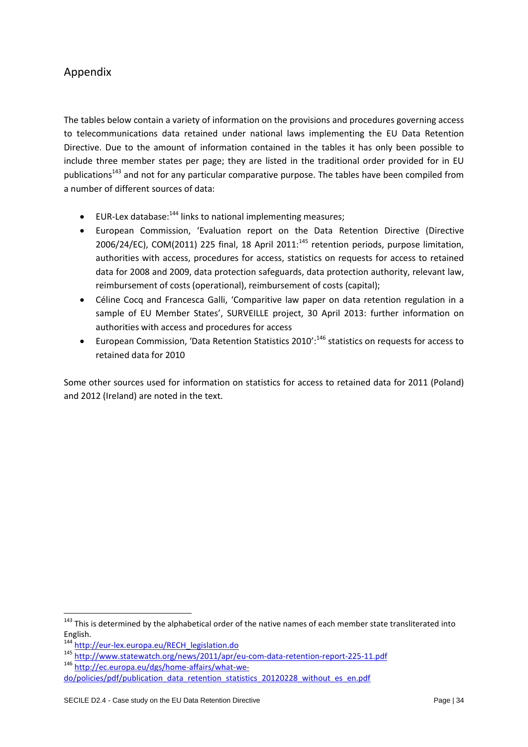## Appendix

The tables below contain a variety of information on the provisions and procedures governing access to telecommunications data retained under national laws implementing the EU Data Retention Directive. Due to the amount of information contained in the tables it has only been possible to include three member states per page; they are listed in the traditional order provided for in EU publications[143] and not for any particular comparative purpose. The tables have been compiled from a number of different sources of data:

- EUR-Lex database:[144] links to national implementing measures;
- European Commission, 'Evaluation report on the Data Retention Directive (Directive 2006/24/EC), COM(2011) 225 final, 18 April 2011:[145] retention periods, purpose limitation, authorities with access, procedures for access, statistics on requests for access to retained data for 2008 and 2009, data protection safeguards, data protection authority, relevant law, reimbursement of costs (operational), reimbursement of costs (capital);
- Céline Cocq and Francesca Galli, 'Comparitive law paper on data retention regulation in a sample of EU Member States', SURVEILLE project, 30 April 2013: further information on authorities with access and procedures for access
- European Commission, 'Data Retention Statistics 2010':[146] statistics on requests for access to retained data for 2010

Some other sources used for information on statistics for access to retained data for 2011 (Poland) and 2012 (Ireland) are noted in the text.

---

[143] This is determined by the alphabetical order of the native names of each member state transliterated into English.

[144] http://eur-lex.europa.eu/RECH_legislation.do

[145] http://www.statewatch.org/news/2011/apr/eu-com-data-retention-report-225-11.pdf

[146] http://ec.europa.eu/dgs/home-affairs/what-we-do/policies/pdf/publication_data_retention_statistics_20120228_without_es_en.pdf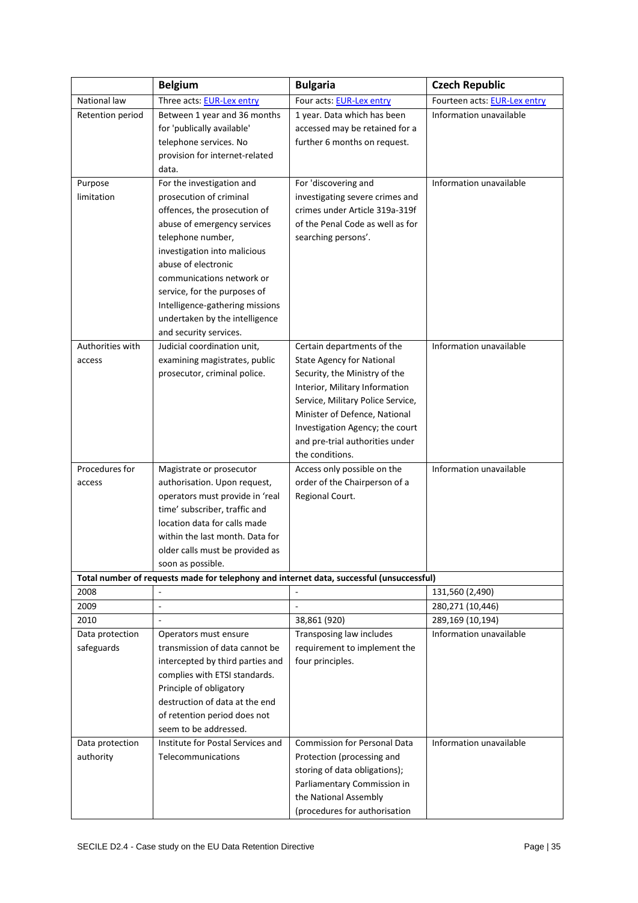| | Belgium | Bulgaria | Czech Republic |
|---|---|---|---|
| National law | Three acts: EUR-Lex entry | Four acts: EUR-Lex entry | Fourteen acts: EUR-Lex entry |
| Retention period | Between 1 year and 36 months for 'publically available' telephone services. No provision for internet-related data. | 1 year. Data which has been accessed may be retained for a further 6 months on request. | Information unavailable |
| Purpose limitation | For the investigation and prosecution of criminal offences, the prosecution of abuse of emergency services telephone number, investigation into malicious abuse of electronic communications network or service, for the purposes of Intelligence-gathering missions undertaken by the intelligence and security services. | For 'discovering and investigating severe crimes and crimes under Article 319a-319f of the Penal Code as well as for searching persons'. | Information unavailable |
| Authorities with access | Judicial coordination unit, examining magistrates, public prosecutor, criminal police. | Certain departments of the State Agency for National Security, the Ministry of the Interior, Military Information Service, Military Police Service, Minister of Defence, National Investigation Agency; the court and pre-trial authorities under the conditions. | Information unavailable |
| Procedures for access | Magistrate or prosecutor authorisation. Upon request, operators must provide in 'real time' subscriber, traffic and location data for calls made within the last month. Data for older calls must be provided as soon as possible. | Access only possible on the order of the Chairperson of a Regional Court. | Information unavailable |
| **Total number of requests made for telephony and internet data, successful (unsuccessful)** | | | |
| 2008 | - | - | 131,560 (2,490) |
| 2009 | - | - | 280,271 (10,446) |
| 2010 | - | 38,861 (920) | 289,169 (10,194) |
| Data protection safeguards | Operators must ensure transmission of data cannot be intercepted by third parties and complies with ETSI standards. Principle of obligatory destruction of data at the end of retention period does not seem to be addressed. | Transposing law includes requirement to implement the four principles. | Information unavailable |
| Data protection authority | Institute for Postal Services and Telecommunications | Commission for Personal Data Protection (processing and storing of data obligations); Parliamentary Commission in the National Assembly (procedures for authorisation | Information unavailable |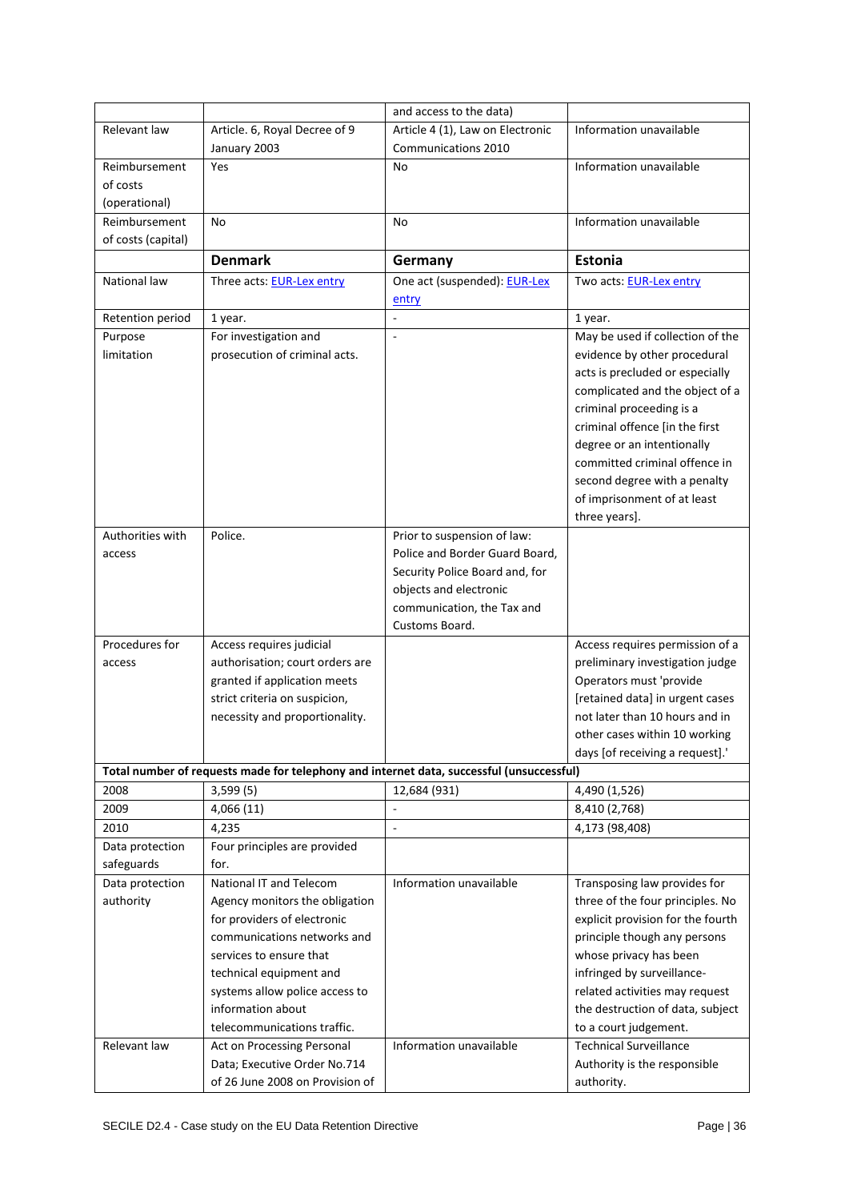| | | and access to the data) | |
|---|---|---|---|
| Relevant law | Article. 6, Royal Decree of 9 January 2003 | Article 4 (1), Law on Electronic Communications 2010 | Information unavailable |
| Reimbursement of costs (operational) | Yes | No | Information unavailable |
| Reimbursement of costs (capital) | No | No | Information unavailable |
| | **Denmark** | **Germany** | **Estonia** |
| National law | Three acts: EUR-Lex entry | One act (suspended): EUR-Lex entry | Two acts: EUR-Lex entry |
| Retention period | 1 year. | - | 1 year. |
| Purpose limitation | For investigation and prosecution of criminal acts. | - | May be used if collection of the evidence by other procedural acts is precluded or especially complicated and the object of a criminal proceeding is a criminal offence [in the first degree or an intentionally committed criminal offence in second degree with a penalty of imprisonment of at least three years]. |
| Authorities with access | Police. | Prior to suspension of law: Police and Border Guard Board, Security Police Board and, for objects and electronic communication, the Tax and Customs Board. | |
| Procedures for access | Access requires judicial authorisation; court orders are granted if application meets strict criteria on suspicion, necessity and proportionality. | | Access requires permission of a preliminary investigation judge Operators must 'provide [retained data] in urgent cases not later than 10 hours and in other cases within 10 working days [of receiving a request].' |
| **Total number of requests made for telephony and internet data, successful (unsuccessful)** | | | |
| 2008 | 3,599 (5) | 12,684 (931) | 4,490 (1,526) |
| 2009 | 4,066 (11) | - | 8,410 (2,768) |
| 2010 | 4,235 | - | 4,173 (98,408) |
| Data protection safeguards | Four principles are provided for. | | |
| Data protection authority | National IT and Telecom Agency monitors the obligation for providers of electronic communications networks and services to ensure that technical equipment and systems allow police access to information about telecommunications traffic. | Information unavailable | Transposing law provides for three of the four principles. No explicit provision for the fourth principle though any persons whose privacy has been infringed by surveillance-related activities may request the destruction of data, subject to a court judgement. |
| Relevant law | Act on Processing Personal Data; Executive Order No.714 of 26 June 2008 on Provision of | Information unavailable | Technical Surveillance Authority is the responsible authority. |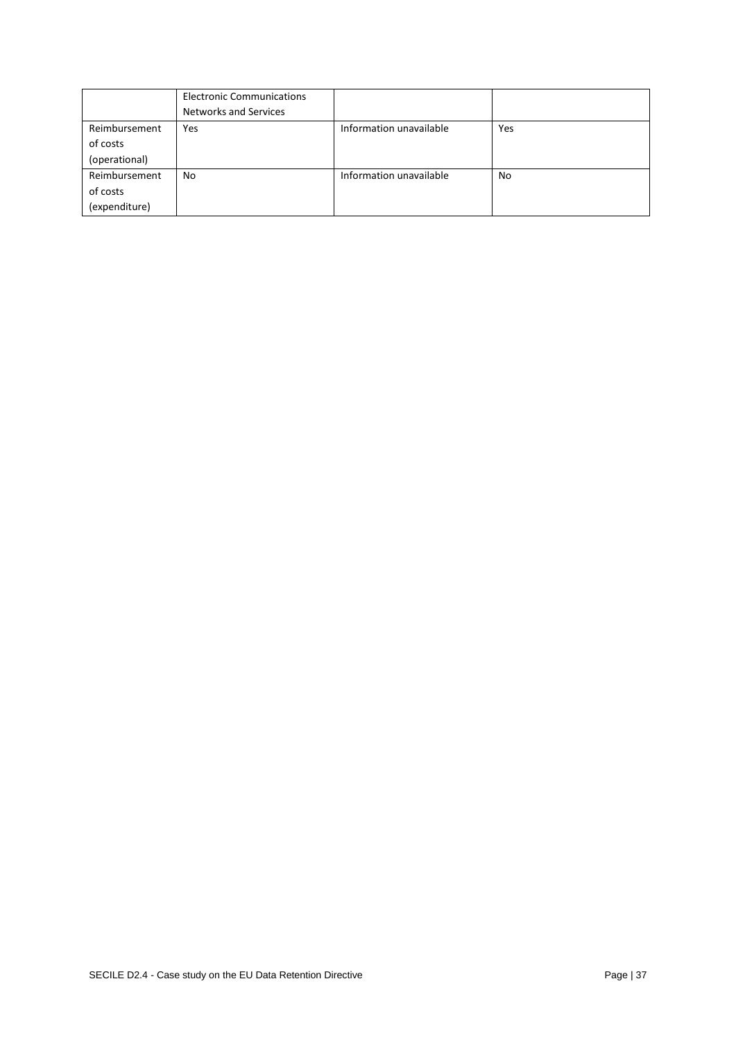| | Electronic Communications Networks and Services | | |
|---|---|---|---|
| Reimbursement of costs (operational) | Yes | Information unavailable | Yes |
| Reimbursement of costs (expenditure) | No | Information unavailable | No |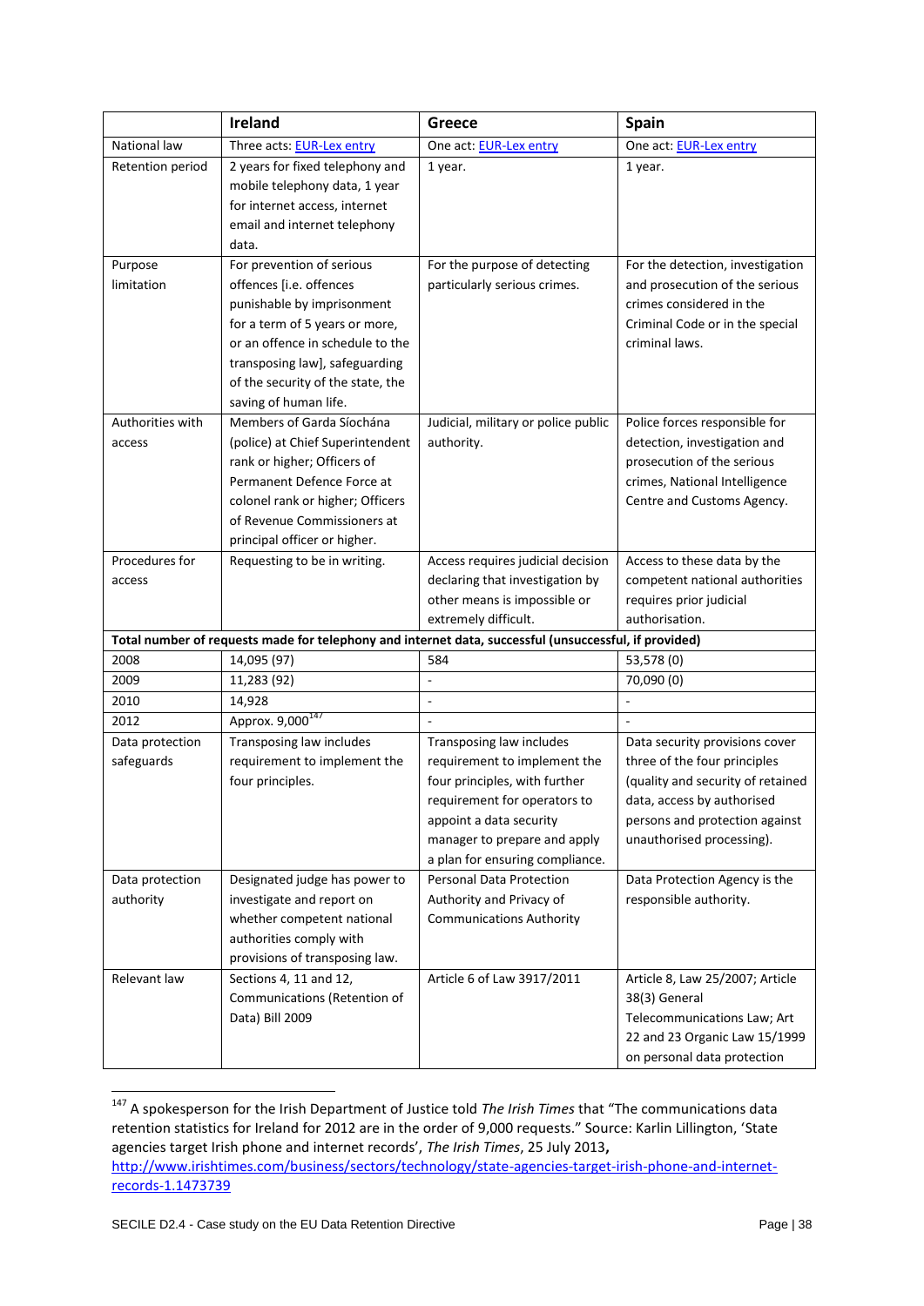| | Ireland | Greece | Spain |
|---|---|---|---|
| National law | Three acts: EUR-Lex entry | One act: EUR-Lex entry | One act: EUR-Lex entry |
| Retention period | 2 years for fixed telephony and mobile telephony data, 1 year for internet access, internet email and internet telephony data. | 1 year. | 1 year. |
| Purpose limitation | For prevention of serious offences [i.e. offences punishable by imprisonment for a term of 5 years or more, or an offence in schedule to the transposing law], safeguarding of the security of the state, the saving of human life. | For the purpose of detecting particularly serious crimes. | For the detection, investigation and prosecution of the serious crimes considered in the Criminal Code or in the special criminal laws. |
| Authorities with access | Members of Garda Síochána (police) at Chief Superintendent rank or higher; Officers of Permanent Defence Force at colonel rank or higher; Officers of Revenue Commissioners at principal officer or higher. | Judicial, military or police public authority. | Police forces responsible for detection, investigation and prosecution of the serious crimes, National Intelligence Centre and Customs Agency. |
| Procedures for access | Requesting to be in writing. | Access requires judicial decision declaring that investigation by other means is impossible or extremely difficult. | Access to these data by the competent national authorities requires prior judicial authorisation. |
| **Total number of requests made for telephony and internet data, successful (unsuccessful, if provided)** | | | |
| 2008 | 14,095 (97) | 584 | 53,578 (0) |
| 2009 | 11,283 (92) | - | 70,090 (0) |
| 2010 | 14,928 | - | - |
| 2012 | Approx. 9,000[147] | - | - |
| Data protection safeguards | Transposing law includes requirement to implement the four principles. | Transposing law includes requirement to implement the four principles, with further requirement for operators to appoint a data security manager to prepare and apply a plan for ensuring compliance. | Data security provisions cover three of the four principles (quality and security of retained data, access by authorised persons and protection against unauthorised processing). |
| Data protection authority | Designated judge has power to investigate and report on whether competent national authorities comply with provisions of transposing law. | Personal Data Protection Authority and Privacy of Communications Authority | Data Protection Agency is the responsible authority. |
| Relevant law | Sections 4, 11 and 12, Communications (Retention of Data) Bill 2009 | Article 6 of Law 3917/2011 | Article 8, Law 25/2007; Article 38(3) General Telecommunications Law; Art 22 and 23 Organic Law 15/1999 on personal data protection |

[147] A spokesperson for the Irish Department of Justice told *The Irish Times* that "The communications data retention statistics for Ireland for 2012 are in the order of 9,000 requests." Source: Karlin Lillington, 'State agencies target Irish phone and internet records', *The Irish Times*, 25 July 2013, http://www.irishtimes.com/business/sectors/technology/state-agencies-target-irish-phone-and-internet-records-1.1473739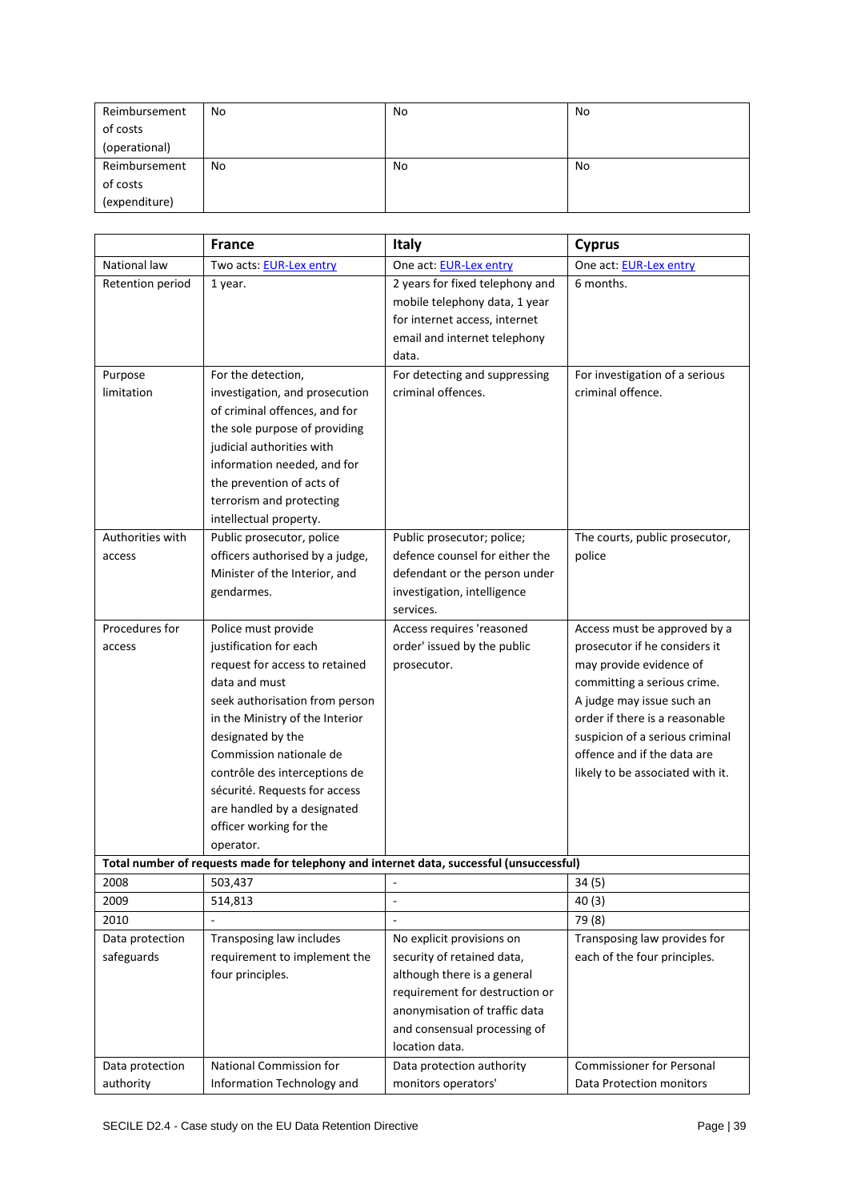| Reimbursement of costs (operational) | No | No | No |
|---|---|---|---|
| Reimbursement of costs (expenditure) | No | No | No |

| | **France** | **Italy** | **Cyprus** |
|---|---|---|---|
| National law | Two acts: [EUR-Lex entry]() | One act: [EUR-Lex entry]() | One act: [EUR-Lex entry]() |
| Retention period | 1 year. | 2 years for fixed telephony and mobile telephony data, 1 year for internet access, internet email and internet telephony data. | 6 months. |
| Purpose limitation | For the detection, investigation, and prosecution of criminal offences, and for the sole purpose of providing judicial authorities with information needed, and for the prevention of acts of terrorism and protecting intellectual property. | For detecting and suppressing criminal offences. | For investigation of a serious criminal offence. |
| Authorities with access | Public prosecutor, police officers authorised by a judge, Minister of the Interior, and gendarmes. | Public prosecutor; police; defence counsel for either the defendant or the person under investigation, intelligence services. | The courts, public prosecutor, police |
| Procedures for access | Police must provide justification for each request for access to retained data and must seek authorisation from person in the Ministry of the Interior designated by the Commission nationale de contrôle des interceptions de sécurité. Requests for access are handled by a designated officer working for the operator. | Access requires 'reasoned order' issued by the public prosecutor. | Access must be approved by a prosecutor if he considers it may provide evidence of committing a serious crime. A judge may issue such an order if there is a reasonable suspicion of a serious criminal offence and if the data are likely to be associated with it. |
| **Total number of requests made for telephony and internet data, successful (unsuccessful)** | | | |
| 2008 | 503,437 | - | 34 (5) |
| 2009 | 514,813 | - | 40 (3) |
| 2010 | - | - | 79 (8) |
| Data protection safeguards | Transposing law includes requirement to implement the four principles. | No explicit provisions on security of retained data, although there is a general requirement for destruction or anonymisation of traffic data and consensual processing of location data. | Transposing law provides for each of the four principles. |
| Data protection authority | National Commission for Information Technology and | Data protection authority monitors operators' | Commissioner for Personal Data Protection monitors |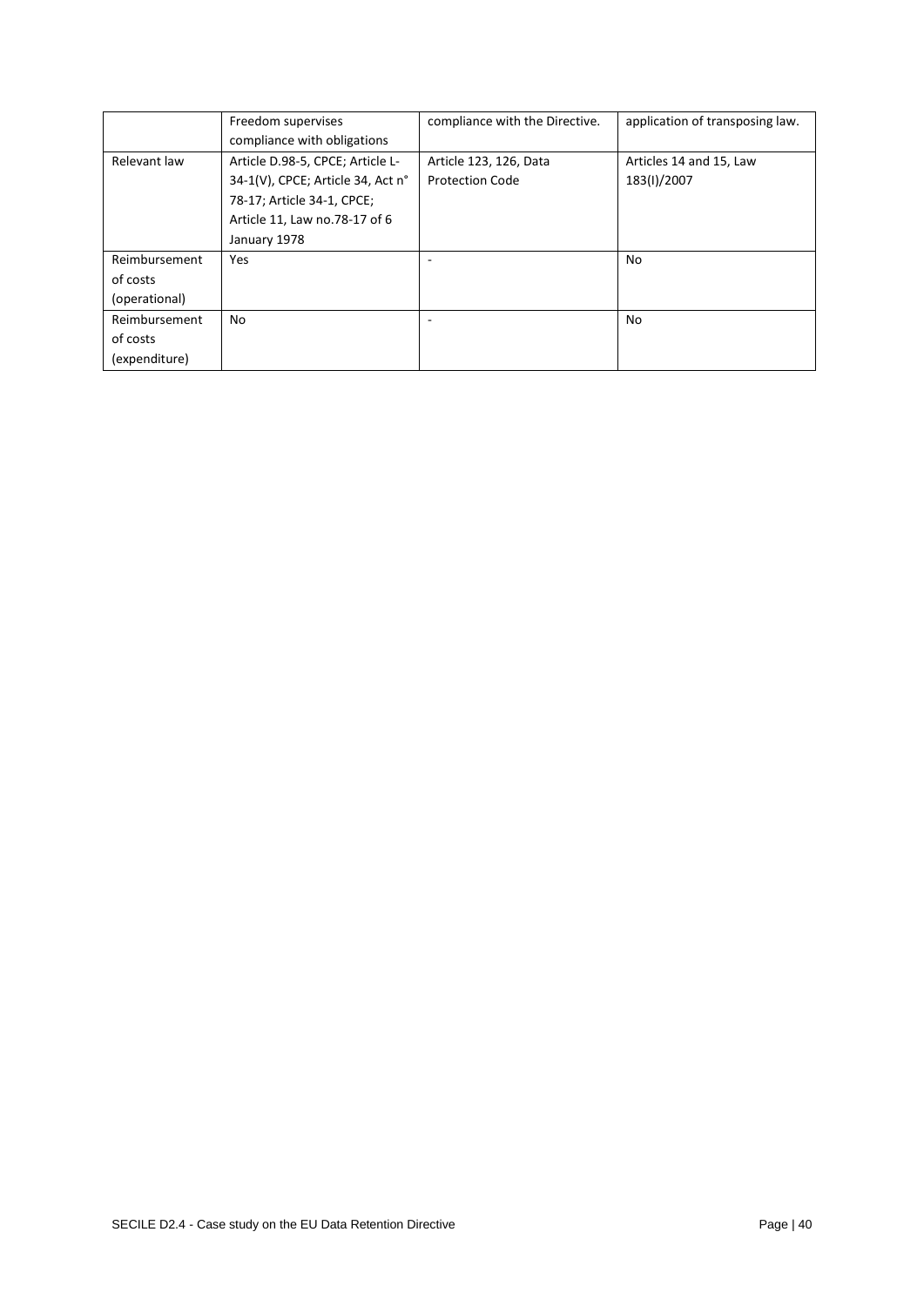| | Freedom supervises compliance with obligations | compliance with the Directive. | application of transposing law. |
|---|---|---|---|
| Relevant law | Article D.98-5, CPCE; Article L-34-1(V), CPCE; Article 34, Act n° 78-17; Article 34-1, CPCE; Article 11, Law no.78-17 of 6 January 1978 | Article 123, 126, Data Protection Code | Articles 14 and 15, Law 183(I)/2007 |
| Reimbursement of costs (operational) | Yes | - | No |
| Reimbursement of costs (expenditure) | No | - | No |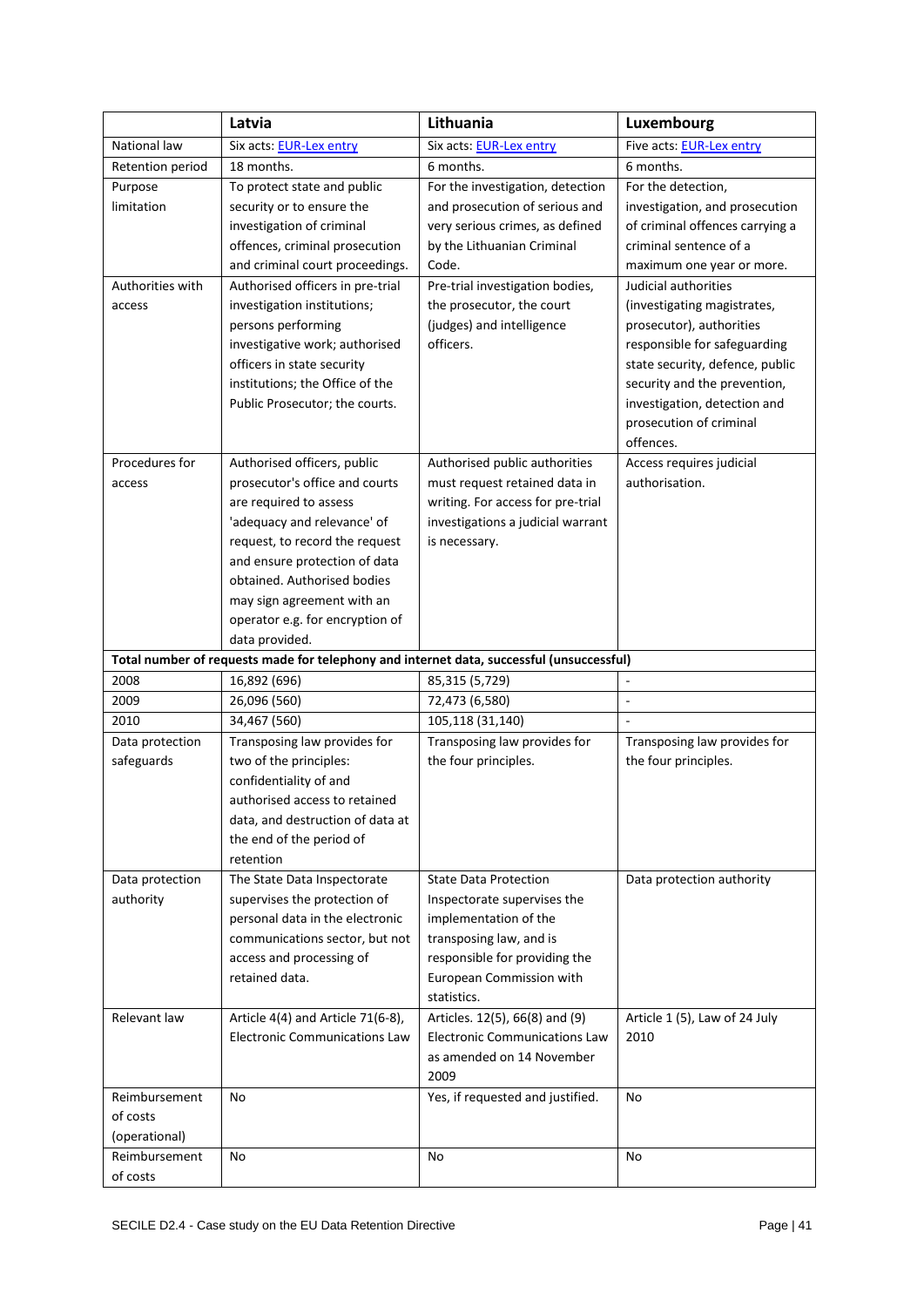| | Latvia | Lithuania | Luxembourg |
|---|---|---|---|
| National law | Six acts: EUR-Lex entry | Six acts: EUR-Lex entry | Five acts: EUR-Lex entry |
| Retention period | 18 months. | 6 months. | 6 months. |
| Purpose limitation | To protect state and public security or to ensure the investigation of criminal offences, criminal prosecution and criminal court proceedings. | For the investigation, detection and prosecution of serious and very serious crimes, as defined by the Lithuanian Criminal Code. | For the detection, investigation, and prosecution of criminal offences carrying a criminal sentence of a maximum one year or more. |
| Authorities with access | Authorised officers in pre-trial investigation institutions; persons performing investigative work; authorised officers in state security institutions; the Office of the Public Prosecutor; the courts. | Pre-trial investigation bodies, the prosecutor, the court (judges) and intelligence officers. | Judicial authorities (investigating magistrates, prosecutor), authorities responsible for safeguarding state security, defence, public security and the prevention, investigation, detection and prosecution of criminal offences. |
| Procedures for access | Authorised officers, public prosecutor's office and courts are required to assess 'adequacy and relevance' of request, to record the request and ensure protection of data obtained. Authorised bodies may sign agreement with an operator e.g. for encryption of data provided. | Authorised public authorities must request retained data in writing. For access for pre-trial investigations a judicial warrant is necessary. | Access requires judicial authorisation. |
| **Total number of requests made for telephony and internet data, successful (unsuccessful)** | | | |
| 2008 | 16,892 (696) | 85,315 (5,729) | - |
| 2009 | 26,096 (560) | 72,473 (6,580) | - |
| 2010 | 34,467 (560) | 105,118 (31,140) | - |
| Data protection safeguards | Transposing law provides for two of the principles: confidentiality of and authorised access to retained data, and destruction of data at the end of the period of retention | Transposing law provides for the four principles. | Transposing law provides for the four principles. |
| Data protection authority | The State Data Inspectorate supervises the protection of personal data in the electronic communications sector, but not access and processing of retained data. | State Data Protection Inspectorate supervises the implementation of the transposing law, and is responsible for providing the European Commission with statistics. | Data protection authority |
| Relevant law | Article 4(4) and Article 71(6-8), Electronic Communications Law | Articles. 12(5), 66(8) and (9) Electronic Communications Law as amended on 14 November 2009 | Article 1 (5), Law of 24 July 2010 |
| Reimbursement of costs (operational) | No | Yes, if requested and justified. | No |
| Reimbursement of costs | No | No | No |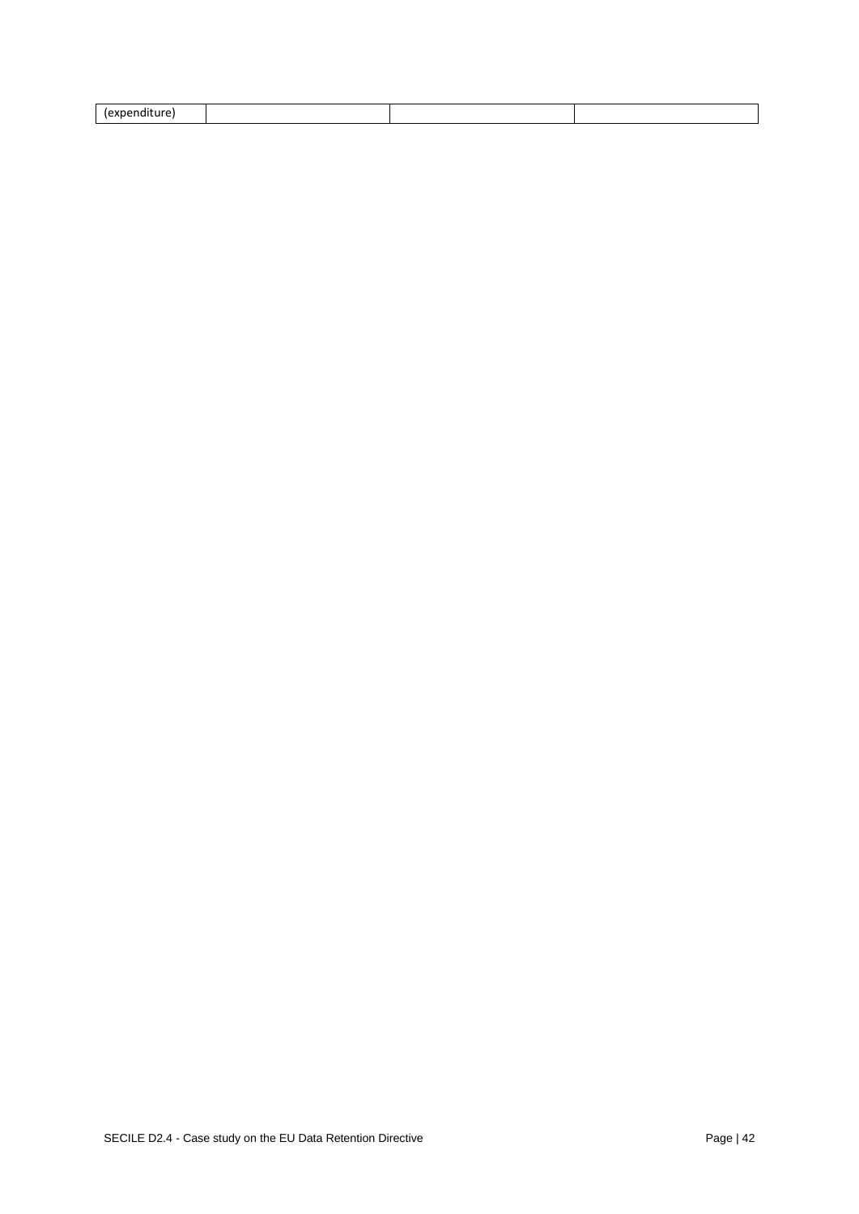| | | | |
|---|---|---|---|
| (expenditure) | | | |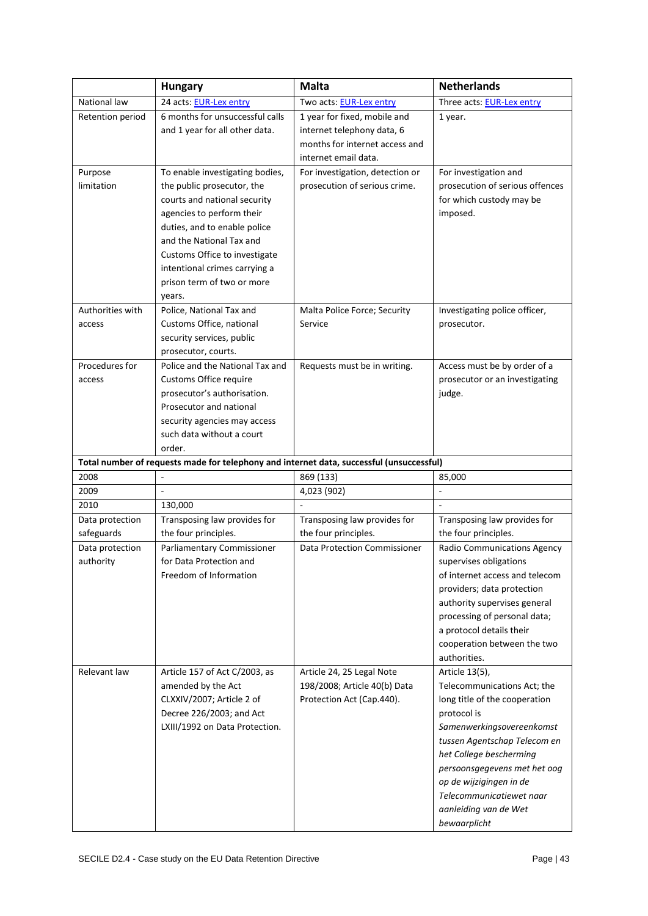| | **Hungary** | **Malta** | **Netherlands** |
|---|---|---|---|
| National law | 24 acts: EUR-Lex entry | Two acts: EUR-Lex entry | Three acts: EUR-Lex entry |
| Retention period | 6 months for unsuccessful calls and 1 year for all other data. | 1 year for fixed, mobile and internet telephony data, 6 months for internet access and internet email data. | 1 year. |
| Purpose limitation | To enable investigating bodies, the public prosecutor, the courts and national security agencies to perform their duties, and to enable police and the National Tax and Customs Office to investigate intentional crimes carrying a prison term of two or more years. | For investigation, detection or prosecution of serious crime. | For investigation and prosecution of serious offences for which custody may be imposed. |
| Authorities with access | Police, National Tax and Customs Office, national security services, public prosecutor, courts. | Malta Police Force; Security Service | Investigating police officer, prosecutor. |
| Procedures for access | Police and the National Tax and Customs Office require prosecutor's authorisation. Prosecutor and national security agencies may access such data without a court order. | Requests must be in writing. | Access must be by order of a prosecutor or an investigating judge. |
| **Total number of requests made for telephony and internet data, successful (unsuccessful)** | | | |
| 2008 | - | 869 (133) | 85,000 |
| 2009 | - | 4,023 (902) | - |
| 2010 | 130,000 | - | - |
| Data protection safeguards | Transposing law provides for the four principles. | Transposing law provides for the four principles. | Transposing law provides for the four principles. |
| Data protection authority | Parliamentary Commissioner for Data Protection and Freedom of Information | Data Protection Commissioner | Radio Communications Agency supervises obligations of internet access and telecom providers; data protection authority supervises general processing of personal data; a protocol details their cooperation between the two authorities. |
| Relevant law | Article 157 of Act C/2003, as amended by the Act CLXXIV/2007; Article 2 of Decree 226/2003; and Act LXIII/1992 on Data Protection. | Article 24, 25 Legal Note 198/2008; Article 40(b) Data Protection Act (Cap.440). | Article 13(5), Telecommunications Act; the long title of the cooperation protocol is *Samenwerkingsovereenkomst tussen Agentschap Telecom en het College bescherming persoonsgegevens met het oog op de wijzigingen in de Telecommunicatiewet naar aanleiding van de Wet bewaarplicht* |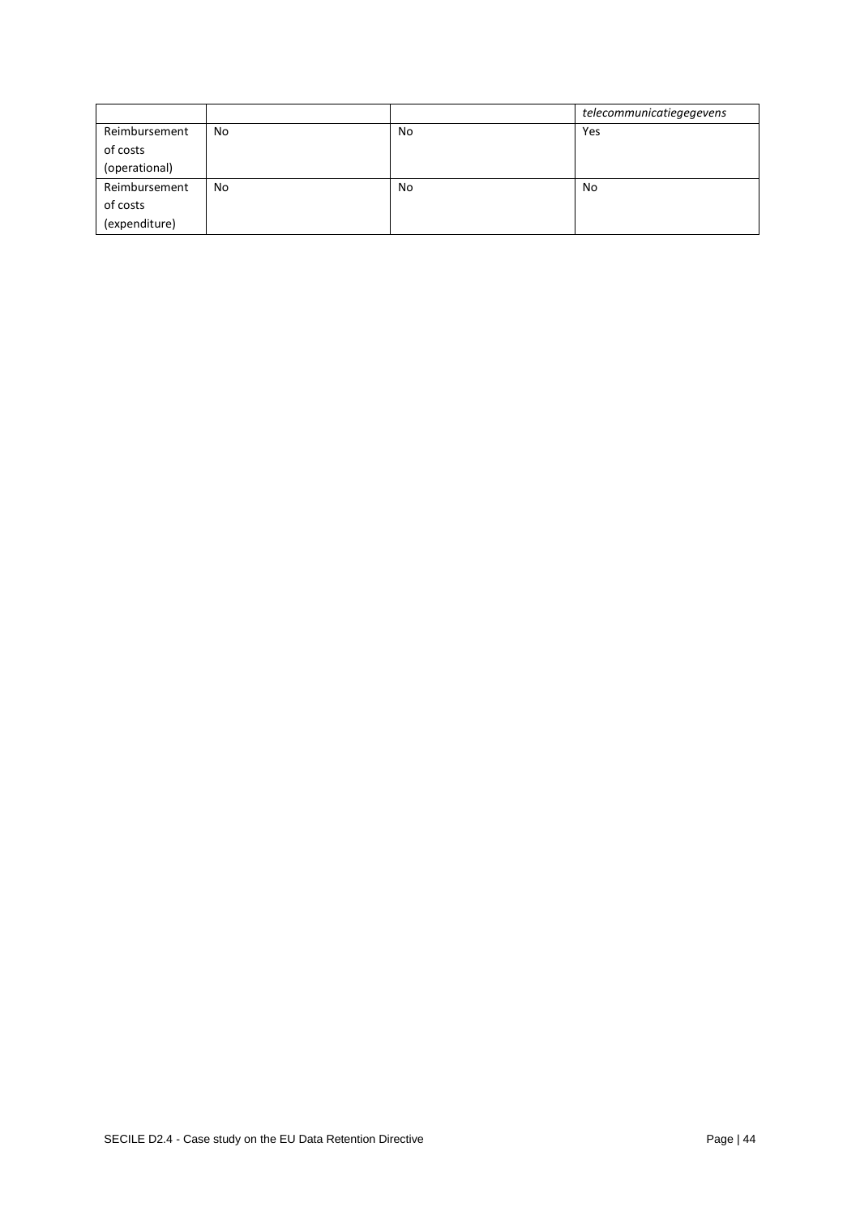| | | | *telecommunicatiegegevens* |
|---|---|---|---|
| Reimbursement of costs (operational) | No | No | Yes |
| Reimbursement of costs (expenditure) | No | No | No |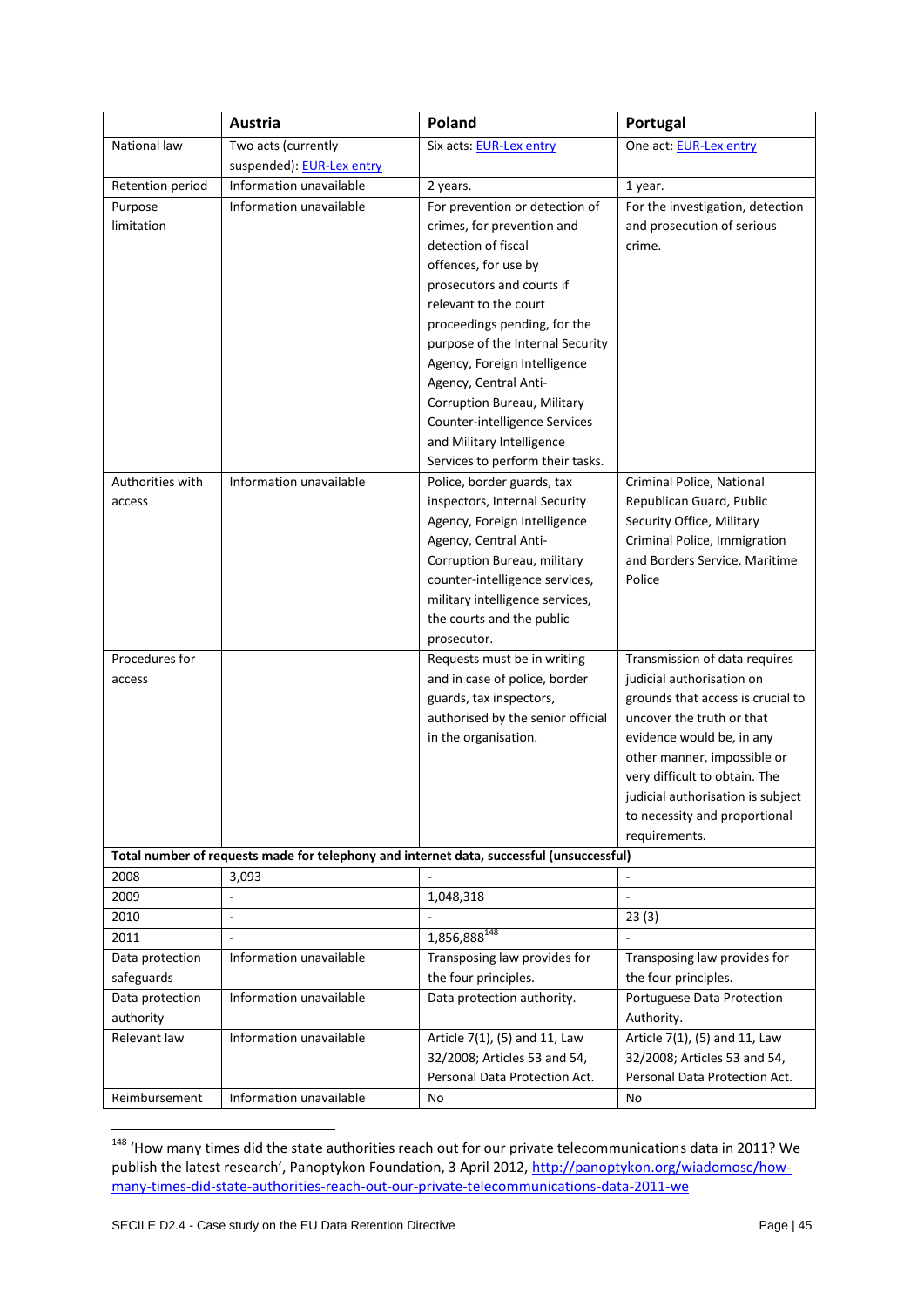| | Austria | Poland | Portugal |
|---|---|---|---|
| National law | Two acts (currently suspended): EUR-Lex entry | Six acts: EUR-Lex entry | One act: EUR-Lex entry |
| Retention period | Information unavailable | 2 years. | 1 year. |
| Purpose limitation | Information unavailable | For prevention or detection of crimes, for prevention and detection of fiscal offences, for use by prosecutors and courts if relevant to the court proceedings pending, for the purpose of the Internal Security Agency, Foreign Intelligence Agency, Central Anti-Corruption Bureau, Military Counter-intelligence Services and Military Intelligence Services to perform their tasks. | For the investigation, detection and prosecution of serious crime. |
| Authorities with access | Information unavailable | Police, border guards, tax inspectors, Internal Security Agency, Foreign Intelligence Agency, Central Anti-Corruption Bureau, military counter-intelligence services, military intelligence services, the courts and the public prosecutor. | Criminal Police, National Republican Guard, Public Security Office, Military Criminal Police, Immigration and Borders Service, Maritime Police |
| Procedures for access | | Requests must be in writing and in case of police, border guards, tax inspectors, authorised by the senior official in the organisation. | Transmission of data requires judicial authorisation on grounds that access is crucial to uncover the truth or that evidence would be, in any other manner, impossible or very difficult to obtain. The judicial authorisation is subject to necessity and proportional requirements. |
| **Total number of requests made for telephony and internet data, successful (unsuccessful)** | | | |
| 2008 | 3,093 | - | - |
| 2009 | - | 1,048,318 | - |
| 2010 | - | - | 23 (3) |
| 2011 | - | 1,856,888[148] | - |
| Data protection safeguards | Information unavailable | Transposing law provides for the four principles. | Transposing law provides for the four principles. |
| Data protection authority | Information unavailable | Data protection authority. | Portuguese Data Protection Authority. |
| Relevant law | Information unavailable | Article 7(1), (5) and 11, Law 32/2008; Articles 53 and 54, Personal Data Protection Act. | Article 7(1), (5) and 11, Law 32/2008; Articles 53 and 54, Personal Data Protection Act. |
| Reimbursement | Information unavailable | No | No |

[148] 'How many times did the state authorities reach out for our private telecommunications data in 2011? We publish the latest research', Panoptykon Foundation, 3 April 2012, http://panoptykon.org/wiadomosc/how-many-times-did-state-authorities-reach-out-our-private-telecommunications-data-2011-we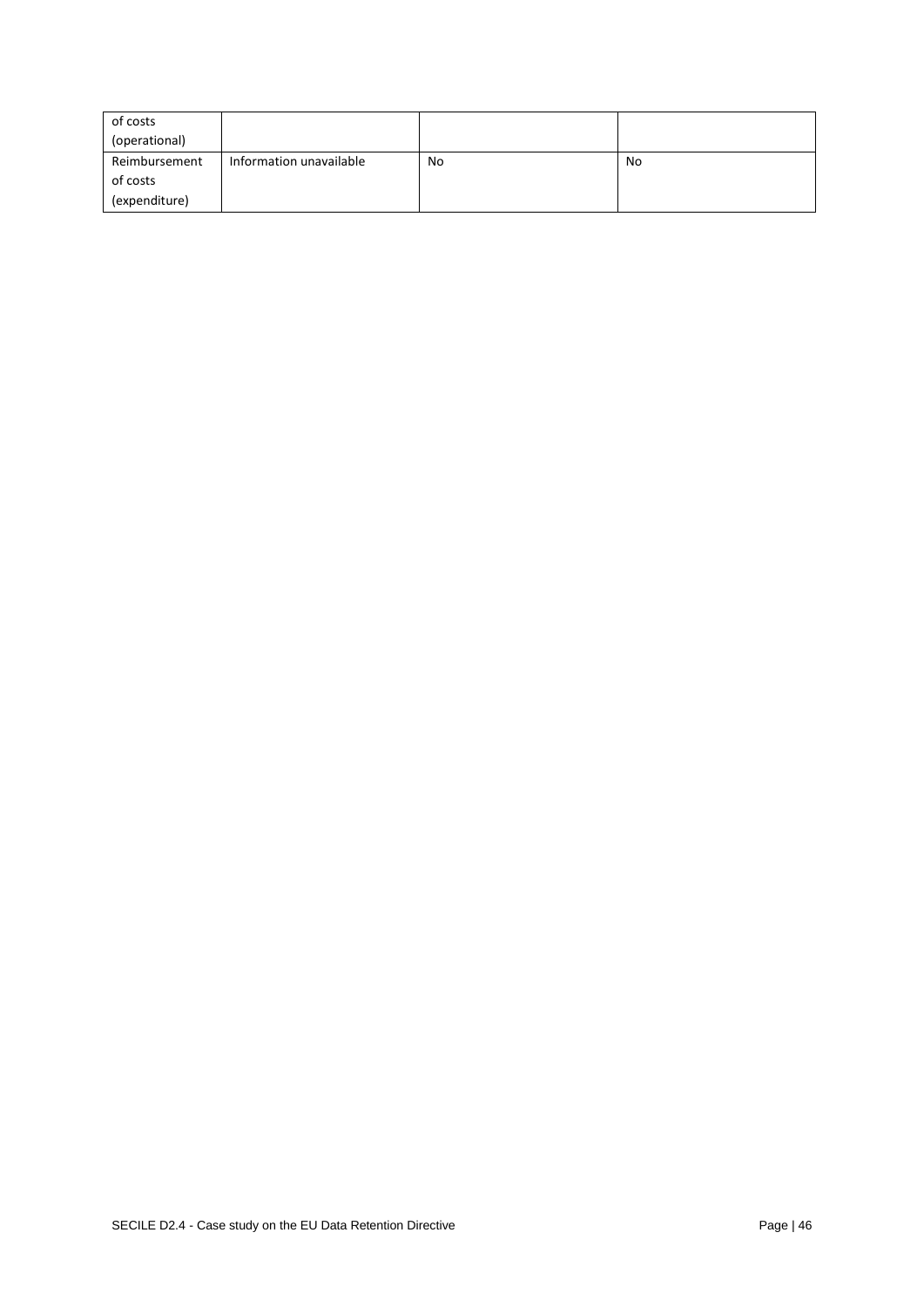| of costs (operational) | | | |
|---|---|---|---|
| Reimbursement of costs (expenditure) | Information unavailable | No | No |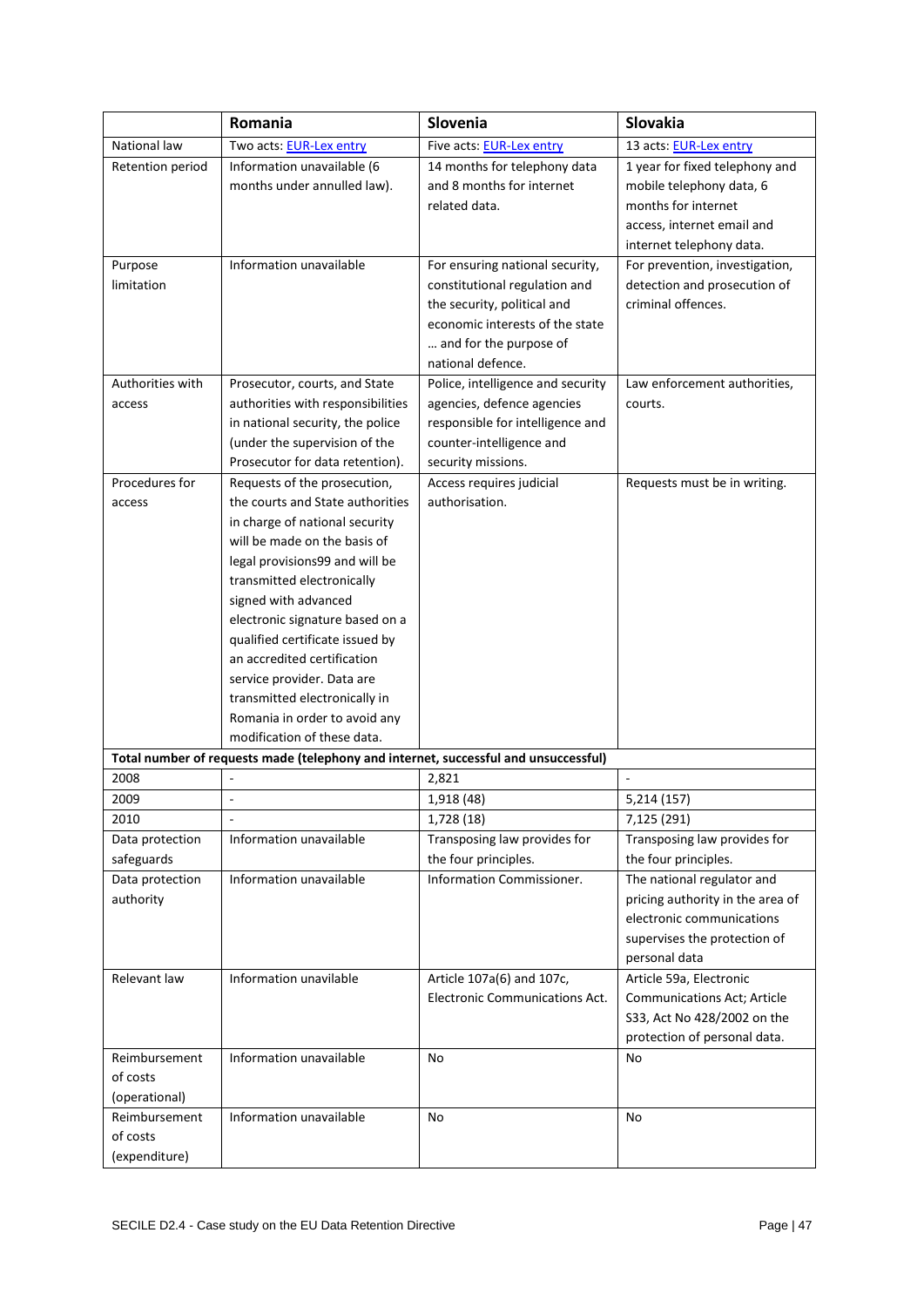| | Romania | Slovenia | Slovakia |
|---|---|---|---|
| National law | Two acts: EUR-Lex entry | Five acts: EUR-Lex entry | 13 acts: EUR-Lex entry |
| Retention period | Information unavailable (6 months under annulled law). | 14 months for telephony data and 8 months for internet related data. | 1 year for fixed telephony and mobile telephony data, 6 months for internet access, internet email and internet telephony data. |
| Purpose limitation | Information unavailable | For ensuring national security, constitutional regulation and the security, political and economic interests of the state … and for the purpose of national defence. | For prevention, investigation, detection and prosecution of criminal offences. |
| Authorities with access | Prosecutor, courts, and State authorities with responsibilities in national security, the police (under the supervision of the Prosecutor for data retention). | Police, intelligence and security agencies, defence agencies responsible for intelligence and counter-intelligence and security missions. | Law enforcement authorities, courts. |
| Procedures for access | Requests of the prosecution, the courts and State authorities in charge of national security will be made on the basis of legal provisions99 and will be transmitted electronically signed with advanced electronic signature based on a qualified certificate issued by an accredited certification service provider. Data are transmitted electronically in Romania in order to avoid any modification of these data. | Access requires judicial authorisation. | Requests must be in writing. |
| **Total number of requests made (telephony and internet, successful and unsuccessful)** | | | |
| 2008 | - | 2,821 | - |
| 2009 | - | 1,918 (48) | 5,214 (157) |
| 2010 | - | 1,728 (18) | 7,125 (291) |
| Data protection safeguards | Information unavailable | Transposing law provides for the four principles. | Transposing law provides for the four principles. |
| Data protection authority | Information unavailable | Information Commissioner. | The national regulator and pricing authority in the area of electronic communications supervises the protection of personal data |
| Relevant law | Information unavilable | Article 107a(6) and 107c, Electronic Communications Act. | Article 59a, Electronic Communications Act; Article S33, Act No 428/2002 on the protection of personal data. |
| Reimbursement of costs (operational) | Information unavailable | No | No |
| Reimbursement of costs (expenditure) | Information unavailable | No | No |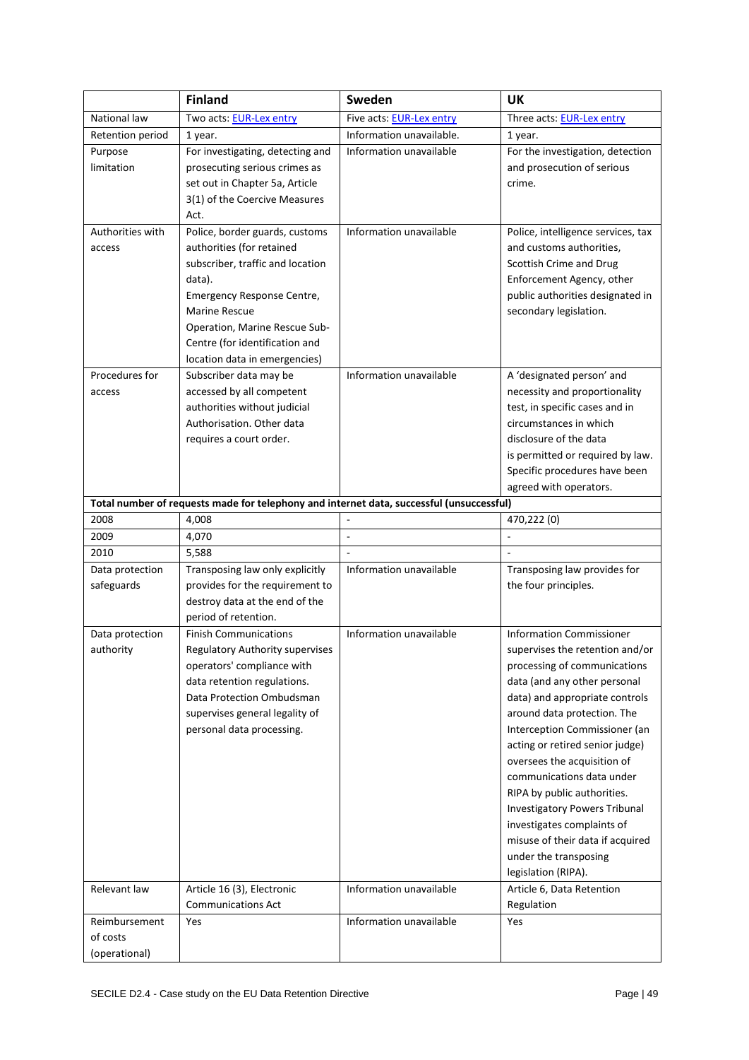| | **Finland** | **Sweden** | **UK** |
|---|---|---|---|
| National law | Two acts: [EUR-Lex entry]() | Five acts: [EUR-Lex entry]() | Three acts: [EUR-Lex entry]() |
| Retention period | 1 year. | Information unavailable. | 1 year. |
| Purpose limitation | For investigating, detecting and prosecuting serious crimes as set out in Chapter 5a, Article 3(1) of the Coercive Measures Act. | Information unavailable | For the investigation, detection and prosecution of serious crime. |
| Authorities with access | Police, border guards, customs authorities (for retained subscriber, traffic and location data). Emergency Response Centre, Marine Rescue Operation, Marine Rescue Sub-Centre (for identification and location data in emergencies) | Information unavailable | Police, intelligence services, tax and customs authorities, Scottish Crime and Drug Enforcement Agency, other public authorities designated in secondary legislation. |
| Procedures for access | Subscriber data may be accessed by all competent authorities without judicial Authorisation. Other data requires a court order. | Information unavailable | A 'designated person' and necessity and proportionality test, in specific cases and in circumstances in which disclosure of the data is permitted or required by law. Specific procedures have been agreed with operators. |
| **Total number of requests made for telephony and internet data, successful (unsuccessful)** | | | |
| 2008 | 4,008 | - | 470,222 (0) |
| 2009 | 4,070 | - | - |
| 2010 | 5,588 | - | - |
| Data protection safeguards | Transposing law only explicitly provides for the requirement to destroy data at the end of the period of retention. | Information unavailable | Transposing law provides for the four principles. |
| Data protection authority | Finish Communications Regulatory Authority supervises operators' compliance with data retention regulations. Data Protection Ombudsman supervises general legality of personal data processing. | Information unavailable | Information Commissioner supervises the retention and/or processing of communications data (and any other personal data) and appropriate controls around data protection. The Interception Commissioner (an acting or retired senior judge) oversees the acquisition of communications data under RIPA by public authorities. Investigatory Powers Tribunal investigates complaints of misuse of their data if acquired under the transposing legislation (RIPA). |
| Relevant law | Article 16 (3), Electronic Communications Act | Information unavailable | Article 6, Data Retention Regulation |
| Reimbursement of costs (operational) | Yes | Information unavailable | Yes |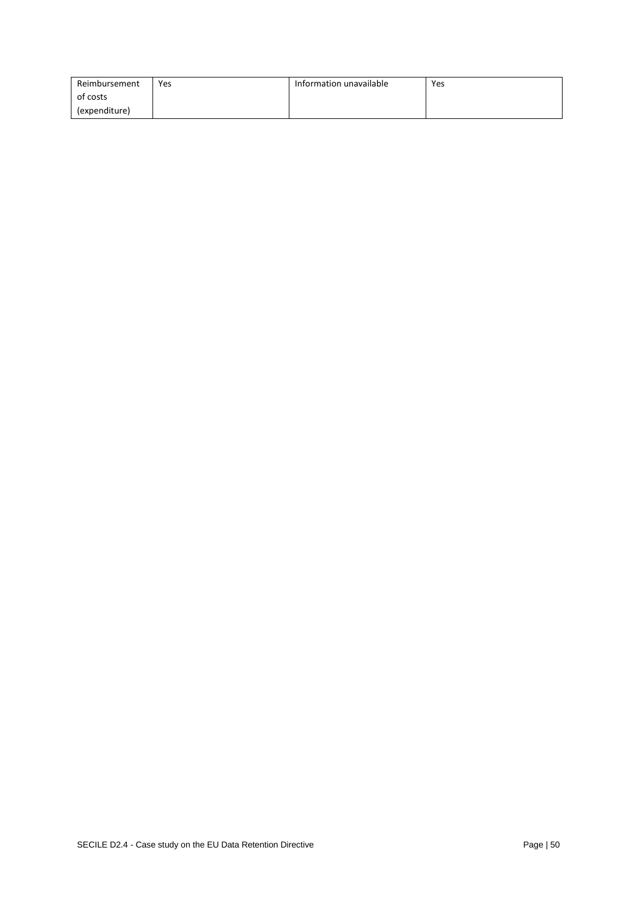| | | | |
|---|---|---|---|
| Reimbursement of costs (expenditure) | Yes | Information unavailable | Yes |